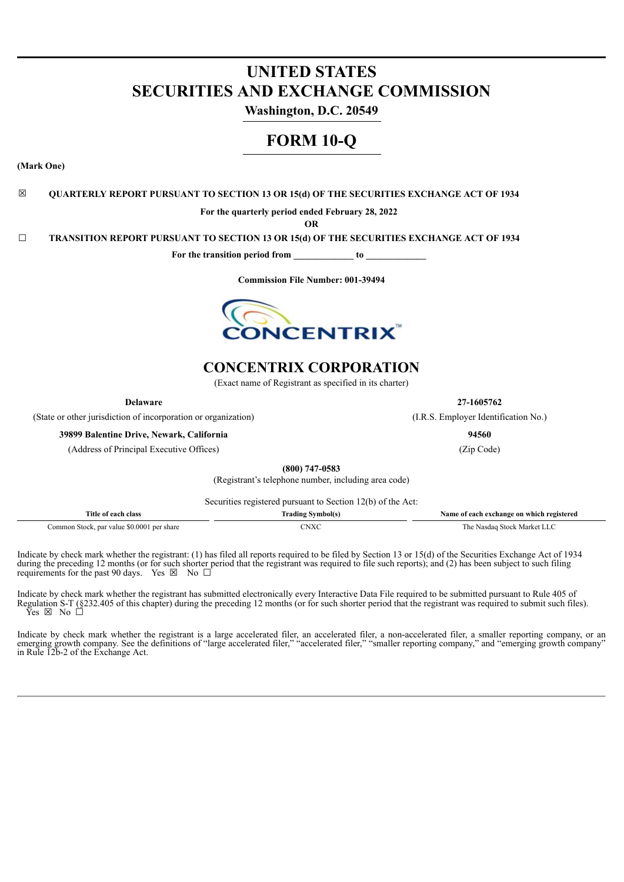# UNITED STATES
# SECURITIES AND EXCHANGE COMMISSION

**Washington, D.C. 20549**

# FORM 10-Q

**(Mark One)**

☒ **QUARTERLY REPORT PURSUANT TO SECTION 13 OR 15(d) OF THE SECURITIES EXCHANGE ACT OF 1934**

**For the quarterly period ended February 28, 2022**

**OR**

☐ **TRANSITION REPORT PURSUANT TO SECTION 13 OR 15(d) OF THE SECURITIES EXCHANGE ACT OF 1934**

**For the transition period from \_\_\_\_\_\_\_\_\_\_\_\_ to \_\_\_\_\_\_\_\_\_\_\_\_**

**Commission File Number: 001-39494**

## CONCENTRIX CORPORATION

(Exact name of Registrant as specified in its charter)

| **Delaware** | **27-1605762** |
|---|---|
| (State or other jurisdiction of incorporation or organization) | (I.R.S. Employer Identification No.) |
| **39899 Balentine Drive, Newark, California** | **94560** |
| (Address of Principal Executive Offices) | (Zip Code) |

**(800) 747-0583**

(Registrant's telephone number, including area code)

Securities registered pursuant to Section 12(b) of the Act:

| Title of each class | Trading Symbol(s) | Name of each exchange on which registered |
|---|---|---|
| Common Stock, par value $0.0001 per share | CNXC | The Nasdaq Stock Market LLC |

Indicate by check mark whether the registrant: (1) has filed all reports required to be filed by Section 13 or 15(d) of the Securities Exchange Act of 1934 during the preceding 12 months (or for such shorter period that the registrant was required to file such reports); and (2) has been subject to such filing requirements for the past 90 days. Yes ☒ No ☐

Indicate by check mark whether the registrant has submitted electronically every Interactive Data File required to be submitted pursuant to Rule 405 of Regulation S-T (§232.405 of this chapter) during the preceding 12 months (or for such shorter period that the registrant was required to submit such files). Yes ☒ No ☐

Indicate by check mark whether the registrant is a large accelerated filer, an accelerated filer, a non-accelerated filer, a smaller reporting company, or an emerging growth company. See the definitions of "large accelerated filer," "accelerated filer," "smaller reporting company," and "emerging growth company" in Rule 12b-2 of the Exchange Act.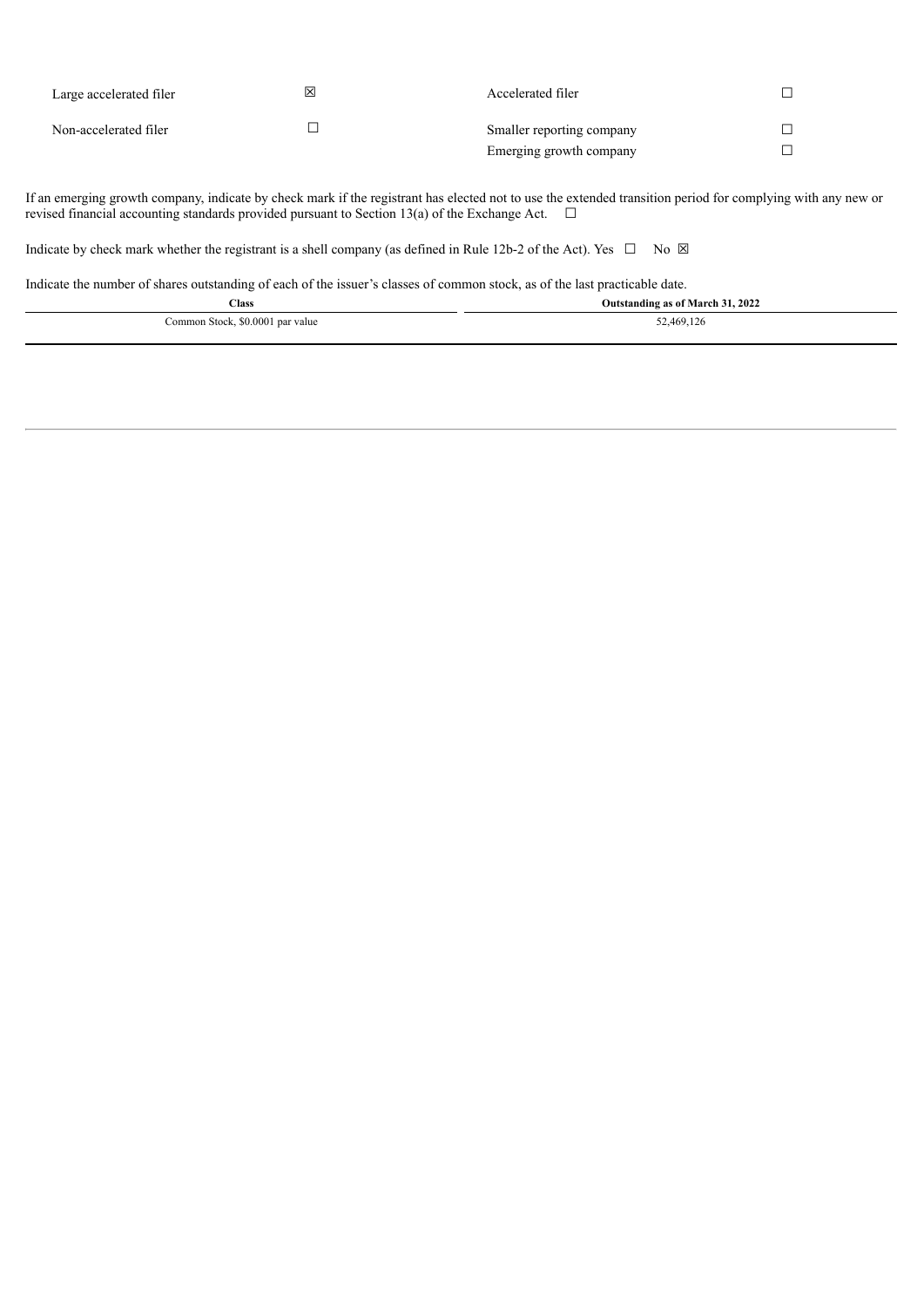| Large accelerated filer | ☒ | Accelerated filer | ☐ |
|---|---|---|---|
| Non-accelerated filer | ☐ | Smaller reporting company | ☐ |
| | | Emerging growth company | ☐ |

If an emerging growth company, indicate by check mark if the registrant has elected not to use the extended transition period for complying with any new or revised financial accounting standards provided pursuant to Section 13(a) of the Exchange Act. ☐

Indicate by check mark whether the registrant is a shell company (as defined in Rule 12b-2 of the Act). Yes ☐ No ☒

Indicate the number of shares outstanding of each of the issuer's classes of common stock, as of the last practicable date.

| Class | Outstanding as of March 31, 2022 |
|---|---|
| Common Stock, $0.0001 par value | 52,469,126 |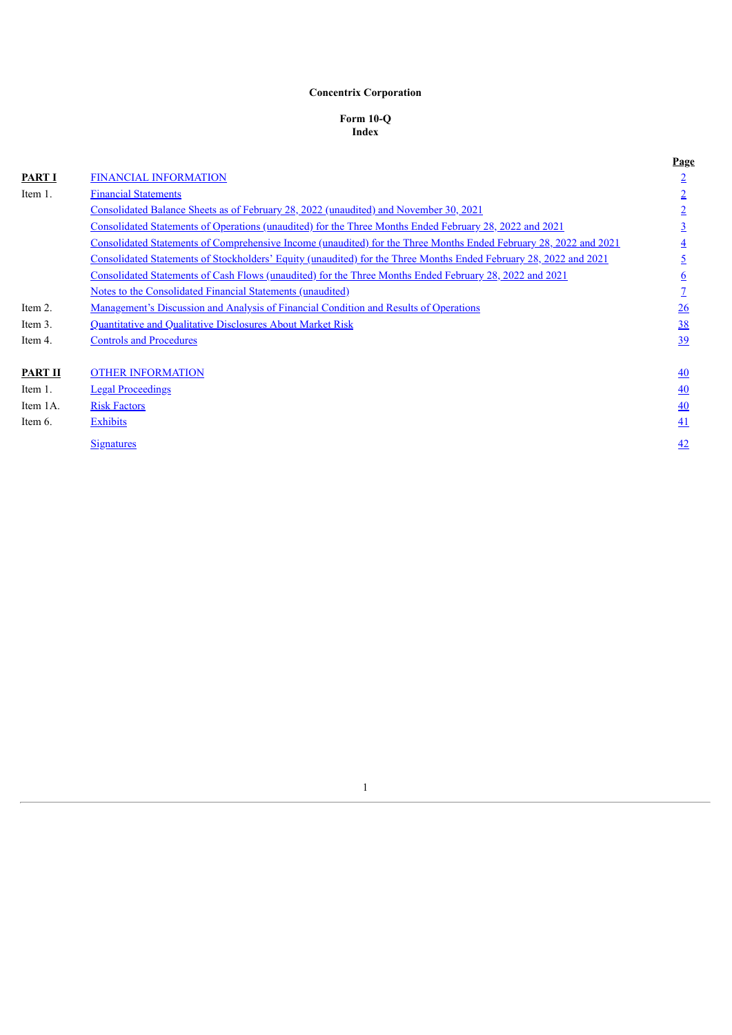**Concentrix Corporation**

**Form 10-Q**
**Index**

| | | Page |
|---|---|---|
| **PART I** | FINANCIAL INFORMATION | 2 |
| Item 1. | Financial Statements | 2 |
| | Consolidated Balance Sheets as of February 28, 2022 (unaudited) and November 30, 2021 | 2 |
| | Consolidated Statements of Operations (unaudited) for the Three Months Ended February 28, 2022 and 2021 | 3 |
| | Consolidated Statements of Comprehensive Income (unaudited) for the Three Months Ended February 28, 2022 and 2021 | 4 |
| | Consolidated Statements of Stockholders' Equity (unaudited) for the Three Months Ended February 28, 2022 and 2021 | 5 |
| | Consolidated Statements of Cash Flows (unaudited) for the Three Months Ended February 28, 2022 and 2021 | 6 |
| | Notes to the Consolidated Financial Statements (unaudited) | 7 |
| Item 2. | Management's Discussion and Analysis of Financial Condition and Results of Operations | 26 |
| Item 3. | Quantitative and Qualitative Disclosures About Market Risk | 38 |
| Item 4. | Controls and Procedures | 39 |
| | | |
| **PART II** | OTHER INFORMATION | 40 |
| Item 1. | Legal Proceedings | 40 |
| Item 1A. | Risk Factors | 40 |
| Item 6. | Exhibits | 41 |
| | Signatures | 42 |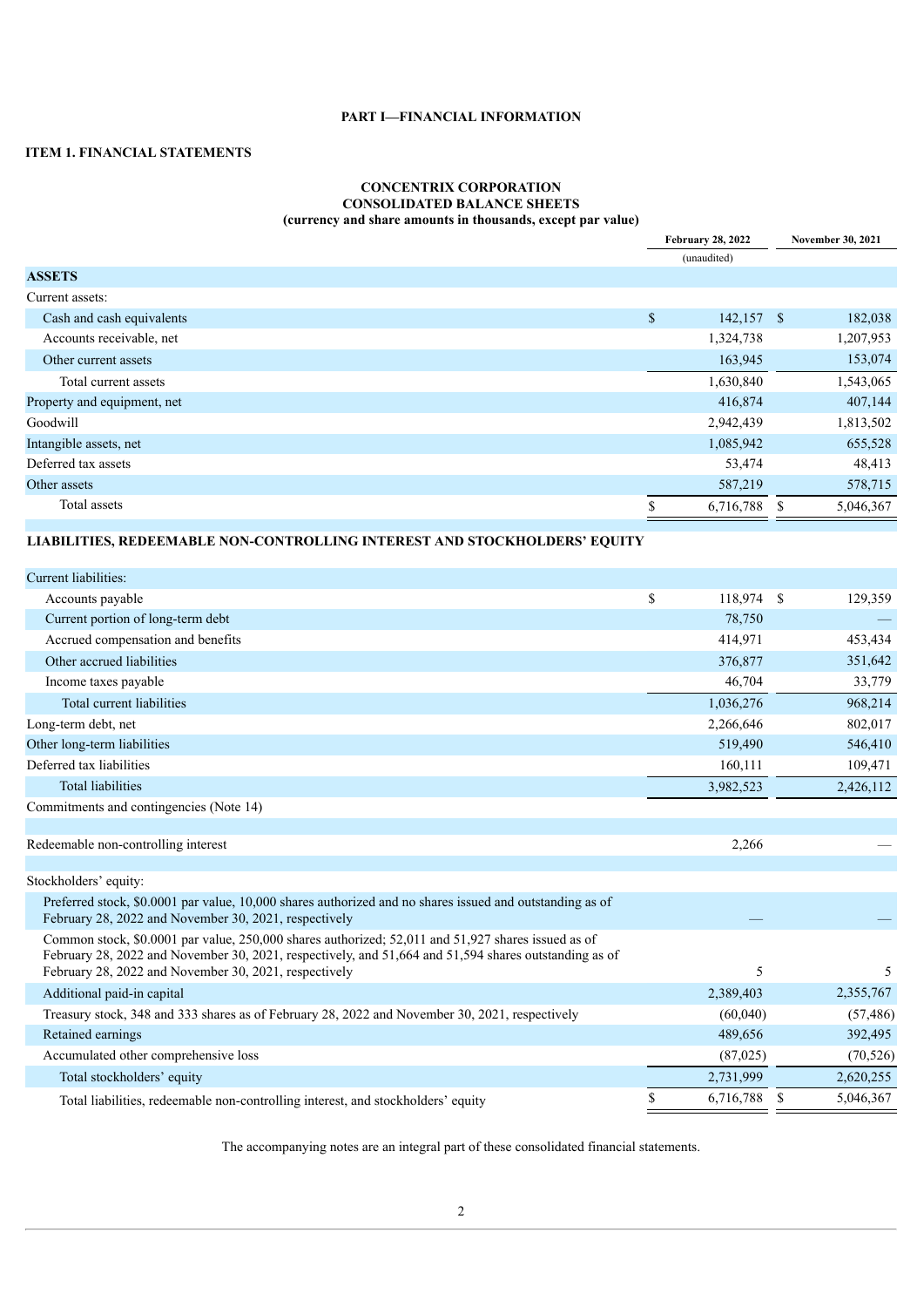## PART I—FINANCIAL INFORMATION

### ITEM 1. FINANCIAL STATEMENTS

**CONCENTRIX CORPORATION**
**CONSOLIDATED BALANCE SHEETS**
**(currency and share amounts in thousands, except par value)**

| | February 28, 2022 | November 30, 2021 |
|---|---|---|
| | (unaudited) | |
| **ASSETS** | | |
| Current assets: | | |
| Cash and cash equivalents | $ 142,157 | $ 182,038 |
| Accounts receivable, net | 1,324,738 | 1,207,953 |
| Other current assets | 163,945 | 153,074 |
| Total current assets | 1,630,840 | 1,543,065 |
| Property and equipment, net | 416,874 | 407,144 |
| Goodwill | 2,942,439 | 1,813,502 |
| Intangible assets, net | 1,085,942 | 655,528 |
| Deferred tax assets | 53,474 | 48,413 |
| Other assets | 587,219 | 578,715 |
| Total assets | $ 6,716,788 | $ 5,046,367 |
| **LIABILITIES, REDEEMABLE NON-CONTROLLING INTEREST AND STOCKHOLDERS' EQUITY** | | |
| Current liabilities: | | |
| Accounts payable | $ 118,974 | $ 129,359 |
| Current portion of long-term debt | 78,750 | — |
| Accrued compensation and benefits | 414,971 | 453,434 |
| Other accrued liabilities | 376,877 | 351,642 |
| Income taxes payable | 46,704 | 33,779 |
| Total current liabilities | 1,036,276 | 968,214 |
| Long-term debt, net | 2,266,646 | 802,017 |
| Other long-term liabilities | 519,490 | 546,410 |
| Deferred tax liabilities | 160,111 | 109,471 |
| Total liabilities | 3,982,523 | 2,426,112 |
| Commitments and contingencies (Note 14) | | |
| Redeemable non-controlling interest | 2,266 | — |
| Stockholders' equity: | | |
| Preferred stock, $0.0001 par value, 10,000 shares authorized and no shares issued and outstanding as of February 28, 2022 and November 30, 2021, respectively | — | — |
| Common stock, $0.0001 par value, 250,000 shares authorized; 52,011 and 51,927 shares issued as of February 28, 2022 and November 30, 2021, respectively, and 51,664 and 51,594 shares outstanding as of February 28, 2022 and November 30, 2021, respectively | 5 | 5 |
| Additional paid-in capital | 2,389,403 | 2,355,767 |
| Treasury stock, 348 and 333 shares as of February 28, 2022 and November 30, 2021, respectively | (60,040) | (57,486) |
| Retained earnings | 489,656 | 392,495 |
| Accumulated other comprehensive loss | (87,025) | (70,526) |
| Total stockholders' equity | 2,731,999 | 2,620,255 |
| Total liabilities, redeemable non-controlling interest, and stockholders' equity | $ 6,716,788 | $ 5,046,367 |

The accompanying notes are an integral part of these consolidated financial statements.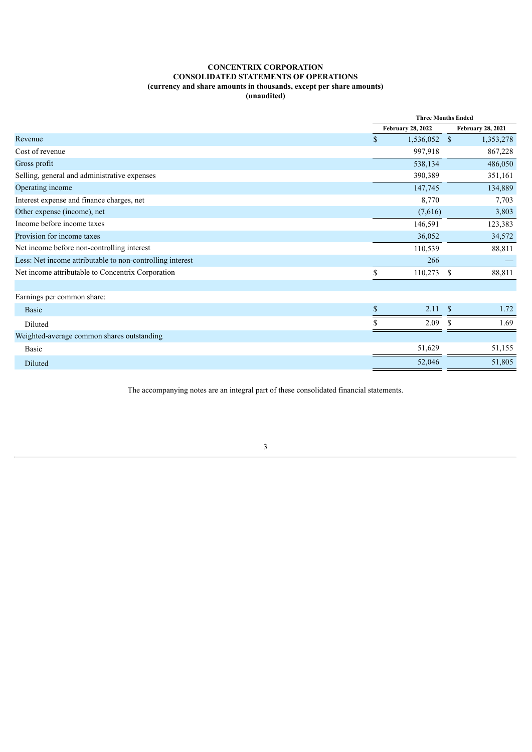**CONCENTRIX CORPORATION**
**CONSOLIDATED STATEMENTS OF OPERATIONS**
**(currency and share amounts in thousands, except per share amounts)**
**(unaudited)**

| | Three Months Ended | |
|---|---|---|
| | February 28, 2022 | February 28, 2021 |
| Revenue | $ 1,536,052 | $ 1,353,278 |
| Cost of revenue | 997,918 | 867,228 |
| Gross profit | 538,134 | 486,050 |
| Selling, general and administrative expenses | 390,389 | 351,161 |
| Operating income | 147,745 | 134,889 |
| Interest expense and finance charges, net | 8,770 | 7,703 |
| Other expense (income), net | (7,616) | 3,803 |
| Income before income taxes | 146,591 | 123,383 |
| Provision for income taxes | 36,052 | 34,572 |
| Net income before non-controlling interest | 110,539 | 88,811 |
| Less: Net income attributable to non-controlling interest | 266 | — |
| Net income attributable to Concentrix Corporation | $ 110,273 | $ 88,811 |
| | | |
| Earnings per common share: | | |
| Basic | $ 2.11 | $ 1.72 |
| Diluted | $ 2.09 | $ 1.69 |
| Weighted-average common shares outstanding | | |
| Basic | 51,629 | 51,155 |
| Diluted | 52,046 | 51,805 |

The accompanying notes are an integral part of these consolidated financial statements.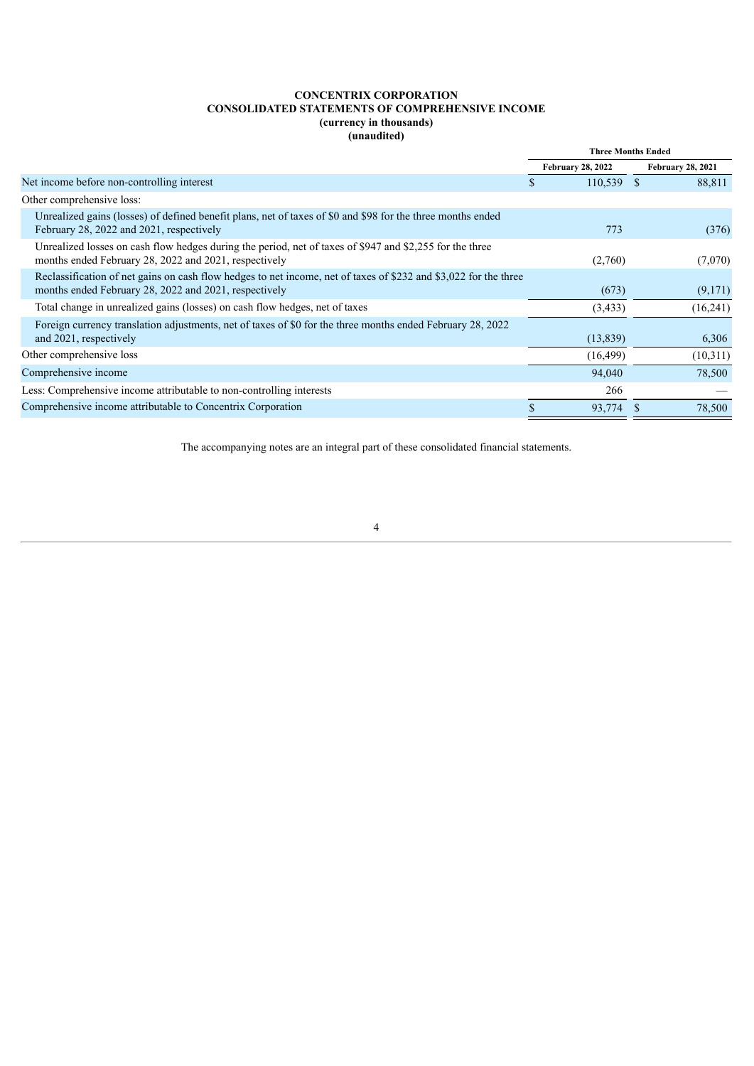# CONCENTRIX CORPORATION
## CONSOLIDATED STATEMENTS OF COMPREHENSIVE INCOME
**(currency in thousands)**
**(unaudited)**

| | Three Months Ended | |
|---|---|---|
| | February 28, 2022 | February 28, 2021 |
| Net income before non-controlling interest | $ 110,539 | $ 88,811 |
| Other comprehensive loss: | | |
| Unrealized gains (losses) of defined benefit plans, net of taxes of $0 and $98 for the three months ended February 28, 2022 and 2021, respectively | 773 | (376) |
| Unrealized losses on cash flow hedges during the period, net of taxes of $947 and $2,255 for the three months ended February 28, 2022 and 2021, respectively | (2,760) | (7,070) |
| Reclassification of net gains on cash flow hedges to net income, net of taxes of $232 and $3,022 for the three months ended February 28, 2022 and 2021, respectively | (673) | (9,171) |
| Total change in unrealized gains (losses) on cash flow hedges, net of taxes | (3,433) | (16,241) |
| Foreign currency translation adjustments, net of taxes of $0 for the three months ended February 28, 2022 and 2021, respectively | (13,839) | 6,306 |
| Other comprehensive loss | (16,499) | (10,311) |
| Comprehensive income | 94,040 | 78,500 |
| Less: Comprehensive income attributable to non-controlling interests | 266 | — |
| Comprehensive income attributable to Concentrix Corporation | $ 93,774 | $ 78,500 |

The accompanying notes are an integral part of these consolidated financial statements.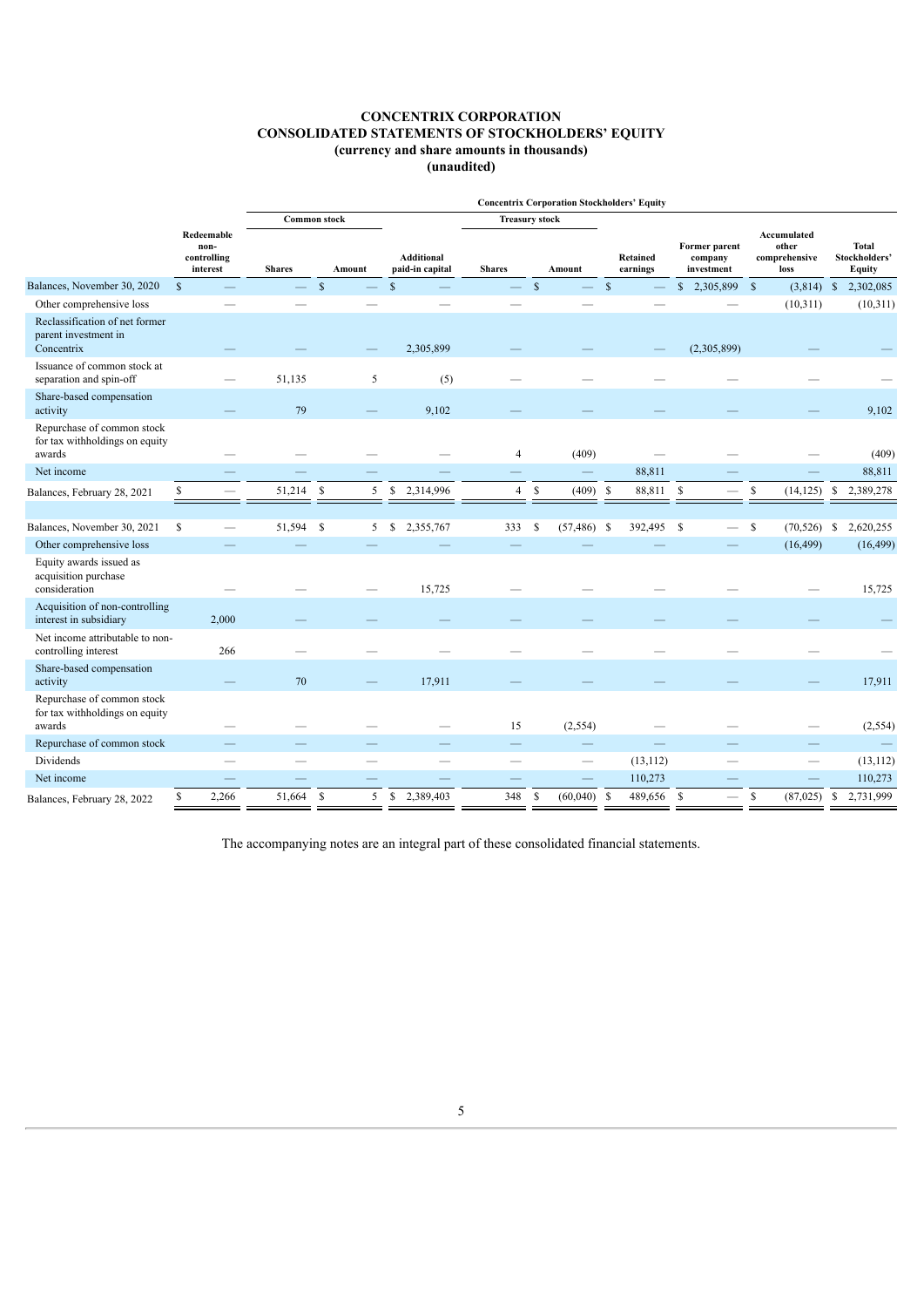# CONCENTRIX CORPORATION
## CONSOLIDATED STATEMENTS OF STOCKHOLDERS' EQUITY
### (currency and share amounts in thousands)
### (unaudited)

| | | Concentrix Corporation Stockholders' Equity | | | | | | | | |
|---|---|---|---|---|---|---|---|---|---|---|
| | | Common stock | | | Treasury stock | | | | | |
| | Redeemable non-controlling interest | Shares | Amount | Additional paid-in capital | Shares | Amount | Retained earnings | Former parent company investment | Accumulated other comprehensive loss | Total Stockholders' Equity |
| Balances, November 30, 2020 | $ — | — | $ — | $ — | — | $ — | $ — | $ 2,305,899 | $ (3,814) | $ 2,302,085 |
| Other comprehensive loss | — | — | — | — | — | — | — | — | (10,311) | (10,311) |
| Reclassification of net former parent investment in Concentrix | — | — | — | 2,305,899 | — | — | — | (2,305,899) | — | — |
| Issuance of common stock at separation and spin-off | — | 51,135 | 5 | (5) | — | — | — | — | — | — |
| Share-based compensation activity | — | 79 | — | 9,102 | — | — | — | — | — | 9,102 |
| Repurchase of common stock for tax withholdings on equity awards | — | — | — | — | 4 | (409) | — | — | — | (409) |
| Net income | — | — | — | — | — | — | 88,811 | — | — | 88,811 |
| Balances, February 28, 2021 | $ — | 51,214 | $ 5 | $ 2,314,996 | 4 | $ (409) | $ 88,811 | $ — | $ (14,125) | $ 2,389,278 |
| | | | | | | | | | | |
| Balances, November 30, 2021 | $ — | 51,594 | $ 5 | $ 2,355,767 | 333 | $ (57,486) | $ 392,495 | $ — | $ (70,526) | $ 2,620,255 |
| Other comprehensive loss | — | — | — | — | — | — | — | — | (16,499) | (16,499) |
| Equity awards issued as acquisition purchase consideration | — | — | — | 15,725 | — | — | — | — | — | 15,725 |
| Acquisition of non-controlling interest in subsidiary | 2,000 | — | — | — | — | — | — | — | — | — |
| Net income attributable to non-controlling interest | 266 | — | — | — | — | — | — | — | — | — |
| Share-based compensation activity | — | 70 | — | 17,911 | — | — | — | — | — | 17,911 |
| Repurchase of common stock for tax withholdings on equity awards | — | — | — | — | 15 | (2,554) | — | — | — | (2,554) |
| Repurchase of common stock | — | — | — | — | — | — | — | — | — | — |
| Dividends | — | — | — | — | — | — | (13,112) | — | — | (13,112) |
| Net income | — | — | — | — | — | — | 110,273 | — | — | 110,273 |
| Balances, February 28, 2022 | $ 2,266 | 51,664 | $ 5 | $ 2,389,403 | 348 | $ (60,040) | $ 489,656 | $ — | $ (87,025) | $ 2,731,999 |

The accompanying notes are an integral part of these consolidated financial statements.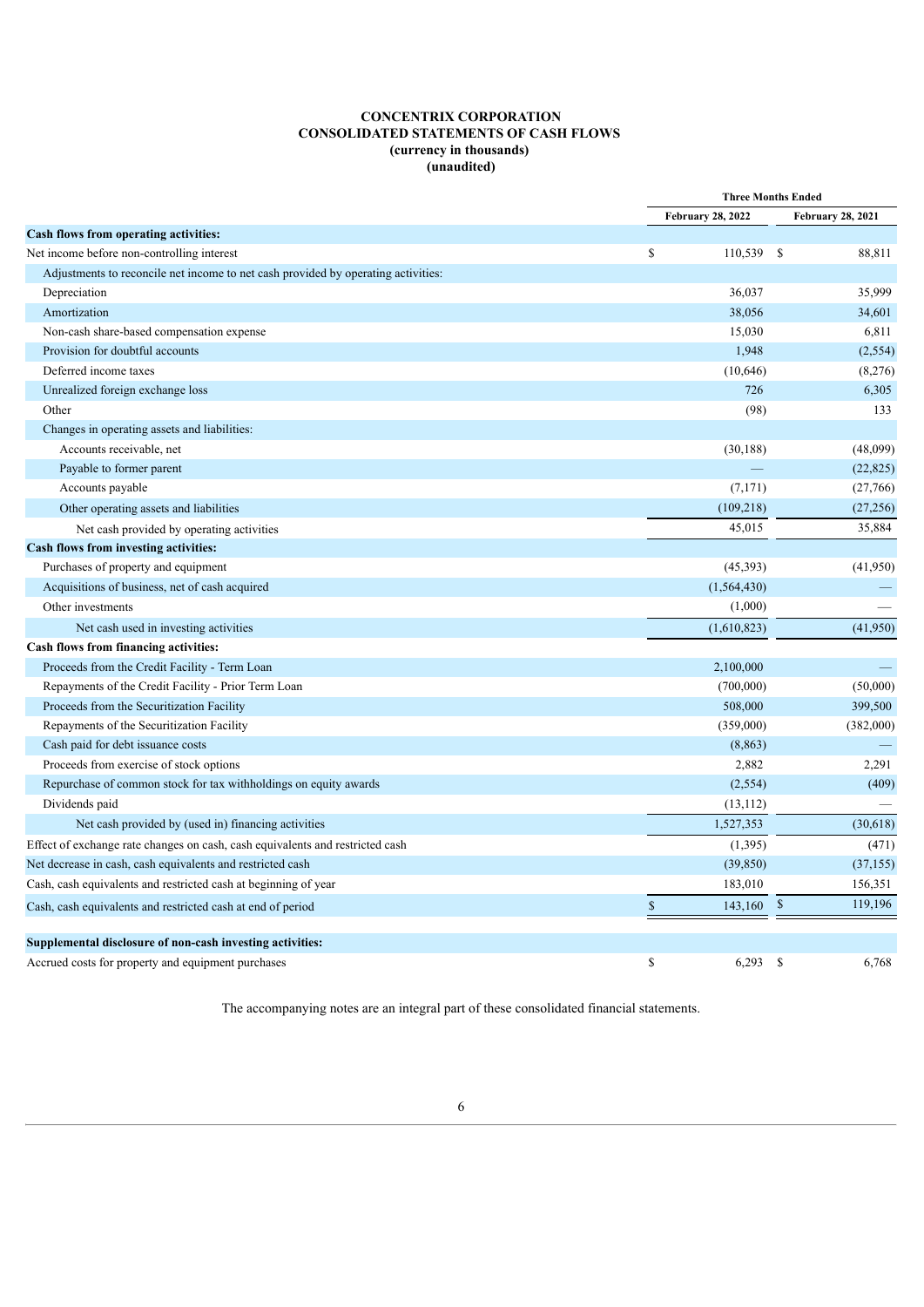**CONCENTRIX CORPORATION**
**CONSOLIDATED STATEMENTS OF CASH FLOWS**
**(currency in thousands)**
**(unaudited)**

| | Three Months Ended | |
|---|---|---|
| | February 28, 2022 | February 28, 2021 |
| **Cash flows from operating activities:** | | |
| Net income before non-controlling interest | $ 110,539 | $ 88,811 |
| Adjustments to reconcile net income to net cash provided by operating activities: | | |
| Depreciation | 36,037 | 35,999 |
| Amortization | 38,056 | 34,601 |
| Non-cash share-based compensation expense | 15,030 | 6,811 |
| Provision for doubtful accounts | 1,948 | (2,554) |
| Deferred income taxes | (10,646) | (8,276) |
| Unrealized foreign exchange loss | 726 | 6,305 |
| Other | (98) | 133 |
| Changes in operating assets and liabilities: | | |
| Accounts receivable, net | (30,188) | (48,099) |
| Payable to former parent | — | (22,825) |
| Accounts payable | (7,171) | (27,766) |
| Other operating assets and liabilities | (109,218) | (27,256) |
| Net cash provided by operating activities | 45,015 | 35,884 |
| **Cash flows from investing activities:** | | |
| Purchases of property and equipment | (45,393) | (41,950) |
| Acquisitions of business, net of cash acquired | (1,564,430) | — |
| Other investments | (1,000) | — |
| Net cash used in investing activities | (1,610,823) | (41,950) |
| **Cash flows from financing activities:** | | |
| Proceeds from the Credit Facility - Term Loan | 2,100,000 | — |
| Repayments of the Credit Facility - Prior Term Loan | (700,000) | (50,000) |
| Proceeds from the Securitization Facility | 508,000 | 399,500 |
| Repayments of the Securitization Facility | (359,000) | (382,000) |
| Cash paid for debt issuance costs | (8,863) | — |
| Proceeds from exercise of stock options | 2,882 | 2,291 |
| Repurchase of common stock for tax withholdings on equity awards | (2,554) | (409) |
| Dividends paid | (13,112) | — |
| Net cash provided by (used in) financing activities | 1,527,353 | (30,618) |
| Effect of exchange rate changes on cash, cash equivalents and restricted cash | (1,395) | (471) |
| Net decrease in cash, cash equivalents and restricted cash | (39,850) | (37,155) |
| Cash, cash equivalents and restricted cash at beginning of year | 183,010 | 156,351 |
| Cash, cash equivalents and restricted cash at end of period | $ 143,160 | $ 119,196 |
| | | |
| **Supplemental disclosure of non-cash investing activities:** | | |
| Accrued costs for property and equipment purchases | $ 6,293 | $ 6,768 |

The accompanying notes are an integral part of these consolidated financial statements.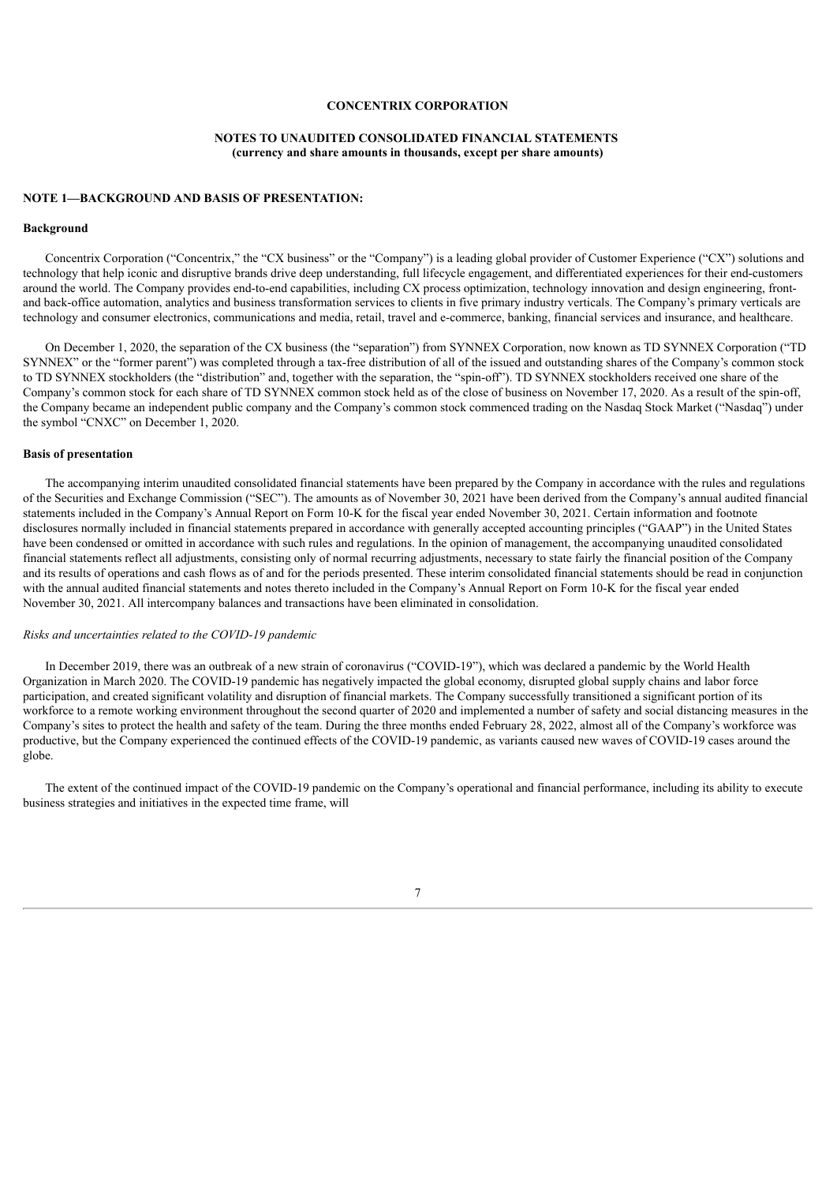**CONCENTRIX CORPORATION**

**NOTES TO UNAUDITED CONSOLIDATED FINANCIAL STATEMENTS**
**(currency and share amounts in thousands, except per share amounts)**

## NOTE 1—BACKGROUND AND BASIS OF PRESENTATION:

### Background

Concentrix Corporation ("Concentrix," the "CX business" or the "Company") is a leading global provider of Customer Experience ("CX") solutions and technology that help iconic and disruptive brands drive deep understanding, full lifecycle engagement, and differentiated experiences for their end-customers around the world. The Company provides end-to-end capabilities, including CX process optimization, technology innovation and design engineering, front- and back-office automation, analytics and business transformation services to clients in five primary industry verticals. The Company's primary verticals are technology and consumer electronics, communications and media, retail, travel and e-commerce, banking, financial services and insurance, and healthcare.

On December 1, 2020, the separation of the CX business (the "separation") from SYNNEX Corporation, now known as TD SYNNEX Corporation ("TD SYNNEX" or the "former parent") was completed through a tax-free distribution of all of the issued and outstanding shares of the Company's common stock to TD SYNNEX stockholders (the "distribution" and, together with the separation, the "spin-off"). TD SYNNEX stockholders received one share of the Company's common stock for each share of TD SYNNEX common stock held as of the close of business on November 17, 2020. As a result of the spin-off, the Company became an independent public company and the Company's common stock commenced trading on the Nasdaq Stock Market ("Nasdaq") under the symbol "CNXC" on December 1, 2020.

### Basis of presentation

The accompanying interim unaudited consolidated financial statements have been prepared by the Company in accordance with the rules and regulations of the Securities and Exchange Commission ("SEC"). The amounts as of November 30, 2021 have been derived from the Company's annual audited financial statements included in the Company's Annual Report on Form 10-K for the fiscal year ended November 30, 2021. Certain information and footnote disclosures normally included in financial statements prepared in accordance with generally accepted accounting principles ("GAAP") in the United States have been condensed or omitted in accordance with such rules and regulations. In the opinion of management, the accompanying unaudited consolidated financial statements reflect all adjustments, consisting only of normal recurring adjustments, necessary to state fairly the financial position of the Company and its results of operations and cash flows as of and for the periods presented. These interim consolidated financial statements should be read in conjunction with the annual audited financial statements and notes thereto included in the Company's Annual Report on Form 10-K for the fiscal year ended November 30, 2021. All intercompany balances and transactions have been eliminated in consolidation.

*Risks and uncertainties related to the COVID-19 pandemic*

In December 2019, there was an outbreak of a new strain of coronavirus ("COVID-19"), which was declared a pandemic by the World Health Organization in March 2020. The COVID-19 pandemic has negatively impacted the global economy, disrupted global supply chains and labor force participation, and created significant volatility and disruption of financial markets. The Company successfully transitioned a significant portion of its workforce to a remote working environment throughout the second quarter of 2020 and implemented a number of safety and social distancing measures in the Company's sites to protect the health and safety of the team. During the three months ended February 28, 2022, almost all of the Company's workforce was productive, but the Company experienced the continued effects of the COVID-19 pandemic, as variants caused new waves of COVID-19 cases around the globe.

The extent of the continued impact of the COVID-19 pandemic on the Company's operational and financial performance, including its ability to execute business strategies and initiatives in the expected time frame, will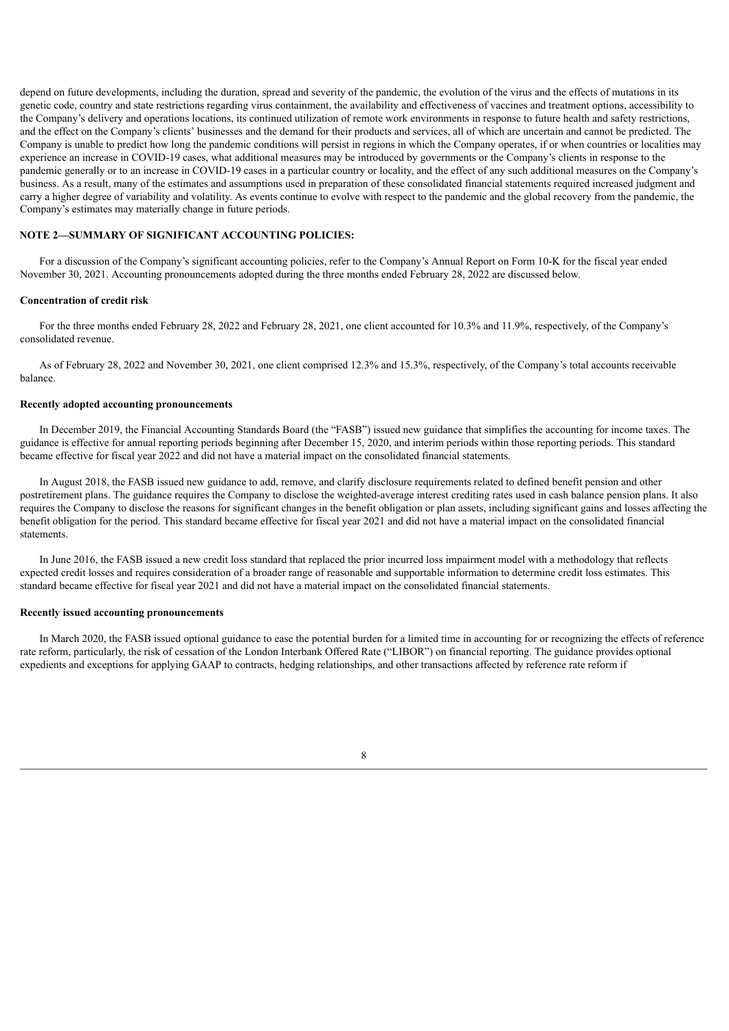depend on future developments, including the duration, spread and severity of the pandemic, the evolution of the virus and the effects of mutations in its genetic code, country and state restrictions regarding virus containment, the availability and effectiveness of vaccines and treatment options, accessibility to the Company's delivery and operations locations, its continued utilization of remote work environments in response to future health and safety restrictions, and the effect on the Company's clients' businesses and the demand for their products and services, all of which are uncertain and cannot be predicted. The Company is unable to predict how long the pandemic conditions will persist in regions in which the Company operates, if or when countries or localities may experience an increase in COVID-19 cases, what additional measures may be introduced by governments or the Company's clients in response to the pandemic generally or to an increase in COVID-19 cases in a particular country or locality, and the effect of any such additional measures on the Company's business. As a result, many of the estimates and assumptions used in preparation of these consolidated financial statements required increased judgment and carry a higher degree of variability and volatility. As events continue to evolve with respect to the pandemic and the global recovery from the pandemic, the Company's estimates may materially change in future periods.

## NOTE 2—SUMMARY OF SIGNIFICANT ACCOUNTING POLICIES:

For a discussion of the Company's significant accounting policies, refer to the Company's Annual Report on Form 10-K for the fiscal year ended November 30, 2021. Accounting pronouncements adopted during the three months ended February 28, 2022 are discussed below.

### Concentration of credit risk

For the three months ended February 28, 2022 and February 28, 2021, one client accounted for 10.3% and 11.9%, respectively, of the Company's consolidated revenue.

As of February 28, 2022 and November 30, 2021, one client comprised 12.3% and 15.3%, respectively, of the Company's total accounts receivable balance.

### Recently adopted accounting pronouncements

In December 2019, the Financial Accounting Standards Board (the "FASB") issued new guidance that simplifies the accounting for income taxes. The guidance is effective for annual reporting periods beginning after December 15, 2020, and interim periods within those reporting periods. This standard became effective for fiscal year 2022 and did not have a material impact on the consolidated financial statements.

In August 2018, the FASB issued new guidance to add, remove, and clarify disclosure requirements related to defined benefit pension and other postretirement plans. The guidance requires the Company to disclose the weighted-average interest crediting rates used in cash balance pension plans. It also requires the Company to disclose the reasons for significant changes in the benefit obligation or plan assets, including significant gains and losses affecting the benefit obligation for the period. This standard became effective for fiscal year 2021 and did not have a material impact on the consolidated financial statements.

In June 2016, the FASB issued a new credit loss standard that replaced the prior incurred loss impairment model with a methodology that reflects expected credit losses and requires consideration of a broader range of reasonable and supportable information to determine credit loss estimates. This standard became effective for fiscal year 2021 and did not have a material impact on the consolidated financial statements.

### Recently issued accounting pronouncements

In March 2020, the FASB issued optional guidance to ease the potential burden for a limited time in accounting for or recognizing the effects of reference rate reform, particularly, the risk of cessation of the London Interbank Offered Rate ("LIBOR") on financial reporting. The guidance provides optional expedients and exceptions for applying GAAP to contracts, hedging relationships, and other transactions affected by reference rate reform if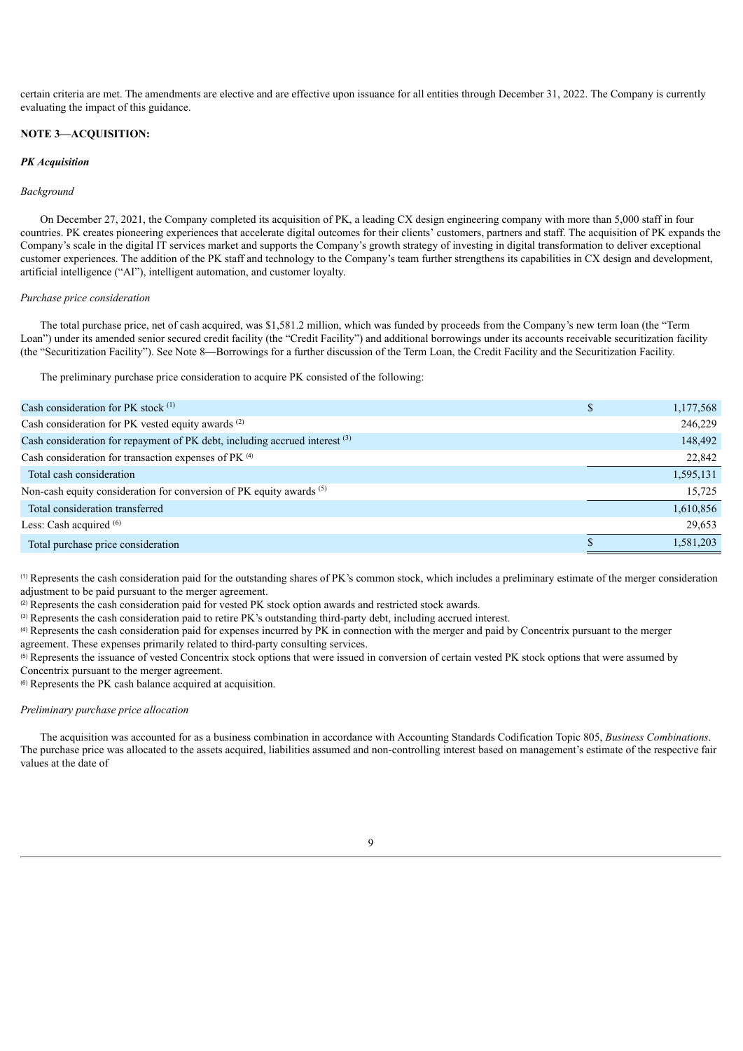certain criteria are met. The amendments are elective and are effective upon issuance for all entities through December 31, 2022. The Company is currently evaluating the impact of this guidance.

**NOTE 3—ACQUISITION:**

***PK Acquisition***

*Background*

On December 27, 2021, the Company completed its acquisition of PK, a leading CX design engineering company with more than 5,000 staff in four countries. PK creates pioneering experiences that accelerate digital outcomes for their clients' customers, partners and staff. The acquisition of PK expands the Company's scale in the digital IT services market and supports the Company's growth strategy of investing in digital transformation to deliver exceptional customer experiences. The addition of the PK staff and technology to the Company's team further strengthens its capabilities in CX design and development, artificial intelligence ("AI"), intelligent automation, and customer loyalty.

*Purchase price consideration*

The total purchase price, net of cash acquired, was $1,581.2 million, which was funded by proceeds from the Company's new term loan (the "Term Loan") under its amended senior secured credit facility (the "Credit Facility") and additional borrowings under its accounts receivable securitization facility (the "Securitization Facility"). See Note 8—Borrowings for a further discussion of the Term Loan, the Credit Facility and the Securitization Facility.

The preliminary purchase price consideration to acquire PK consisted of the following:

| | | |
|---|---|---|
| Cash consideration for PK stock [1] | $ | 1,177,568 |
| Cash consideration for PK vested equity awards [2] | | 246,229 |
| Cash consideration for repayment of PK debt, including accrued interest [3] | | 148,492 |
| Cash consideration for transaction expenses of PK [4] | | 22,842 |
| Total cash consideration | | 1,595,131 |
| Non-cash equity consideration for conversion of PK equity awards [5] | | 15,725 |
| Total consideration transferred | | 1,610,856 |
| Less: Cash acquired [6] | | 29,653 |
| Total purchase price consideration | $ | 1,581,203 |

[1] Represents the cash consideration paid for the outstanding shares of PK's common stock, which includes a preliminary estimate of the merger consideration adjustment to be paid pursuant to the merger agreement.

[2] Represents the cash consideration paid for vested PK stock option awards and restricted stock awards.

[3] Represents the cash consideration paid to retire PK's outstanding third-party debt, including accrued interest.

[4] Represents the cash consideration paid for expenses incurred by PK in connection with the merger and paid by Concentrix pursuant to the merger agreement. These expenses primarily related to third-party consulting services.

[5] Represents the issuance of vested Concentrix stock options that were issued in conversion of certain vested PK stock options that were assumed by Concentrix pursuant to the merger agreement.

[6] Represents the PK cash balance acquired at acquisition.

*Preliminary purchase price allocation*

The acquisition was accounted for as a business combination in accordance with Accounting Standards Codification Topic 805, *Business Combinations*. The purchase price was allocated to the assets acquired, liabilities assumed and non-controlling interest based on management's estimate of the respective fair values at the date of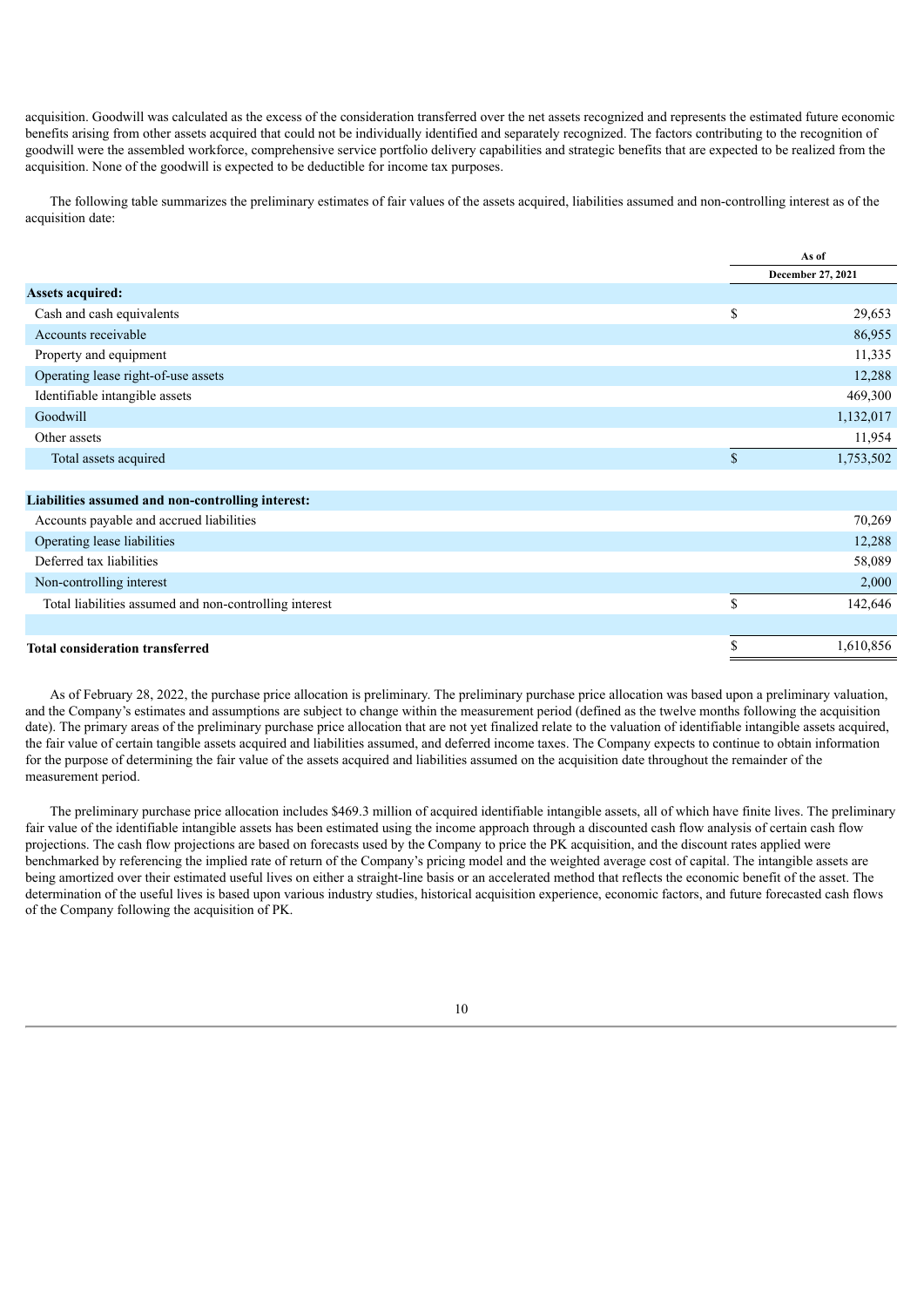acquisition. Goodwill was calculated as the excess of the consideration transferred over the net assets recognized and represents the estimated future economic benefits arising from other assets acquired that could not be individually identified and separately recognized. The factors contributing to the recognition of goodwill were the assembled workforce, comprehensive service portfolio delivery capabilities and strategic benefits that are expected to be realized from the acquisition. None of the goodwill is expected to be deductible for income tax purposes.

The following table summarizes the preliminary estimates of fair values of the assets acquired, liabilities assumed and non-controlling interest as of the acquisition date:

| | As of December 27, 2021 |
|---|---|
| **Assets acquired:** | |
| Cash and cash equivalents | $ 29,653 |
| Accounts receivable | 86,955 |
| Property and equipment | 11,335 |
| Operating lease right-of-use assets | 12,288 |
| Identifiable intangible assets | 469,300 |
| Goodwill | 1,132,017 |
| Other assets | 11,954 |
| Total assets acquired | $ 1,753,502 |
| | |
| **Liabilities assumed and non-controlling interest:** | |
| Accounts payable and accrued liabilities | 70,269 |
| Operating lease liabilities | 12,288 |
| Deferred tax liabilities | 58,089 |
| Non-controlling interest | 2,000 |
| Total liabilities assumed and non-controlling interest | $ 142,646 |
| | |
| **Total consideration transferred** | $ 1,610,856 |

As of February 28, 2022, the purchase price allocation is preliminary. The preliminary purchase price allocation was based upon a preliminary valuation, and the Company's estimates and assumptions are subject to change within the measurement period (defined as the twelve months following the acquisition date). The primary areas of the preliminary purchase price allocation that are not yet finalized relate to the valuation of identifiable intangible assets acquired, the fair value of certain tangible assets acquired and liabilities assumed, and deferred income taxes. The Company expects to continue to obtain information for the purpose of determining the fair value of the assets acquired and liabilities assumed on the acquisition date throughout the remainder of the measurement period.

The preliminary purchase price allocation includes $469.3 million of acquired identifiable intangible assets, all of which have finite lives. The preliminary fair value of the identifiable intangible assets has been estimated using the income approach through a discounted cash flow analysis of certain cash flow projections. The cash flow projections are based on forecasts used by the Company to price the PK acquisition, and the discount rates applied were benchmarked by referencing the implied rate of return of the Company's pricing model and the weighted average cost of capital. The intangible assets are being amortized over their estimated useful lives on either a straight-line basis or an accelerated method that reflects the economic benefit of the asset. The determination of the useful lives is based upon various industry studies, historical acquisition experience, economic factors, and future forecasted cash flows of the Company following the acquisition of PK.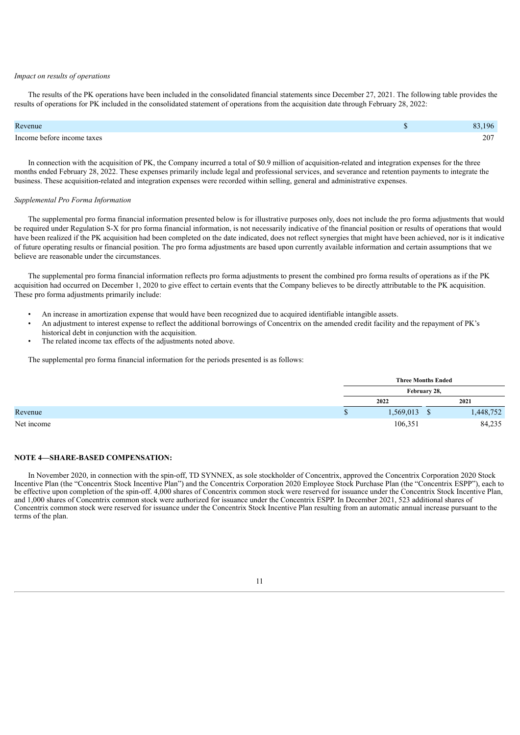*Impact on results of operations*

The results of the PK operations have been included in the consolidated financial statements since December 27, 2021. The following table provides the results of operations for PK included in the consolidated statement of operations from the acquisition date through February 28, 2022:

| | | |
|---|---|---|
| Revenue | $ | 83,196 |
| Income before income taxes | | 207 |

In connection with the acquisition of PK, the Company incurred a total of $0.9 million of acquisition-related and integration expenses for the three months ended February 28, 2022. These expenses primarily include legal and professional services, and severance and retention payments to integrate the business. These acquisition-related and integration expenses were recorded within selling, general and administrative expenses.

*Supplemental Pro Forma Information*

The supplemental pro forma financial information presented below is for illustrative purposes only, does not include the pro forma adjustments that would be required under Regulation S-X for pro forma financial information, is not necessarily indicative of the financial position or results of operations that would have been realized if the PK acquisition had been completed on the date indicated, does not reflect synergies that might have been achieved, nor is it indicative of future operating results or financial position. The pro forma adjustments are based upon currently available information and certain assumptions that we believe are reasonable under the circumstances.

The supplemental pro forma financial information reflects pro forma adjustments to present the combined pro forma results of operations as if the PK acquisition had occurred on December 1, 2020 to give effect to certain events that the Company believes to be directly attributable to the PK acquisition. These pro forma adjustments primarily include:

- An increase in amortization expense that would have been recognized due to acquired identifiable intangible assets.
- An adjustment to interest expense to reflect the additional borrowings of Concentrix on the amended credit facility and the repayment of PK's historical debt in conjunction with the acquisition.
- The related income tax effects of the adjustments noted above.

The supplemental pro forma financial information for the periods presented is as follows:

| | Three Months Ended February 28, | |
|---|---|---|
| | 2022 | 2021 |
| Revenue | $ 1,569,013 | $ 1,448,752 |
| Net income | 106,351 | 84,235 |

## NOTE 4—SHARE-BASED COMPENSATION:

In November 2020, in connection with the spin-off, TD SYNNEX, as sole stockholder of Concentrix, approved the Concentrix Corporation 2020 Stock Incentive Plan (the "Concentrix Stock Incentive Plan") and the Concentrix Corporation 2020 Employee Stock Purchase Plan (the "Concentrix ESPP"), each to be effective upon completion of the spin-off. 4,000 shares of Concentrix common stock were reserved for issuance under the Concentrix Stock Incentive Plan, and 1,000 shares of Concentrix common stock were authorized for issuance under the Concentrix ESPP. In December 2021, 523 additional shares of Concentrix common stock were reserved for issuance under the Concentrix Stock Incentive Plan resulting from an automatic annual increase pursuant to the terms of the plan.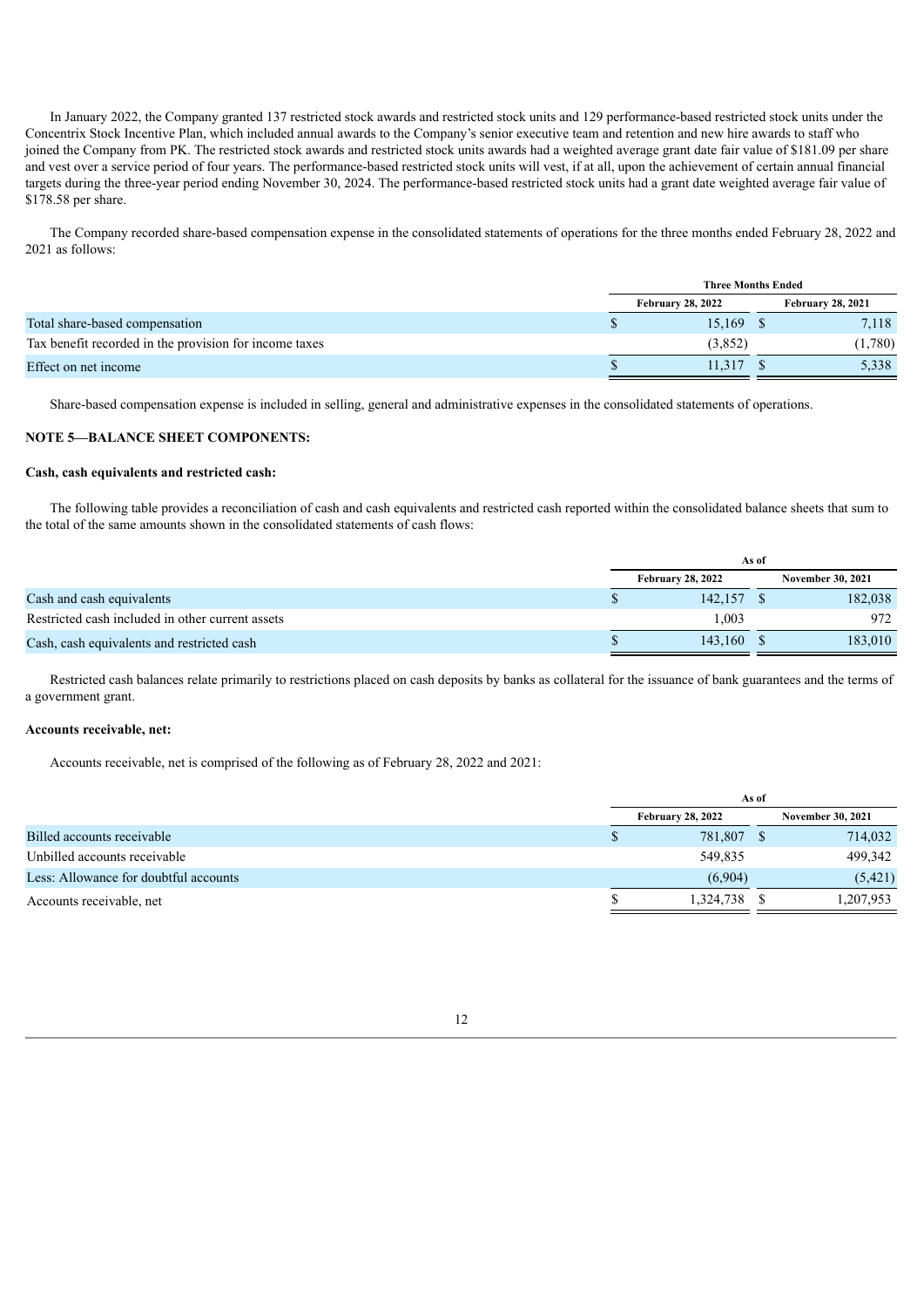In January 2022, the Company granted 137 restricted stock awards and restricted stock units and 129 performance-based restricted stock units under the Concentrix Stock Incentive Plan, which included annual awards to the Company's senior executive team and retention and new hire awards to staff who joined the Company from PK. The restricted stock awards and restricted stock units awards had a weighted average grant date fair value of $181.09 per share and vest over a service period of four years. The performance-based restricted stock units will vest, if at all, upon the achievement of certain annual financial targets during the three-year period ending November 30, 2024. The performance-based restricted stock units had a grant date weighted average fair value of $178.58 per share.

The Company recorded share-based compensation expense in the consolidated statements of operations for the three months ended February 28, 2022 and 2021 as follows:

| | Three Months Ended | |
|---|---|---|
| | February 28, 2022 | February 28, 2021 |
| Total share-based compensation | $ 15,169 | $ 7,118 |
| Tax benefit recorded in the provision for income taxes | (3,852) | (1,780) |
| Effect on net income | $ 11,317 | $ 5,338 |

Share-based compensation expense is included in selling, general and administrative expenses in the consolidated statements of operations.

**NOTE 5—BALANCE SHEET COMPONENTS:**

**Cash, cash equivalents and restricted cash:**

The following table provides a reconciliation of cash and cash equivalents and restricted cash reported within the consolidated balance sheets that sum to the total of the same amounts shown in the consolidated statements of cash flows:

| | As of | |
|---|---|---|
| | February 28, 2022 | November 30, 2021 |
| Cash and cash equivalents | $ 142,157 | $ 182,038 |
| Restricted cash included in other current assets | 1,003 | 972 |
| Cash, cash equivalents and restricted cash | $ 143,160 | $ 183,010 |

Restricted cash balances relate primarily to restrictions placed on cash deposits by banks as collateral for the issuance of bank guarantees and the terms of a government grant.

**Accounts receivable, net:**

Accounts receivable, net is comprised of the following as of February 28, 2022 and 2021:

| | As of | |
|---|---|---|
| | February 28, 2022 | November 30, 2021 |
| Billed accounts receivable | $ 781,807 | $ 714,032 |
| Unbilled accounts receivable | 549,835 | 499,342 |
| Less: Allowance for doubtful accounts | (6,904) | (5,421) |
| Accounts receivable, net | $ 1,324,738 | $ 1,207,953 |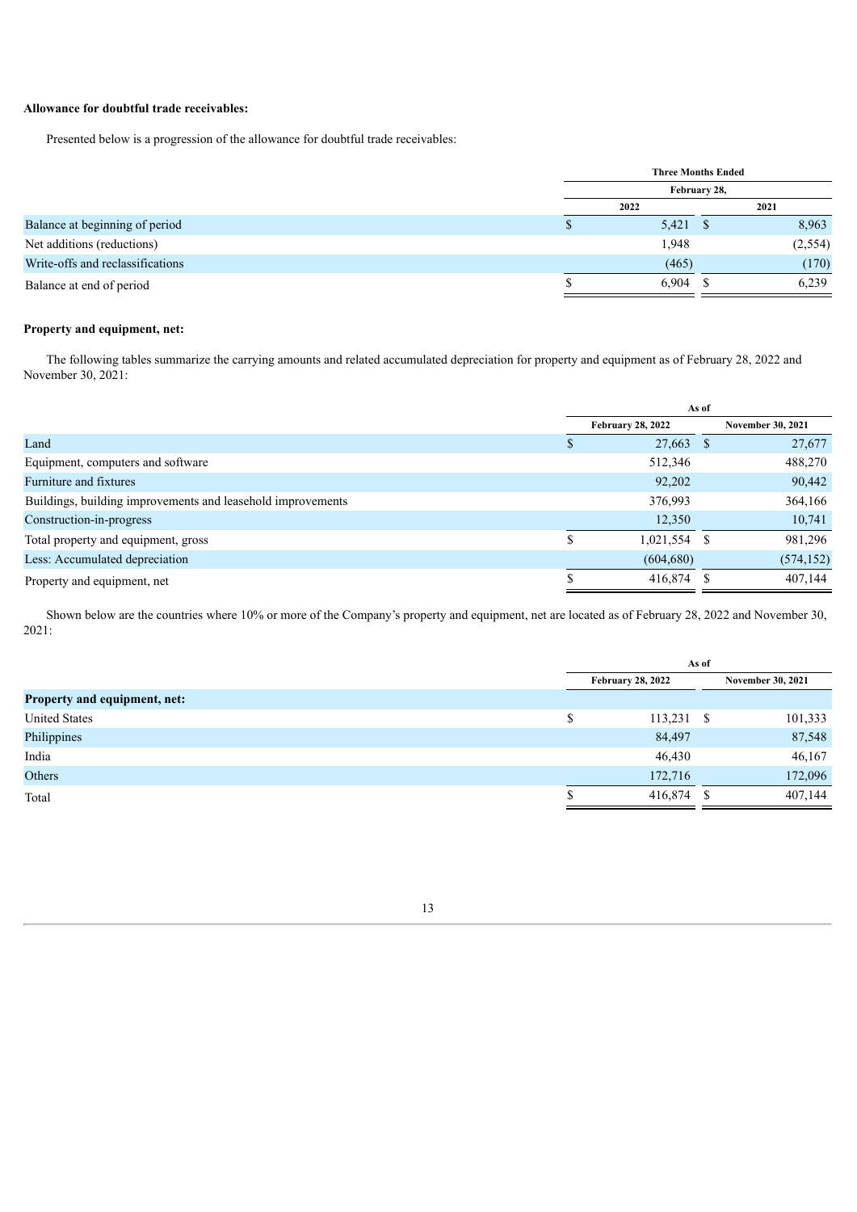**Allowance for doubtful trade receivables:**

Presented below is a progression of the allowance for doubtful trade receivables:

| | Three Months Ended February 28, | |
|---|---|---|
| | 2022 | 2021 |
| Balance at beginning of period | $ 5,421 | $ 8,963 |
| Net additions (reductions) | 1,948 | (2,554) |
| Write-offs and reclassifications | (465) | (170) |
| Balance at end of period | $ 6,904 | $ 6,239 |

**Property and equipment, net:**

The following tables summarize the carrying amounts and related accumulated depreciation for property and equipment as of February 28, 2022 and November 30, 2021:

| | As of | |
|---|---|---|
| | February 28, 2022 | November 30, 2021 |
| Land | $ 27,663 | $ 27,677 |
| Equipment, computers and software | 512,346 | 488,270 |
| Furniture and fixtures | 92,202 | 90,442 |
| Buildings, building improvements and leasehold improvements | 376,993 | 364,166 |
| Construction-in-progress | 12,350 | 10,741 |
| Total property and equipment, gross | $ 1,021,554 | $ 981,296 |
| Less: Accumulated depreciation | (604,680) | (574,152) |
| Property and equipment, net | $ 416,874 | $ 407,144 |

Shown below are the countries where 10% or more of the Company's property and equipment, net are located as of February 28, 2022 and November 30, 2021:

| | As of | |
|---|---|---|
| | February 28, 2022 | November 30, 2021 |
| **Property and equipment, net:** | | |
| United States | $ 113,231 | $ 101,333 |
| Philippines | 84,497 | 87,548 |
| India | 46,430 | 46,167 |
| Others | 172,716 | 172,096 |
| Total | $ 416,874 | $ 407,144 |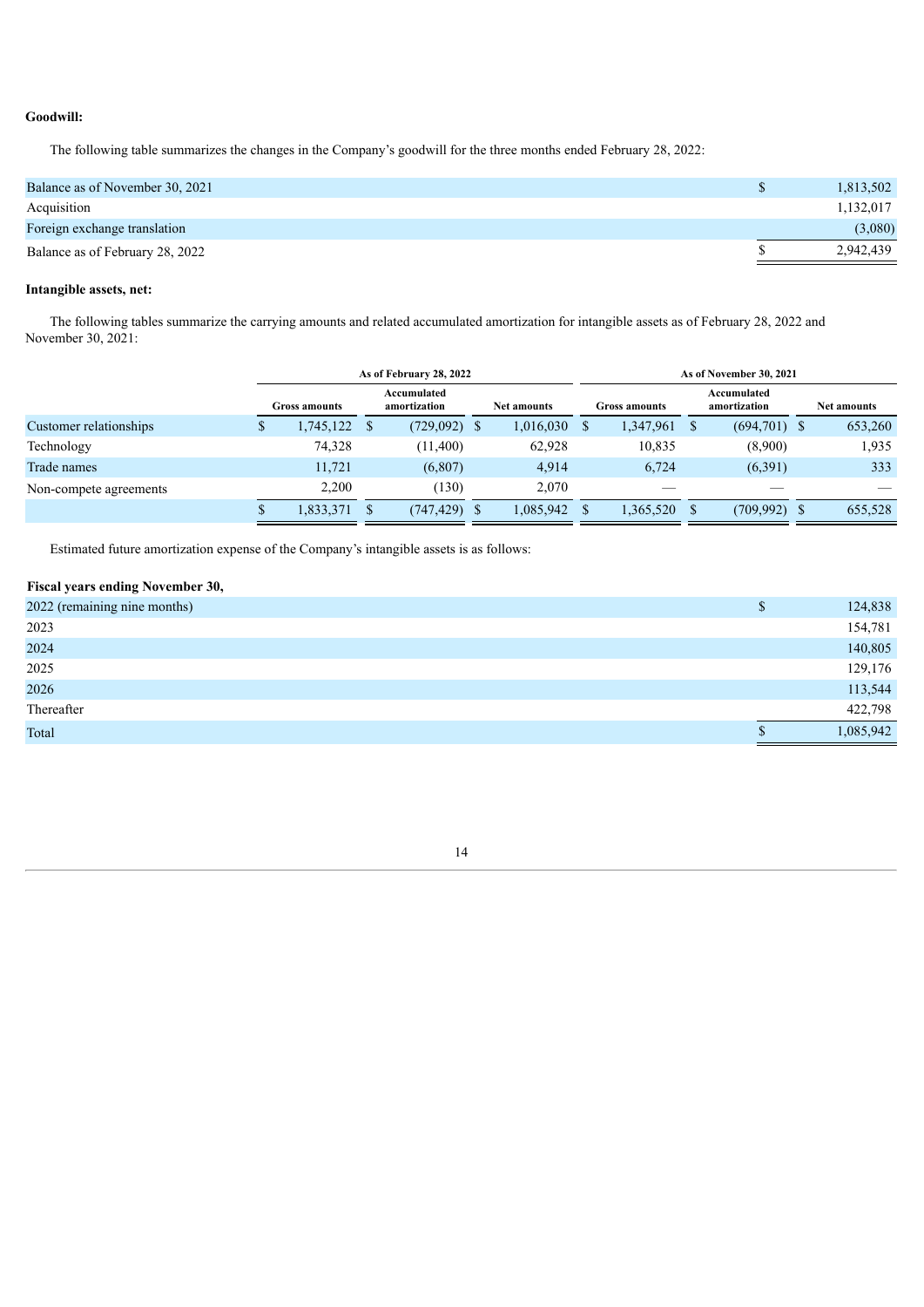**Goodwill:**

The following table summarizes the changes in the Company's goodwill for the three months ended February 28, 2022:

| | |
|---|---|
| Balance as of November 30, 2021 | $ 1,813,502 |
| Acquisition | 1,132,017 |
| Foreign exchange translation | (3,080) |
| Balance as of February 28, 2022 | $ 2,942,439 |

**Intangible assets, net:**

The following tables summarize the carrying amounts and related accumulated amortization for intangible assets as of February 28, 2022 and November 30, 2021:

| | As of February 28, 2022 | | | As of November 30, 2021 | | |
|---|---|---|---|---|---|---|
| | Gross amounts | Accumulated amortization | Net amounts | Gross amounts | Accumulated amortization | Net amounts |
| Customer relationships | $ 1,745,122 | $ (729,092) | $ 1,016,030 | $ 1,347,961 | $ (694,701) | $ 653,260 |
| Technology | 74,328 | (11,400) | 62,928 | 10,835 | (8,900) | 1,935 |
| Trade names | 11,721 | (6,807) | 4,914 | 6,724 | (6,391) | 333 |
| Non-compete agreements | 2,200 | (130) | 2,070 | — | — | — |
| | $ 1,833,371 | $ (747,429) | $ 1,085,942 | $ 1,365,520 | $ (709,992) | $ 655,528 |

Estimated future amortization expense of the Company's intangible assets is as follows:

| Fiscal years ending November 30, | |
|---|---|
| 2022 (remaining nine months) | $ 124,838 |
| 2023 | 154,781 |
| 2024 | 140,805 |
| 2025 | 129,176 |
| 2026 | 113,544 |
| Thereafter | 422,798 |
| Total | $ 1,085,942 |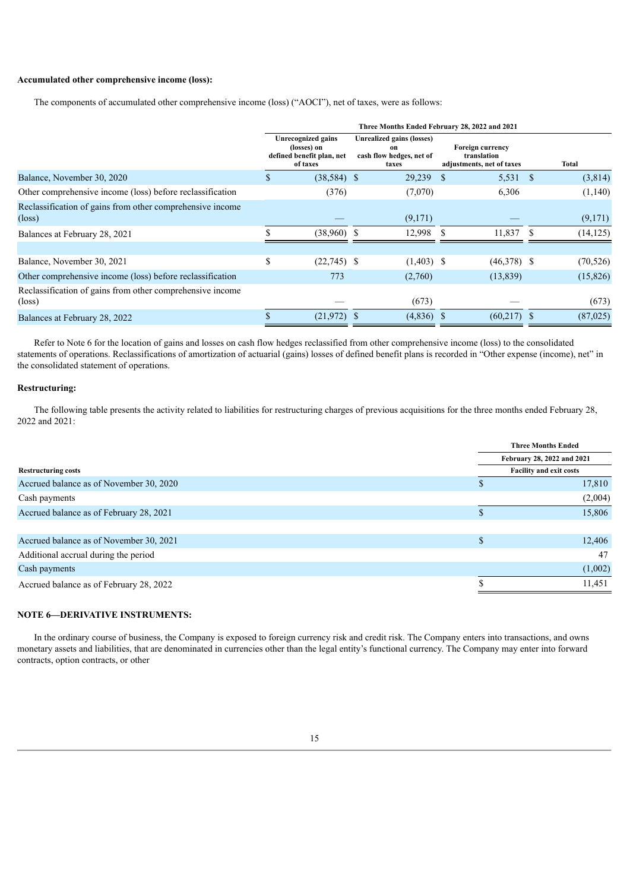**Accumulated other comprehensive income (loss):**

The components of accumulated other comprehensive income (loss) ("AOCI"), net of taxes, were as follows:

| | Three Months Ended February 28, 2022 and 2021 | | | |
|---|---|---|---|---|
| | Unrecognized gains (losses) on defined benefit plan, net of taxes | Unrealized gains (losses) on cash flow hedges, net of taxes | Foreign currency translation adjustments, net of taxes | Total |
| Balance, November 30, 2020 | $ (38,584) | $ 29,239 | $ 5,531 | $ (3,814) |
| Other comprehensive income (loss) before reclassification | (376) | (7,070) | 6,306 | (1,140) |
| Reclassification of gains from other comprehensive income (loss) | — | (9,171) | — | (9,171) |
| Balances at February 28, 2021 | $ (38,960) | $ 12,998 | $ 11,837 | $ (14,125) |
| | | | | |
| Balance, November 30, 2021 | $ (22,745) | $ (1,403) | $ (46,378) | $ (70,526) |
| Other comprehensive income (loss) before reclassification | 773 | (2,760) | (13,839) | (15,826) |
| Reclassification of gains from other comprehensive income (loss) | — | (673) | — | (673) |
| Balances at February 28, 2022 | $ (21,972) | $ (4,836) | $ (60,217) | $ (87,025) |

Refer to Note 6 for the location of gains and losses on cash flow hedges reclassified from other comprehensive income (loss) to the consolidated statements of operations. Reclassifications of amortization of actuarial (gains) losses of defined benefit plans is recorded in "Other expense (income), net" in the consolidated statement of operations.

**Restructuring:**

The following table presents the activity related to liabilities for restructuring charges of previous acquisitions for the three months ended February 28, 2022 and 2021:

| | Three Months Ended |
|---|---|
| | February 28, 2022 and 2021 |
| **Restructuring costs** | Facility and exit costs |
| Accrued balance as of November 30, 2020 | $ 17,810 |
| Cash payments | (2,004) |
| Accrued balance as of February 28, 2021 | $ 15,806 |
| | |
| Accrued balance as of November 30, 2021 | $ 12,406 |
| Additional accrual during the period | 47 |
| Cash payments | (1,002) |
| Accrued balance as of February 28, 2022 | $ 11,451 |

**NOTE 6—DERIVATIVE INSTRUMENTS:**

In the ordinary course of business, the Company is exposed to foreign currency risk and credit risk. The Company enters into transactions, and owns monetary assets and liabilities, that are denominated in currencies other than the legal entity's functional currency. The Company may enter into forward contracts, option contracts, or other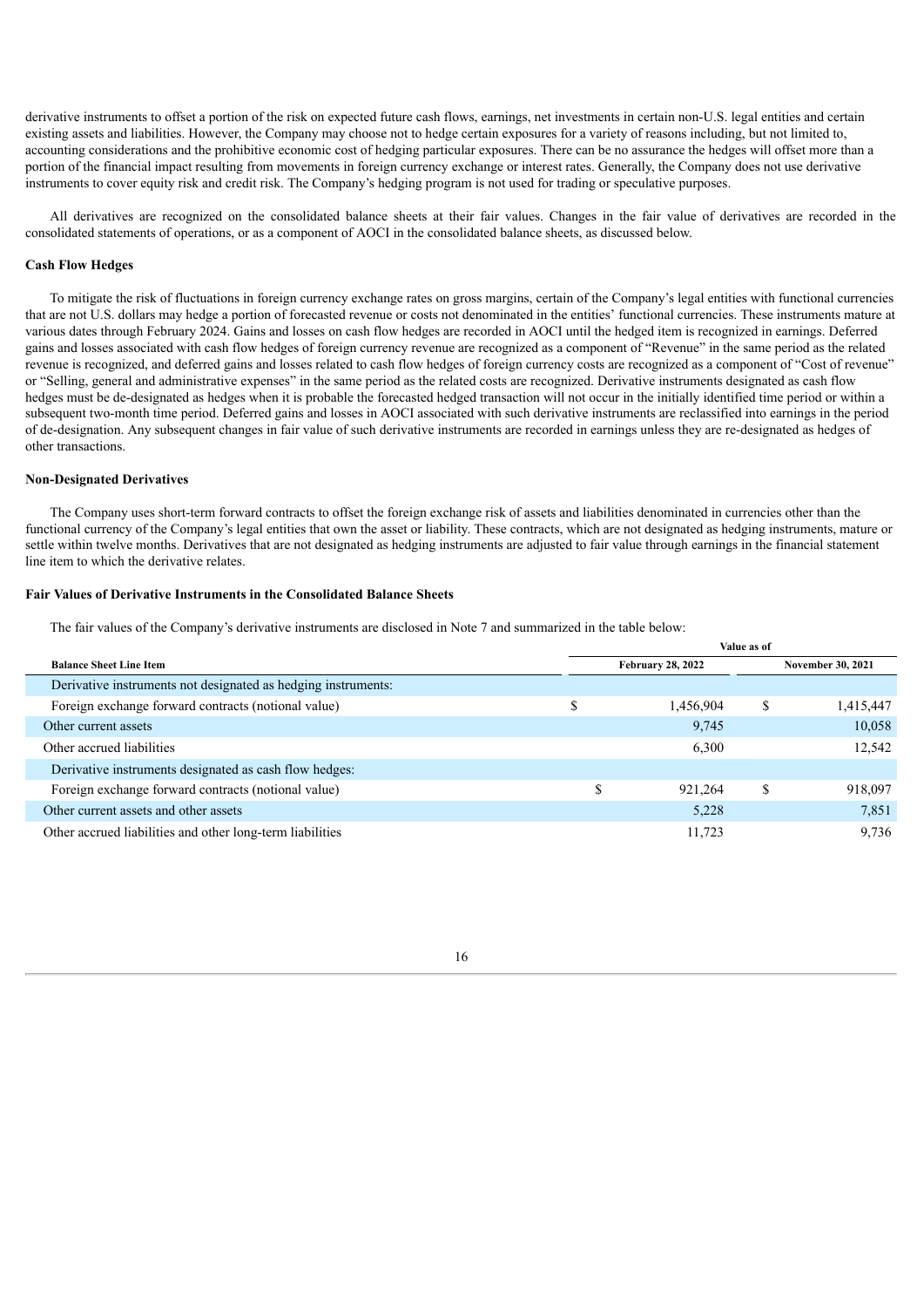derivative instruments to offset a portion of the risk on expected future cash flows, earnings, net investments in certain non-U.S. legal entities and certain existing assets and liabilities. However, the Company may choose not to hedge certain exposures for a variety of reasons including, but not limited to, accounting considerations and the prohibitive economic cost of hedging particular exposures. There can be no assurance the hedges will offset more than a portion of the financial impact resulting from movements in foreign currency exchange or interest rates. Generally, the Company does not use derivative instruments to cover equity risk and credit risk. The Company's hedging program is not used for trading or speculative purposes.

All derivatives are recognized on the consolidated balance sheets at their fair values. Changes in the fair value of derivatives are recorded in the consolidated statements of operations, or as a component of AOCI in the consolidated balance sheets, as discussed below.

**Cash Flow Hedges**

To mitigate the risk of fluctuations in foreign currency exchange rates on gross margins, certain of the Company's legal entities with functional currencies that are not U.S. dollars may hedge a portion of forecasted revenue or costs not denominated in the entities' functional currencies. These instruments mature at various dates through February 2024. Gains and losses on cash flow hedges are recorded in AOCI until the hedged item is recognized in earnings. Deferred gains and losses associated with cash flow hedges of foreign currency revenue are recognized as a component of "Revenue" in the same period as the related revenue is recognized, and deferred gains and losses related to cash flow hedges of foreign currency costs are recognized as a component of "Cost of revenue" or "Selling, general and administrative expenses" in the same period as the related costs are recognized. Derivative instruments designated as cash flow hedges must be de-designated as hedges when it is probable the forecasted hedged transaction will not occur in the initially identified time period or within a subsequent two-month time period. Deferred gains and losses in AOCI associated with such derivative instruments are reclassified into earnings in the period of de-designation. Any subsequent changes in fair value of such derivative instruments are recorded in earnings unless they are re-designated as hedges of other transactions.

**Non-Designated Derivatives**

The Company uses short-term forward contracts to offset the foreign exchange risk of assets and liabilities denominated in currencies other than the functional currency of the Company's legal entities that own the asset or liability. These contracts, which are not designated as hedging instruments, mature or settle within twelve months. Derivatives that are not designated as hedging instruments are adjusted to fair value through earnings in the financial statement line item to which the derivative relates.

**Fair Values of Derivative Instruments in the Consolidated Balance Sheets**

The fair values of the Company's derivative instruments are disclosed in Note 7 and summarized in the table below:

| | Value as of | |
|---|---|---|
| **Balance Sheet Line Item** | **February 28, 2022** | **November 30, 2021** |
| Derivative instruments not designated as hedging instruments: | | |
| Foreign exchange forward contracts (notional value) | $ 1,456,904 | $ 1,415,447 |
| Other current assets | 9,745 | 10,058 |
| Other accrued liabilities | 6,300 | 12,542 |
| Derivative instruments designated as cash flow hedges: | | |
| Foreign exchange forward contracts (notional value) | $ 921,264 | $ 918,097 |
| Other current assets and other assets | 5,228 | 7,851 |
| Other accrued liabilities and other long-term liabilities | 11,723 | 9,736 |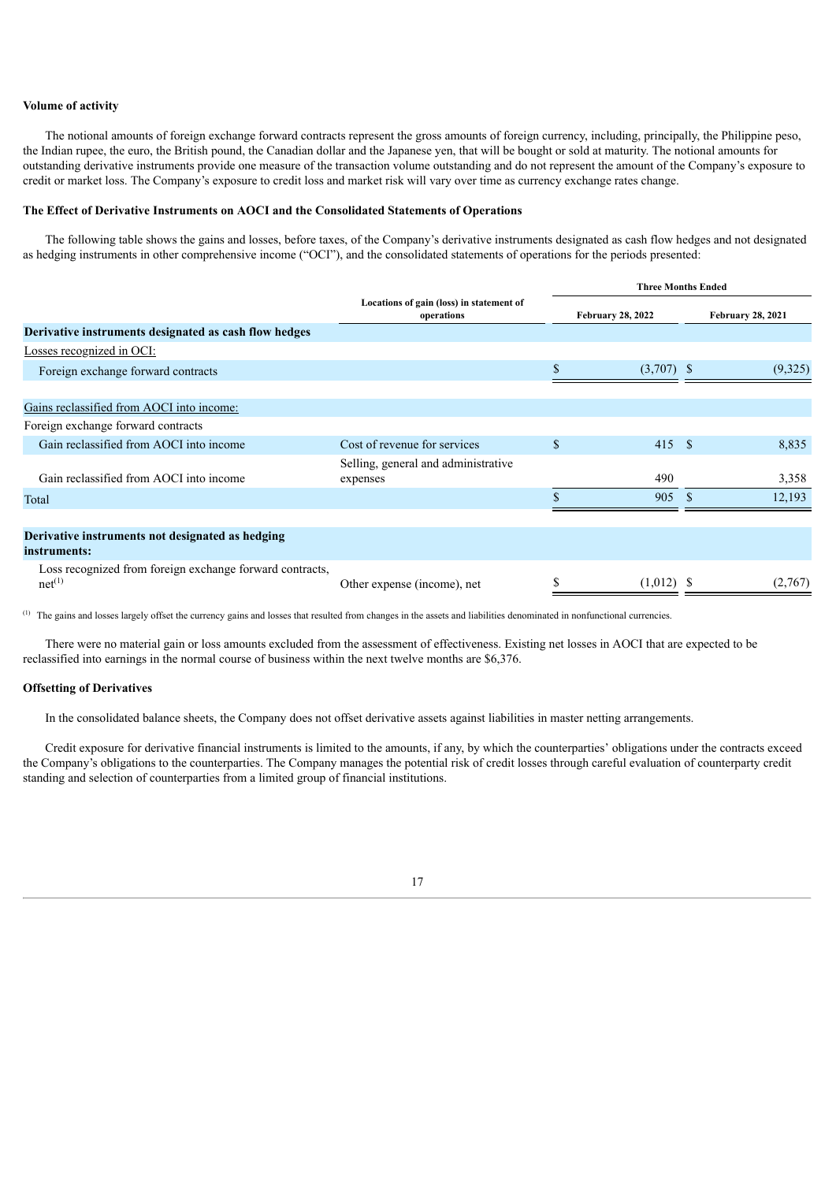**Volume of activity**

The notional amounts of foreign exchange forward contracts represent the gross amounts of foreign currency, including, principally, the Philippine peso, the Indian rupee, the euro, the British pound, the Canadian dollar and the Japanese yen, that will be bought or sold at maturity. The notional amounts for outstanding derivative instruments provide one measure of the transaction volume outstanding and do not represent the amount of the Company's exposure to credit or market loss. The Company's exposure to credit loss and market risk will vary over time as currency exchange rates change.

**The Effect of Derivative Instruments on AOCI and the Consolidated Statements of Operations**

The following table shows the gains and losses, before taxes, of the Company's derivative instruments designated as cash flow hedges and not designated as hedging instruments in other comprehensive income ("OCI"), and the consolidated statements of operations for the periods presented:

| | Locations of gain (loss) in statement of operations | Three Months Ended | |
|---|---|---|---|
| | | February 28, 2022 | February 28, 2021 |
| **Derivative instruments designated as cash flow hedges** | | | |
| Losses recognized in OCI: | | | |
| Foreign exchange forward contracts | | $ (3,707) | $ (9,325) |
| Gains reclassified from AOCI into income: | | | |
| Foreign exchange forward contracts | | | |
| Gain reclassified from AOCI into income | Cost of revenue for services | $ 415 | $ 8,835 |
| Gain reclassified from AOCI into income | Selling, general and administrative expenses | 490 | 3,358 |
| Total | | $ 905 | $ 12,193 |
| **Derivative instruments not designated as hedging instruments:** | | | |
| Loss recognized from foreign exchange forward contracts, net[(1)] | Other expense (income), net | $ (1,012) | $ (2,767) |

[(1)] The gains and losses largely offset the currency gains and losses that resulted from changes in the assets and liabilities denominated in nonfunctional currencies.

There were no material gain or loss amounts excluded from the assessment of effectiveness. Existing net losses in AOCI that are expected to be reclassified into earnings in the normal course of business within the next twelve months are $6,376.

**Offsetting of Derivatives**

In the consolidated balance sheets, the Company does not offset derivative assets against liabilities in master netting arrangements.

Credit exposure for derivative financial instruments is limited to the amounts, if any, by which the counterparties' obligations under the contracts exceed the Company's obligations to the counterparties. The Company manages the potential risk of credit losses through careful evaluation of counterparty credit standing and selection of counterparties from a limited group of financial institutions.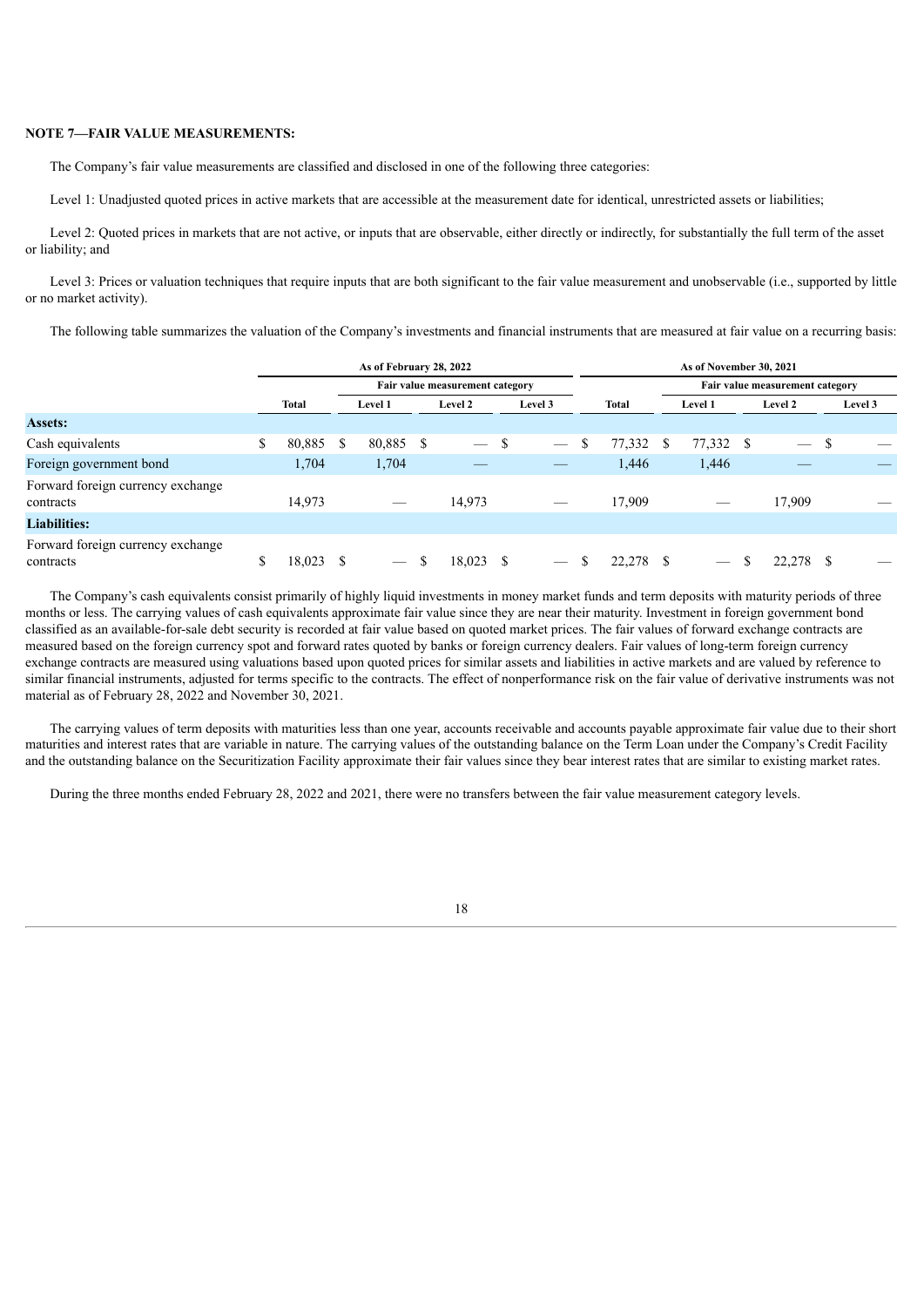**NOTE 7—FAIR VALUE MEASUREMENTS:**

The Company's fair value measurements are classified and disclosed in one of the following three categories:

Level 1: Unadjusted quoted prices in active markets that are accessible at the measurement date for identical, unrestricted assets or liabilities;

Level 2: Quoted prices in markets that are not active, or inputs that are observable, either directly or indirectly, for substantially the full term of the asset or liability; and

Level 3: Prices or valuation techniques that require inputs that are both significant to the fair value measurement and unobservable (i.e., supported by little or no market activity).

The following table summarizes the valuation of the Company's investments and financial instruments that are measured at fair value on a recurring basis:

| | As of February 28, 2022 | | | | As of November 30, 2021 | | | |
|---|---|---|---|---|---|---|---|---|
| | | Fair value measurement category | | | | Fair value measurement category | | |
| | Total | Level 1 | Level 2 | Level 3 | Total | Level 1 | Level 2 | Level 3 |
| **Assets:** | | | | | | | | |
| Cash equivalents | $ 80,885 | $ 80,885 | $ — | $ — | $ 77,332 | $ 77,332 | $ — | $ — |
| Foreign government bond | 1,704 | 1,704 | — | — | 1,446 | 1,446 | — | — |
| Forward foreign currency exchange contracts | 14,973 | — | 14,973 | — | 17,909 | — | 17,909 | — |
| **Liabilities:** | | | | | | | | |
| Forward foreign currency exchange contracts | $ 18,023 | $ — | $ 18,023 | $ — | $ 22,278 | $ — | $ 22,278 | $ — |

The Company's cash equivalents consist primarily of highly liquid investments in money market funds and term deposits with maturity periods of three months or less. The carrying values of cash equivalents approximate fair value since they are near their maturity. Investment in foreign government bond classified as an available-for-sale debt security is recorded at fair value based on quoted market prices. The fair values of forward exchange contracts are measured based on the foreign currency spot and forward rates quoted by banks or foreign currency dealers. Fair values of long-term foreign currency exchange contracts are measured using valuations based upon quoted prices for similar assets and liabilities in active markets and are valued by reference to similar financial instruments, adjusted for terms specific to the contracts. The effect of nonperformance risk on the fair value of derivative instruments was not material as of February 28, 2022 and November 30, 2021.

The carrying values of term deposits with maturities less than one year, accounts receivable and accounts payable approximate fair value due to their short maturities and interest rates that are variable in nature. The carrying values of the outstanding balance on the Term Loan under the Company's Credit Facility and the outstanding balance on the Securitization Facility approximate their fair values since they bear interest rates that are similar to existing market rates.

During the three months ended February 28, 2022 and 2021, there were no transfers between the fair value measurement category levels.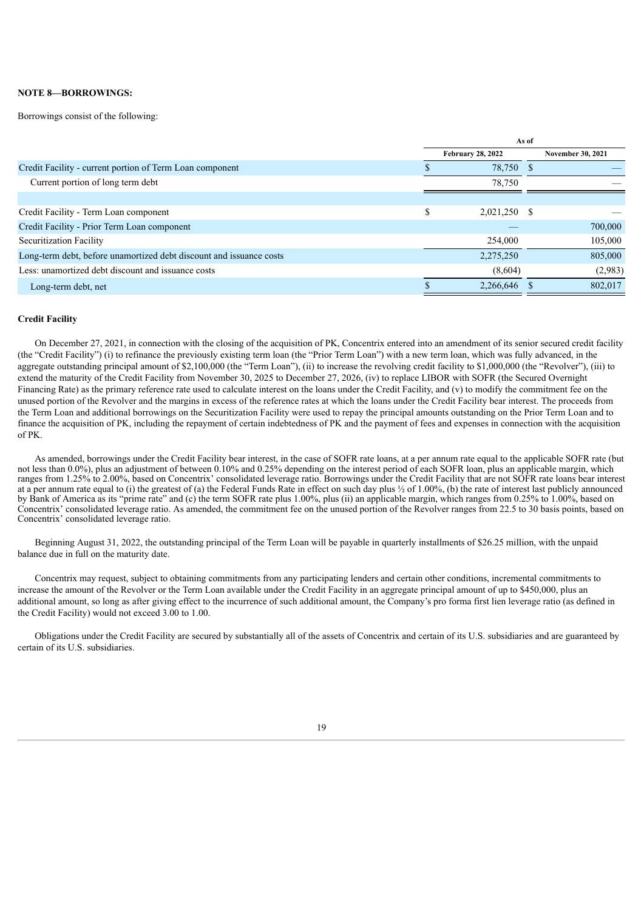**NOTE 8—BORROWINGS:**

Borrowings consist of the following:

| | As of | |
|---|---|---|
| | February 28, 2022 | November 30, 2021 |
| Credit Facility - current portion of Term Loan component | $ 78,750 | $ — |
| Current portion of long term debt | 78,750 | — |
| | | |
| Credit Facility - Term Loan component | $ 2,021,250 | $ — |
| Credit Facility - Prior Term Loan component | — | 700,000 |
| Securitization Facility | 254,000 | 105,000 |
| Long-term debt, before unamortized debt discount and issuance costs | 2,275,250 | 805,000 |
| Less: unamortized debt discount and issuance costs | (8,604) | (2,983) |
| Long-term debt, net | $ 2,266,646 | $ 802,017 |

**Credit Facility**

On December 27, 2021, in connection with the closing of the acquisition of PK, Concentrix entered into an amendment of its senior secured credit facility (the "Credit Facility") (i) to refinance the previously existing term loan (the "Prior Term Loan") with a new term loan, which was fully advanced, in the aggregate outstanding principal amount of $2,100,000 (the "Term Loan"), (ii) to increase the revolving credit facility to $1,000,000 (the "Revolver"), (iii) to extend the maturity of the Credit Facility from November 30, 2025 to December 27, 2026, (iv) to replace LIBOR with SOFR (the Secured Overnight Financing Rate) as the primary reference rate used to calculate interest on the loans under the Credit Facility, and (v) to modify the commitment fee on the unused portion of the Revolver and the margins in excess of the reference rates at which the loans under the Credit Facility bear interest. The proceeds from the Term Loan and additional borrowings on the Securitization Facility were used to repay the principal amounts outstanding on the Prior Term Loan and to finance the acquisition of PK, including the repayment of certain indebtedness of PK and the payment of fees and expenses in connection with the acquisition of PK.

As amended, borrowings under the Credit Facility bear interest, in the case of SOFR rate loans, at a per annum rate equal to the applicable SOFR rate (but not less than 0.0%), plus an adjustment of between 0.10% and 0.25% depending on the interest period of each SOFR loan, plus an applicable margin, which ranges from 1.25% to 2.00%, based on Concentrix' consolidated leverage ratio. Borrowings under the Credit Facility that are not SOFR rate loans bear interest at a per annum rate equal to (i) the greatest of (a) the Federal Funds Rate in effect on such day plus ½ of 1.00%, (b) the rate of interest last publicly announced by Bank of America as its "prime rate" and (c) the term SOFR rate plus 1.00%, plus (ii) an applicable margin, which ranges from 0.25% to 1.00%, based on Concentrix' consolidated leverage ratio. As amended, the commitment fee on the unused portion of the Revolver ranges from 22.5 to 30 basis points, based on Concentrix' consolidated leverage ratio.

Beginning August 31, 2022, the outstanding principal of the Term Loan will be payable in quarterly installments of $26.25 million, with the unpaid balance due in full on the maturity date.

Concentrix may request, subject to obtaining commitments from any participating lenders and certain other conditions, incremental commitments to increase the amount of the Revolver or the Term Loan available under the Credit Facility in an aggregate principal amount of up to $450,000, plus an additional amount, so long as after giving effect to the incurrence of such additional amount, the Company's pro forma first lien leverage ratio (as defined in the Credit Facility) would not exceed 3.00 to 1.00.

Obligations under the Credit Facility are secured by substantially all of the assets of Concentrix and certain of its U.S. subsidiaries and are guaranteed by certain of its U.S. subsidiaries.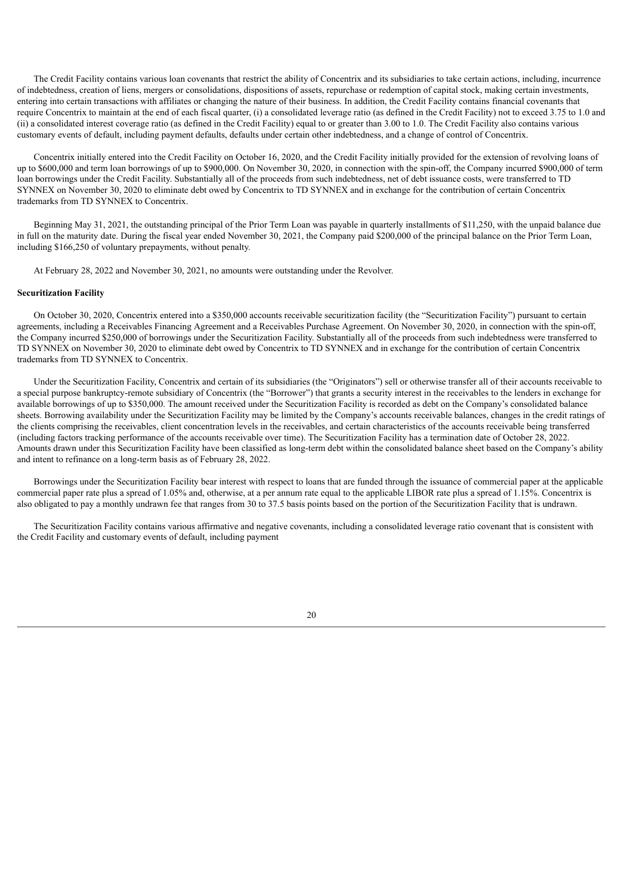The Credit Facility contains various loan covenants that restrict the ability of Concentrix and its subsidiaries to take certain actions, including, incurrence of indebtedness, creation of liens, mergers or consolidations, dispositions of assets, repurchase or redemption of capital stock, making certain investments, entering into certain transactions with affiliates or changing the nature of their business. In addition, the Credit Facility contains financial covenants that require Concentrix to maintain at the end of each fiscal quarter, (i) a consolidated leverage ratio (as defined in the Credit Facility) not to exceed 3.75 to 1.0 and (ii) a consolidated interest coverage ratio (as defined in the Credit Facility) equal to or greater than 3.00 to 1.0. The Credit Facility also contains various customary events of default, including payment defaults, defaults under certain other indebtedness, and a change of control of Concentrix.

Concentrix initially entered into the Credit Facility on October 16, 2020, and the Credit Facility initially provided for the extension of revolving loans of up to $600,000 and term loan borrowings of up to $900,000. On November 30, 2020, in connection with the spin-off, the Company incurred $900,000 of term loan borrowings under the Credit Facility. Substantially all of the proceeds from such indebtedness, net of debt issuance costs, were transferred to TD SYNNEX on November 30, 2020 to eliminate debt owed by Concentrix to TD SYNNEX and in exchange for the contribution of certain Concentrix trademarks from TD SYNNEX to Concentrix.

Beginning May 31, 2021, the outstanding principal of the Prior Term Loan was payable in quarterly installments of $11,250, with the unpaid balance due in full on the maturity date. During the fiscal year ended November 30, 2021, the Company paid $200,000 of the principal balance on the Prior Term Loan, including $166,250 of voluntary prepayments, without penalty.

At February 28, 2022 and November 30, 2021, no amounts were outstanding under the Revolver.

**Securitization Facility**

On October 30, 2020, Concentrix entered into a $350,000 accounts receivable securitization facility (the "Securitization Facility") pursuant to certain agreements, including a Receivables Financing Agreement and a Receivables Purchase Agreement. On November 30, 2020, in connection with the spin-off, the Company incurred $250,000 of borrowings under the Securitization Facility. Substantially all of the proceeds from such indebtedness were transferred to TD SYNNEX on November 30, 2020 to eliminate debt owed by Concentrix to TD SYNNEX and in exchange for the contribution of certain Concentrix trademarks from TD SYNNEX to Concentrix.

Under the Securitization Facility, Concentrix and certain of its subsidiaries (the "Originators") sell or otherwise transfer all of their accounts receivable to a special purpose bankruptcy-remote subsidiary of Concentrix (the "Borrower") that grants a security interest in the receivables to the lenders in exchange for available borrowings of up to $350,000. The amount received under the Securitization Facility is recorded as debt on the Company's consolidated balance sheets. Borrowing availability under the Securitization Facility may be limited by the Company's accounts receivable balances, changes in the credit ratings of the clients comprising the receivables, client concentration levels in the receivables, and certain characteristics of the accounts receivable being transferred (including factors tracking performance of the accounts receivable over time). The Securitization Facility has a termination date of October 28, 2022. Amounts drawn under this Securitization Facility have been classified as long-term debt within the consolidated balance sheet based on the Company's ability and intent to refinance on a long-term basis as of February 28, 2022.

Borrowings under the Securitization Facility bear interest with respect to loans that are funded through the issuance of commercial paper at the applicable commercial paper rate plus a spread of 1.05% and, otherwise, at a per annum rate equal to the applicable LIBOR rate plus a spread of 1.15%. Concentrix is also obligated to pay a monthly undrawn fee that ranges from 30 to 37.5 basis points based on the portion of the Securitization Facility that is undrawn.

The Securitization Facility contains various affirmative and negative covenants, including a consolidated leverage ratio covenant that is consistent with the Credit Facility and customary events of default, including payment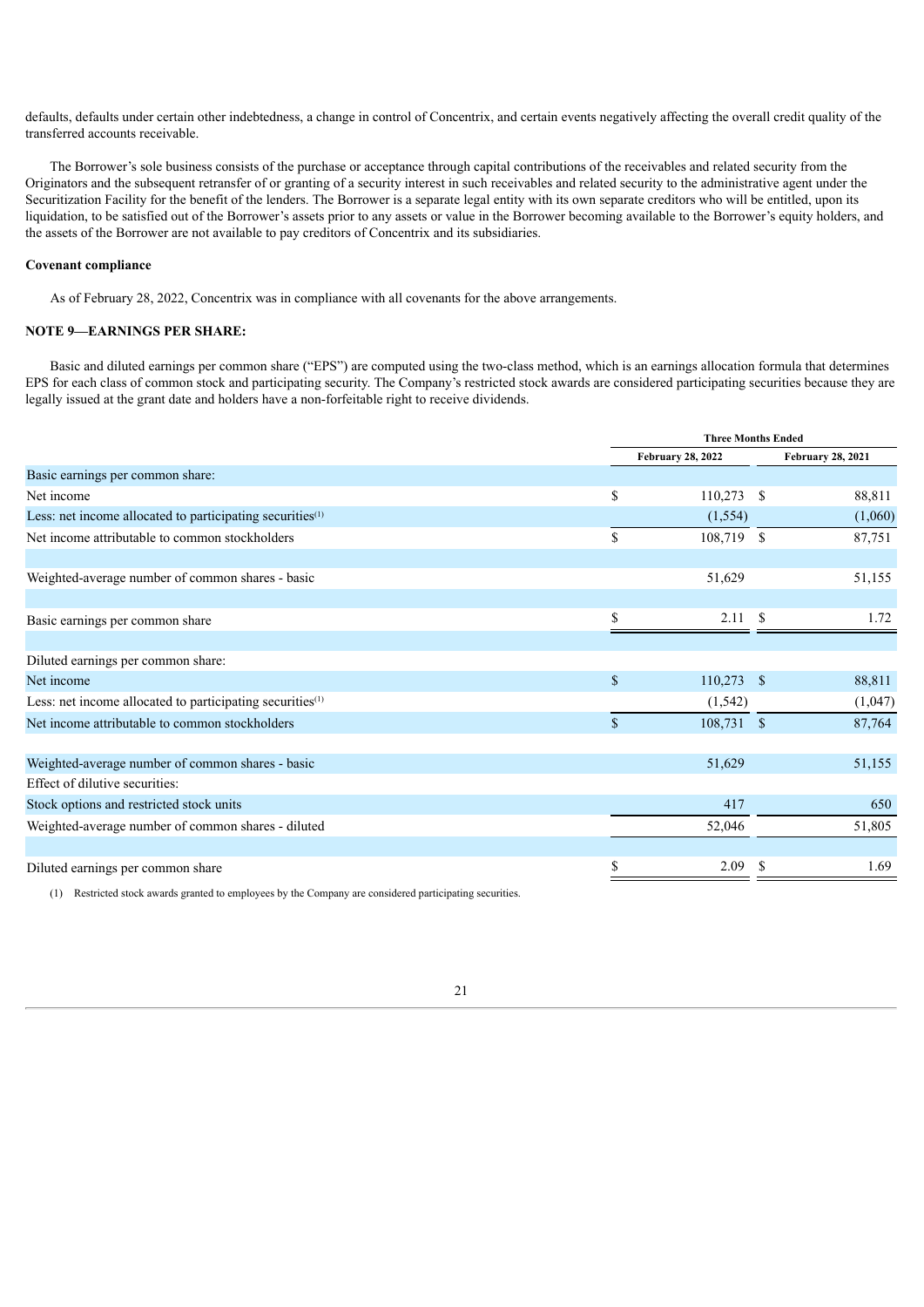defaults, defaults under certain other indebtedness, a change in control of Concentrix, and certain events negatively affecting the overall credit quality of the transferred accounts receivable.

The Borrower's sole business consists of the purchase or acceptance through capital contributions of the receivables and related security from the Originators and the subsequent retransfer of or granting of a security interest in such receivables and related security to the administrative agent under the Securitization Facility for the benefit of the lenders. The Borrower is a separate legal entity with its own separate creditors who will be entitled, upon its liquidation, to be satisfied out of the Borrower's assets prior to any assets or value in the Borrower becoming available to the Borrower's equity holders, and the assets of the Borrower are not available to pay creditors of Concentrix and its subsidiaries.

**Covenant compliance**

As of February 28, 2022, Concentrix was in compliance with all covenants for the above arrangements.

**NOTE 9—EARNINGS PER SHARE:**

Basic and diluted earnings per common share ("EPS") are computed using the two-class method, which is an earnings allocation formula that determines EPS for each class of common stock and participating security. The Company's restricted stock awards are considered participating securities because they are legally issued at the grant date and holders have a non-forfeitable right to receive dividends.

| | Three Months Ended | |
|---|---|---|
| | February 28, 2022 | February 28, 2021 |
| Basic earnings per common share: | | |
| Net income | $ 110,273 | $ 88,811 |
| Less: net income allocated to participating securities[1] | (1,554) | (1,060) |
| Net income attributable to common stockholders | $ 108,719 | $ 87,751 |
| | | |
| Weighted-average number of common shares - basic | 51,629 | 51,155 |
| | | |
| Basic earnings per common share | $ 2.11 | $ 1.72 |
| | | |
| Diluted earnings per common share: | | |
| Net income | $ 110,273 | $ 88,811 |
| Less: net income allocated to participating securities[1] | (1,542) | (1,047) |
| Net income attributable to common stockholders | $ 108,731 | $ 87,764 |
| | | |
| Weighted-average number of common shares - basic | 51,629 | 51,155 |
| Effect of dilutive securities: | | |
| Stock options and restricted stock units | 417 | 650 |
| Weighted-average number of common shares - diluted | 52,046 | 51,805 |
| | | |
| Diluted earnings per common share | $ 2.09 | $ 1.69 |

(1) Restricted stock awards granted to employees by the Company are considered participating securities.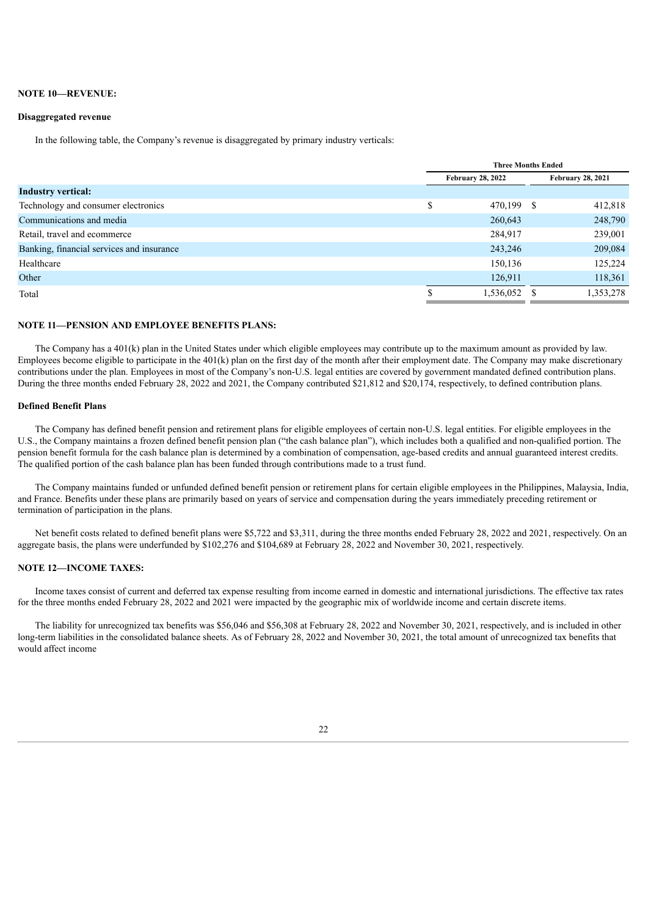**NOTE 10—REVENUE:**

**Disaggregated revenue**

In the following table, the Company's revenue is disaggregated by primary industry verticals:

| | Three Months Ended | |
|---|---|---|
| | February 28, 2022 | February 28, 2021 |
| **Industry vertical:** | | |
| Technology and consumer electronics | $ 470,199 | $ 412,818 |
| Communications and media | 260,643 | 248,790 |
| Retail, travel and ecommerce | 284,917 | 239,001 |
| Banking, financial services and insurance | 243,246 | 209,084 |
| Healthcare | 150,136 | 125,224 |
| Other | 126,911 | 118,361 |
| Total | $ 1,536,052 | $ 1,353,278 |

**NOTE 11—PENSION AND EMPLOYEE BENEFITS PLANS:**

The Company has a 401(k) plan in the United States under which eligible employees may contribute up to the maximum amount as provided by law. Employees become eligible to participate in the 401(k) plan on the first day of the month after their employment date. The Company may make discretionary contributions under the plan. Employees in most of the Company's non-U.S. legal entities are covered by government mandated defined contribution plans. During the three months ended February 28, 2022 and 2021, the Company contributed $21,812 and $20,174, respectively, to defined contribution plans.

**Defined Benefit Plans**

The Company has defined benefit pension and retirement plans for eligible employees of certain non-U.S. legal entities. For eligible employees in the U.S., the Company maintains a frozen defined benefit pension plan ("the cash balance plan"), which includes both a qualified and non-qualified portion. The pension benefit formula for the cash balance plan is determined by a combination of compensation, age-based credits and annual guaranteed interest credits. The qualified portion of the cash balance plan has been funded through contributions made to a trust fund.

The Company maintains funded or unfunded defined benefit pension or retirement plans for certain eligible employees in the Philippines, Malaysia, India, and France. Benefits under these plans are primarily based on years of service and compensation during the years immediately preceding retirement or termination of participation in the plans.

Net benefit costs related to defined benefit plans were $5,722 and $3,311, during the three months ended February 28, 2022 and 2021, respectively. On an aggregate basis, the plans were underfunded by $102,276 and $104,689 at February 28, 2022 and November 30, 2021, respectively.

**NOTE 12—INCOME TAXES:**

Income taxes consist of current and deferred tax expense resulting from income earned in domestic and international jurisdictions. The effective tax rates for the three months ended February 28, 2022 and 2021 were impacted by the geographic mix of worldwide income and certain discrete items.

The liability for unrecognized tax benefits was $56,046 and $56,308 at February 28, 2022 and November 30, 2021, respectively, and is included in other long-term liabilities in the consolidated balance sheets. As of February 28, 2022 and November 30, 2021, the total amount of unrecognized tax benefits that would affect income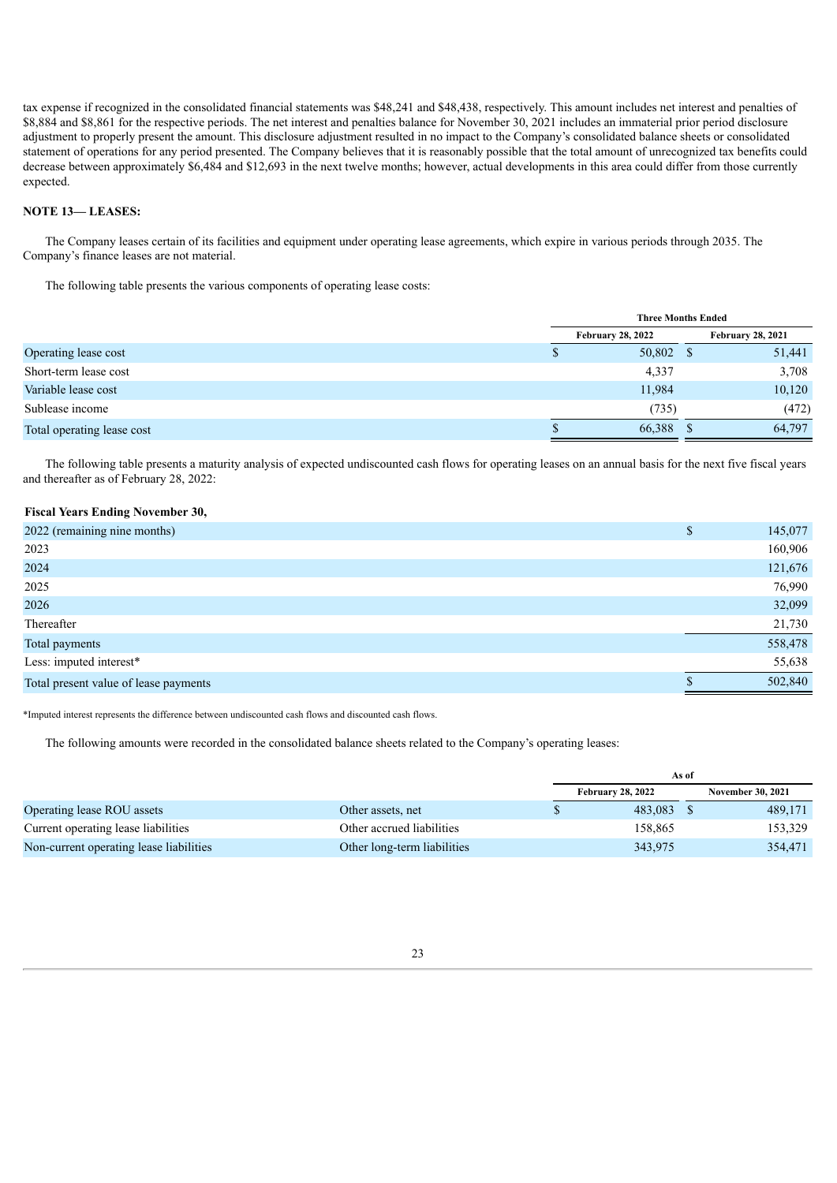tax expense if recognized in the consolidated financial statements was $48,241 and $48,438, respectively. This amount includes net interest and penalties of $8,884 and $8,861 for the respective periods. The net interest and penalties balance for November 30, 2021 includes an immaterial prior period disclosure adjustment to properly present the amount. This disclosure adjustment resulted in no impact to the Company's consolidated balance sheets or consolidated statement of operations for any period presented. The Company believes that it is reasonably possible that the total amount of unrecognized tax benefits could decrease between approximately $6,484 and $12,693 in the next twelve months; however, actual developments in this area could differ from those currently expected.

**NOTE 13— LEASES:**

The Company leases certain of its facilities and equipment under operating lease agreements, which expire in various periods through 2035. The Company's finance leases are not material.

The following table presents the various components of operating lease costs:

| | Three Months Ended | |
|---|---|---|
| | February 28, 2022 | February 28, 2021 |
| Operating lease cost | $ 50,802 | $ 51,441 |
| Short-term lease cost | 4,337 | 3,708 |
| Variable lease cost | 11,984 | 10,120 |
| Sublease income | (735) | (472) |
| Total operating lease cost | $ 66,388 | $ 64,797 |

The following table presents a maturity analysis of expected undiscounted cash flows for operating leases on an annual basis for the next five fiscal years and thereafter as of February 28, 2022:

| Fiscal Years Ending November 30, | |
|---|---|
| 2022 (remaining nine months) | $ 145,077 |
| 2023 | 160,906 |
| 2024 | 121,676 |
| 2025 | 76,990 |
| 2026 | 32,099 |
| Thereafter | 21,730 |
| Total payments | 558,478 |
| Less: imputed interest* | 55,638 |
| Total present value of lease payments | $ 502,840 |

*Imputed interest represents the difference between undiscounted cash flows and discounted cash flows.

The following amounts were recorded in the consolidated balance sheets related to the Company's operating leases:

| | | As of | |
|---|---|---|---|
| | | February 28, 2022 | November 30, 2021 |
| Operating lease ROU assets | Other assets, net | $ 483,083 | $ 489,171 |
| Current operating lease liabilities | Other accrued liabilities | 158,865 | 153,329 |
| Non-current operating lease liabilities | Other long-term liabilities | 343,975 | 354,471 |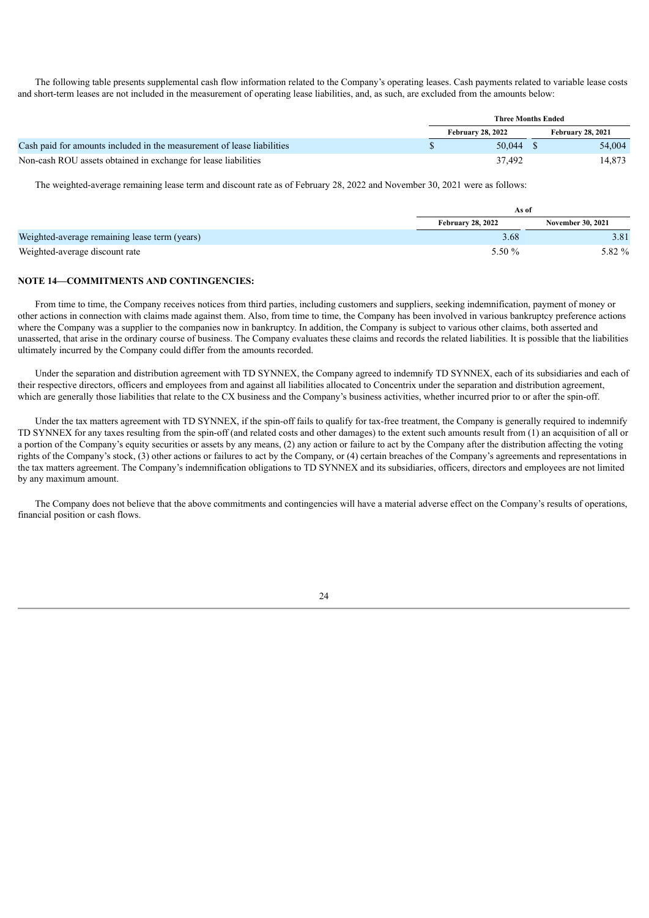The following table presents supplemental cash flow information related to the Company's operating leases. Cash payments related to variable lease costs and short-term leases are not included in the measurement of operating lease liabilities, and, as such, are excluded from the amounts below:

| | Three Months Ended | |
|---|---|---|
| | February 28, 2022 | February 28, 2021 |
| Cash paid for amounts included in the measurement of lease liabilities | $ 50,044 | $ 54,004 |
| Non-cash ROU assets obtained in exchange for lease liabilities | 37,492 | 14,873 |

The weighted-average remaining lease term and discount rate as of February 28, 2022 and November 30, 2021 were as follows:

| | As of | |
|---|---|---|
| | February 28, 2022 | November 30, 2021 |
| Weighted-average remaining lease term (years) | 3.68 | 3.81 |
| Weighted-average discount rate | 5.50 % | 5.82 % |

## NOTE 14—COMMITMENTS AND CONTINGENCIES:

From time to time, the Company receives notices from third parties, including customers and suppliers, seeking indemnification, payment of money or other actions in connection with claims made against them. Also, from time to time, the Company has been involved in various bankruptcy preference actions where the Company was a supplier to the companies now in bankruptcy. In addition, the Company is subject to various other claims, both asserted and unasserted, that arise in the ordinary course of business. The Company evaluates these claims and records the related liabilities. It is possible that the liabilities ultimately incurred by the Company could differ from the amounts recorded.

Under the separation and distribution agreement with TD SYNNEX, the Company agreed to indemnify TD SYNNEX, each of its subsidiaries and each of their respective directors, officers and employees from and against all liabilities allocated to Concentrix under the separation and distribution agreement, which are generally those liabilities that relate to the CX business and the Company's business activities, whether incurred prior to or after the spin-off.

Under the tax matters agreement with TD SYNNEX, if the spin-off fails to qualify for tax-free treatment, the Company is generally required to indemnify TD SYNNEX for any taxes resulting from the spin-off (and related costs and other damages) to the extent such amounts result from (1) an acquisition of all or a portion of the Company's equity securities or assets by any means, (2) any action or failure to act by the Company after the distribution affecting the voting rights of the Company's stock, (3) other actions or failures to act by the Company, or (4) certain breaches of the Company's agreements and representations in the tax matters agreement. The Company's indemnification obligations to TD SYNNEX and its subsidiaries, officers, directors and employees are not limited by any maximum amount.

The Company does not believe that the above commitments and contingencies will have a material adverse effect on the Company's results of operations, financial position or cash flows.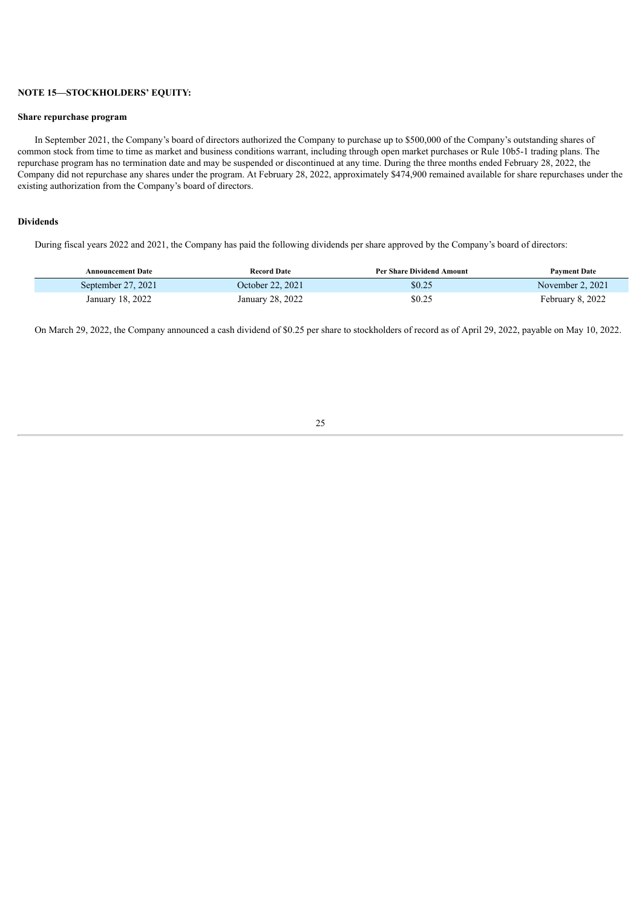## NOTE 15—STOCKHOLDERS' EQUITY:

### Share repurchase program

In September 2021, the Company's board of directors authorized the Company to purchase up to $500,000 of the Company's outstanding shares of common stock from time to time as market and business conditions warrant, including through open market purchases or Rule 10b5-1 trading plans. The repurchase program has no termination date and may be suspended or discontinued at any time. During the three months ended February 28, 2022, the Company did not repurchase any shares under the program. At February 28, 2022, approximately $474,900 remained available for share repurchases under the existing authorization from the Company's board of directors.

### Dividends

During fiscal years 2022 and 2021, the Company has paid the following dividends per share approved by the Company's board of directors:

| Announcement Date | Record Date | Per Share Dividend Amount | Payment Date |
|---|---|---|---|
| September 27, 2021 | October 22, 2021 | $0.25 | November 2, 2021 |
| January 18, 2022 | January 28, 2022 | $0.25 | February 8, 2022 |

On March 29, 2022, the Company announced a cash dividend of $0.25 per share to stockholders of record as of April 29, 2022, payable on May 10, 2022.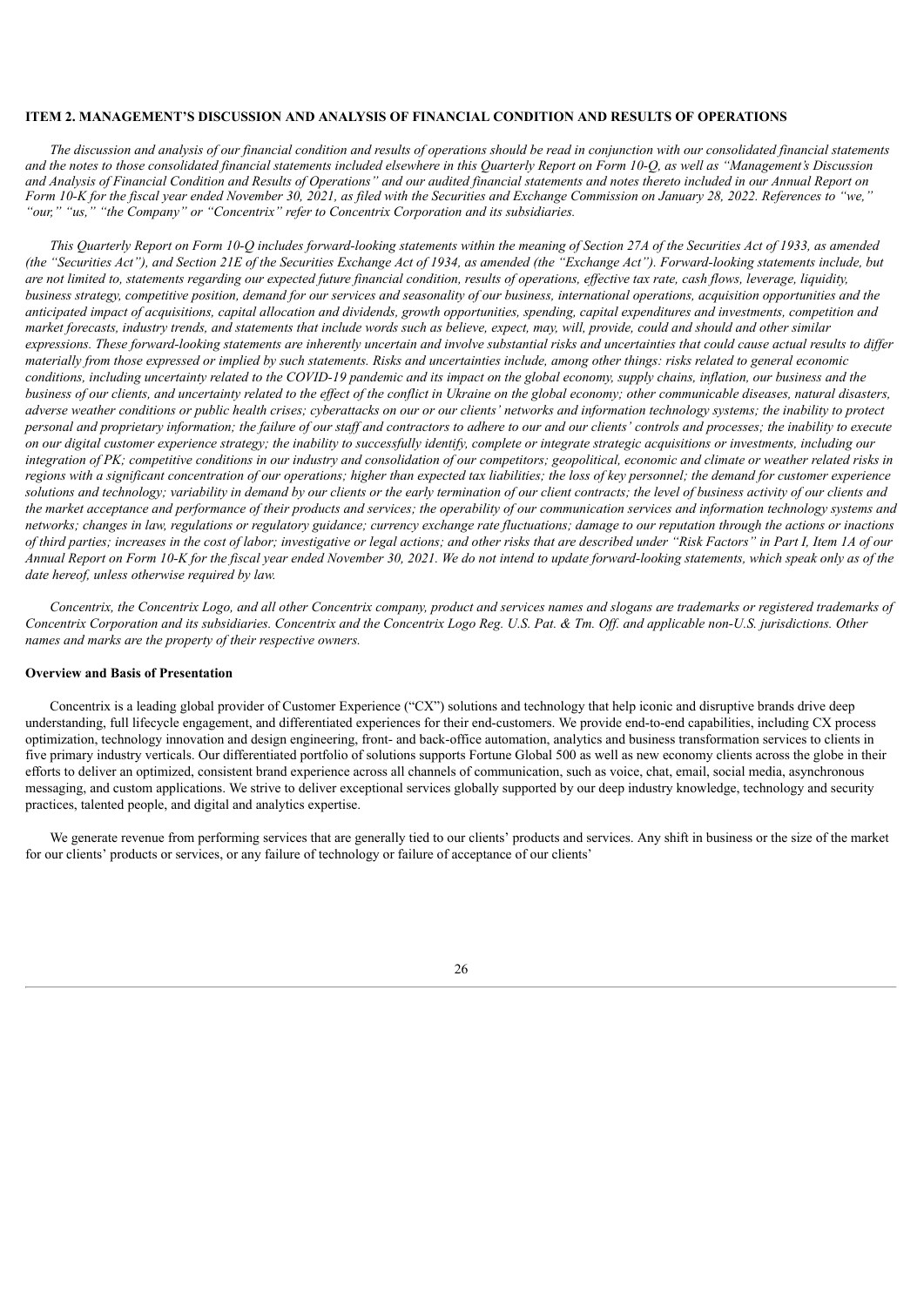**ITEM 2. MANAGEMENT'S DISCUSSION AND ANALYSIS OF FINANCIAL CONDITION AND RESULTS OF OPERATIONS**

*The discussion and analysis of our financial condition and results of operations should be read in conjunction with our consolidated financial statements and the notes to those consolidated financial statements included elsewhere in this Quarterly Report on Form 10-Q, as well as "Management's Discussion and Analysis of Financial Condition and Results of Operations" and our audited financial statements and notes thereto included in our Annual Report on Form 10-K for the fiscal year ended November 30, 2021, as filed with the Securities and Exchange Commission on January 28, 2022. References to "we," "our," "us," "the Company" or "Concentrix" refer to Concentrix Corporation and its subsidiaries.*

*This Quarterly Report on Form 10-Q includes forward-looking statements within the meaning of Section 27A of the Securities Act of 1933, as amended (the "Securities Act"), and Section 21E of the Securities Exchange Act of 1934, as amended (the "Exchange Act"). Forward-looking statements include, but are not limited to, statements regarding our expected future financial condition, results of operations, effective tax rate, cash flows, leverage, liquidity, business strategy, competitive position, demand for our services and seasonality of our business, international operations, acquisition opportunities and the anticipated impact of acquisitions, capital allocation and dividends, growth opportunities, spending, capital expenditures and investments, competition and market forecasts, industry trends, and statements that include words such as believe, expect, may, will, provide, could and should and other similar expressions. These forward-looking statements are inherently uncertain and involve substantial risks and uncertainties that could cause actual results to differ materially from those expressed or implied by such statements. Risks and uncertainties include, among other things: risks related to general economic conditions, including uncertainty related to the COVID-19 pandemic and its impact on the global economy, supply chains, inflation, our business and the business of our clients, and uncertainty related to the effect of the conflict in Ukraine on the global economy; other communicable diseases, natural disasters, adverse weather conditions or public health crises; cyberattacks on our or our clients' networks and information technology systems; the inability to protect personal and proprietary information; the failure of our staff and contractors to adhere to our and our clients' controls and processes; the inability to execute on our digital customer experience strategy; the inability to successfully identify, complete or integrate strategic acquisitions or investments, including our integration of PK; competitive conditions in our industry and consolidation of our competitors; geopolitical, economic and climate or weather related risks in regions with a significant concentration of our operations; higher than expected tax liabilities; the loss of key personnel; the demand for customer experience solutions and technology; variability in demand by our clients or the early termination of our client contracts; the level of business activity of our clients and the market acceptance and performance of their products and services; the operability of our communication services and information technology systems and networks; changes in law, regulations or regulatory guidance; currency exchange rate fluctuations; damage to our reputation through the actions or inactions of third parties; increases in the cost of labor; investigative or legal actions; and other risks that are described under "Risk Factors" in Part I, Item 1A of our Annual Report on Form 10-K for the fiscal year ended November 30, 2021. We do not intend to update forward-looking statements, which speak only as of the date hereof, unless otherwise required by law.*

*Concentrix, the Concentrix Logo, and all other Concentrix company, product and services names and slogans are trademarks or registered trademarks of Concentrix Corporation and its subsidiaries. Concentrix and the Concentrix Logo Reg. U.S. Pat. & Tm. Off. and applicable non-U.S. jurisdictions. Other names and marks are the property of their respective owners.*

**Overview and Basis of Presentation**

Concentrix is a leading global provider of Customer Experience ("CX") solutions and technology that help iconic and disruptive brands drive deep understanding, full lifecycle engagement, and differentiated experiences for their end-customers. We provide end-to-end capabilities, including CX process optimization, technology innovation and design engineering, front- and back-office automation, analytics and business transformation services to clients in five primary industry verticals. Our differentiated portfolio of solutions supports Fortune Global 500 as well as new economy clients across the globe in their efforts to deliver an optimized, consistent brand experience across all channels of communication, such as voice, chat, email, social media, asynchronous messaging, and custom applications. We strive to deliver exceptional services globally supported by our deep industry knowledge, technology and security practices, talented people, and digital and analytics expertise.

We generate revenue from performing services that are generally tied to our clients' products and services. Any shift in business or the size of the market for our clients' products or services, or any failure of technology or failure of acceptance of our clients'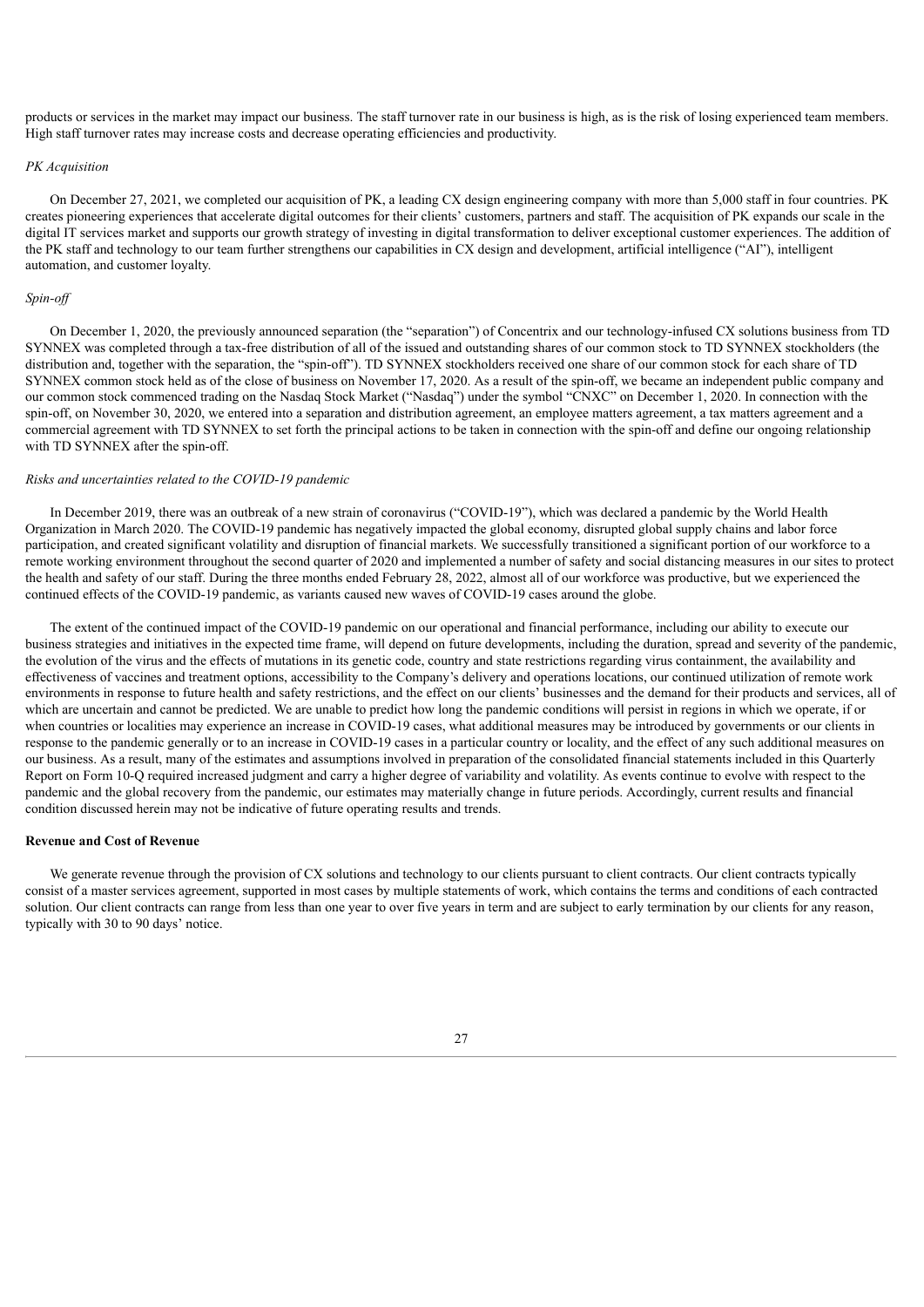products or services in the market may impact our business. The staff turnover rate in our business is high, as is the risk of losing experienced team members. High staff turnover rates may increase costs and decrease operating efficiencies and productivity.

*PK Acquisition*

On December 27, 2021, we completed our acquisition of PK, a leading CX design engineering company with more than 5,000 staff in four countries. PK creates pioneering experiences that accelerate digital outcomes for their clients' customers, partners and staff. The acquisition of PK expands our scale in the digital IT services market and supports our growth strategy of investing in digital transformation to deliver exceptional customer experiences. The addition of the PK staff and technology to our team further strengthens our capabilities in CX design and development, artificial intelligence ("AI"), intelligent automation, and customer loyalty.

*Spin-off*

On December 1, 2020, the previously announced separation (the "separation") of Concentrix and our technology-infused CX solutions business from TD SYNNEX was completed through a tax-free distribution of all of the issued and outstanding shares of our common stock to TD SYNNEX stockholders (the distribution and, together with the separation, the "spin-off"). TD SYNNEX stockholders received one share of our common stock for each share of TD SYNNEX common stock held as of the close of business on November 17, 2020. As a result of the spin-off, we became an independent public company and our common stock commenced trading on the Nasdaq Stock Market ("Nasdaq") under the symbol "CNXC" on December 1, 2020. In connection with the spin-off, on November 30, 2020, we entered into a separation and distribution agreement, an employee matters agreement, a tax matters agreement and a commercial agreement with TD SYNNEX to set forth the principal actions to be taken in connection with the spin-off and define our ongoing relationship with TD SYNNEX after the spin-off.

*Risks and uncertainties related to the COVID-19 pandemic*

In December 2019, there was an outbreak of a new strain of coronavirus ("COVID-19"), which was declared a pandemic by the World Health Organization in March 2020. The COVID-19 pandemic has negatively impacted the global economy, disrupted global supply chains and labor force participation, and created significant volatility and disruption of financial markets. We successfully transitioned a significant portion of our workforce to a remote working environment throughout the second quarter of 2020 and implemented a number of safety and social distancing measures in our sites to protect the health and safety of our staff. During the three months ended February 28, 2022, almost all of our workforce was productive, but we experienced the continued effects of the COVID-19 pandemic, as variants caused new waves of COVID-19 cases around the globe.

The extent of the continued impact of the COVID-19 pandemic on our operational and financial performance, including our ability to execute our business strategies and initiatives in the expected time frame, will depend on future developments, including the duration, spread and severity of the pandemic, the evolution of the virus and the effects of mutations in its genetic code, country and state restrictions regarding virus containment, the availability and effectiveness of vaccines and treatment options, accessibility to the Company's delivery and operations locations, our continued utilization of remote work environments in response to future health and safety restrictions, and the effect on our clients' businesses and the demand for their products and services, all of which are uncertain and cannot be predicted. We are unable to predict how long the pandemic conditions will persist in regions in which we operate, if or when countries or localities may experience an increase in COVID-19 cases, what additional measures may be introduced by governments or our clients in response to the pandemic generally or to an increase in COVID-19 cases in a particular country or locality, and the effect of any such additional measures on our business. As a result, many of the estimates and assumptions involved in preparation of the consolidated financial statements included in this Quarterly Report on Form 10-Q required increased judgment and carry a higher degree of variability and volatility. As events continue to evolve with respect to the pandemic and the global recovery from the pandemic, our estimates may materially change in future periods. Accordingly, current results and financial condition discussed herein may not be indicative of future operating results and trends.

**Revenue and Cost of Revenue**

We generate revenue through the provision of CX solutions and technology to our clients pursuant to client contracts. Our client contracts typically consist of a master services agreement, supported in most cases by multiple statements of work, which contains the terms and conditions of each contracted solution. Our client contracts can range from less than one year to over five years in term and are subject to early termination by our clients for any reason, typically with 30 to 90 days' notice.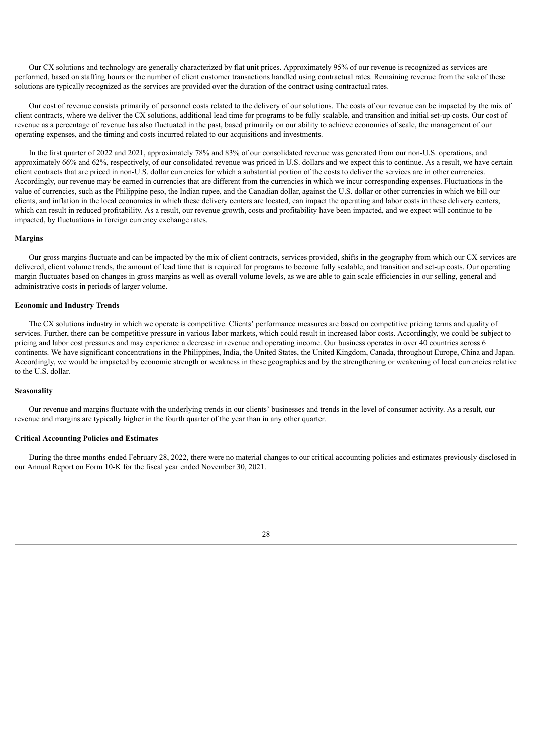Our CX solutions and technology are generally characterized by flat unit prices. Approximately 95% of our revenue is recognized as services are performed, based on staffing hours or the number of client customer transactions handled using contractual rates. Remaining revenue from the sale of these solutions are typically recognized as the services are provided over the duration of the contract using contractual rates.

Our cost of revenue consists primarily of personnel costs related to the delivery of our solutions. The costs of our revenue can be impacted by the mix of client contracts, where we deliver the CX solutions, additional lead time for programs to be fully scalable, and transition and initial set-up costs. Our cost of revenue as a percentage of revenue has also fluctuated in the past, based primarily on our ability to achieve economies of scale, the management of our operating expenses, and the timing and costs incurred related to our acquisitions and investments.

In the first quarter of 2022 and 2021, approximately 78% and 83% of our consolidated revenue was generated from our non-U.S. operations, and approximately 66% and 62%, respectively, of our consolidated revenue was priced in U.S. dollars and we expect this to continue. As a result, we have certain client contracts that are priced in non-U.S. dollar currencies for which a substantial portion of the costs to deliver the services are in other currencies. Accordingly, our revenue may be earned in currencies that are different from the currencies in which we incur corresponding expenses. Fluctuations in the value of currencies, such as the Philippine peso, the Indian rupee, and the Canadian dollar, against the U.S. dollar or other currencies in which we bill our clients, and inflation in the local economies in which these delivery centers are located, can impact the operating and labor costs in these delivery centers, which can result in reduced profitability. As a result, our revenue growth, costs and profitability have been impacted, and we expect will continue to be impacted, by fluctuations in foreign currency exchange rates.

**Margins**

Our gross margins fluctuate and can be impacted by the mix of client contracts, services provided, shifts in the geography from which our CX services are delivered, client volume trends, the amount of lead time that is required for programs to become fully scalable, and transition and set-up costs. Our operating margin fluctuates based on changes in gross margins as well as overall volume levels, as we are able to gain scale efficiencies in our selling, general and administrative costs in periods of larger volume.

**Economic and Industry Trends**

The CX solutions industry in which we operate is competitive. Clients' performance measures are based on competitive pricing terms and quality of services. Further, there can be competitive pressure in various labor markets, which could result in increased labor costs. Accordingly, we could be subject to pricing and labor cost pressures and may experience a decrease in revenue and operating income. Our business operates in over 40 countries across 6 continents. We have significant concentrations in the Philippines, India, the United States, the United Kingdom, Canada, throughout Europe, China and Japan. Accordingly, we would be impacted by economic strength or weakness in these geographies and by the strengthening or weakening of local currencies relative to the U.S. dollar.

**Seasonality**

Our revenue and margins fluctuate with the underlying trends in our clients' businesses and trends in the level of consumer activity. As a result, our revenue and margins are typically higher in the fourth quarter of the year than in any other quarter.

**Critical Accounting Policies and Estimates**

During the three months ended February 28, 2022, there were no material changes to our critical accounting policies and estimates previously disclosed in our Annual Report on Form 10-K for the fiscal year ended November 30, 2021.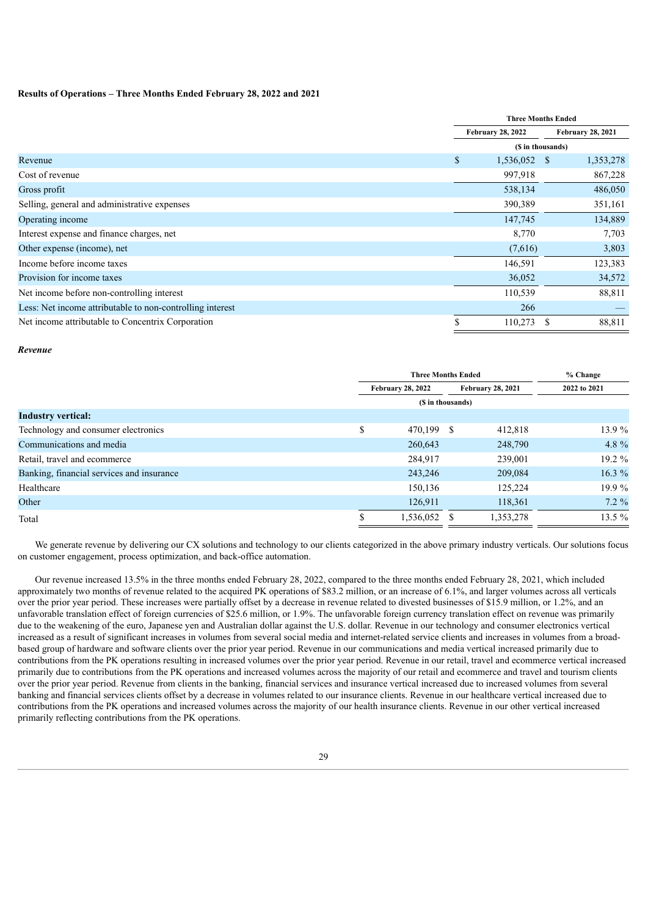**Results of Operations – Three Months Ended February 28, 2022 and 2021**

| | Three Months Ended | |
|---|---|---|
| | February 28, 2022 | February 28, 2021 |
| | ($ in thousands) | |
| Revenue | $ 1,536,052 | $ 1,353,278 |
| Cost of revenue | 997,918 | 867,228 |
| Gross profit | 538,134 | 486,050 |
| Selling, general and administrative expenses | 390,389 | 351,161 |
| Operating income | 147,745 | 134,889 |
| Interest expense and finance charges, net | 8,770 | 7,703 |
| Other expense (income), net | (7,616) | 3,803 |
| Income before income taxes | 146,591 | 123,383 |
| Provision for income taxes | 36,052 | 34,572 |
| Net income before non-controlling interest | 110,539 | 88,811 |
| Less: Net income attributable to non-controlling interest | 266 | — |
| Net income attributable to Concentrix Corporation | $ 110,273 | $ 88,811 |

***Revenue***

| | Three Months Ended | | % Change |
|---|---|---|---|
| | February 28, 2022 | February 28, 2021 | 2022 to 2021 |
| | ($ in thousands) | | |
| **Industry vertical:** | | | |
| Technology and consumer electronics | $ 470,199 | $ 412,818 | 13.9 % |
| Communications and media | 260,643 | 248,790 | 4.8 % |
| Retail, travel and ecommerce | 284,917 | 239,001 | 19.2 % |
| Banking, financial services and insurance | 243,246 | 209,084 | 16.3 % |
| Healthcare | 150,136 | 125,224 | 19.9 % |
| Other | 126,911 | 118,361 | 7.2 % |
| Total | $ 1,536,052 | $ 1,353,278 | 13.5 % |

We generate revenue by delivering our CX solutions and technology to our clients categorized in the above primary industry verticals. Our solutions focus on customer engagement, process optimization, and back-office automation.

Our revenue increased 13.5% in the three months ended February 28, 2022, compared to the three months ended February 28, 2021, which included approximately two months of revenue related to the acquired PK operations of $83.2 million, or an increase of 6.1%, and larger volumes across all verticals over the prior year period. These increases were partially offset by a decrease in revenue related to divested businesses of $15.9 million, or 1.2%, and an unfavorable translation effect of foreign currencies of $25.6 million, or 1.9%. The unfavorable foreign currency translation effect on revenue was primarily due to the weakening of the euro, Japanese yen and Australian dollar against the U.S. dollar. Revenue in our technology and consumer electronics vertical increased as a result of significant increases in volumes from several social media and internet-related service clients and increases in volumes from a broad-based group of hardware and software clients over the prior year period. Revenue in our communications and media vertical increased primarily due to contributions from the PK operations resulting in increased volumes over the prior year period. Revenue in our retail, travel and ecommerce vertical increased primarily due to contributions from the PK operations and increased volumes across the majority of our retail and ecommerce and travel and tourism clients over the prior year period. Revenue from clients in the banking, financial services and insurance vertical increased due to increased volumes from several banking and financial services clients offset by a decrease in volumes related to our insurance clients. Revenue in our healthcare vertical increased due to contributions from the PK operations and increased volumes across the majority of our health insurance clients. Revenue in our other vertical increased primarily reflecting contributions from the PK operations.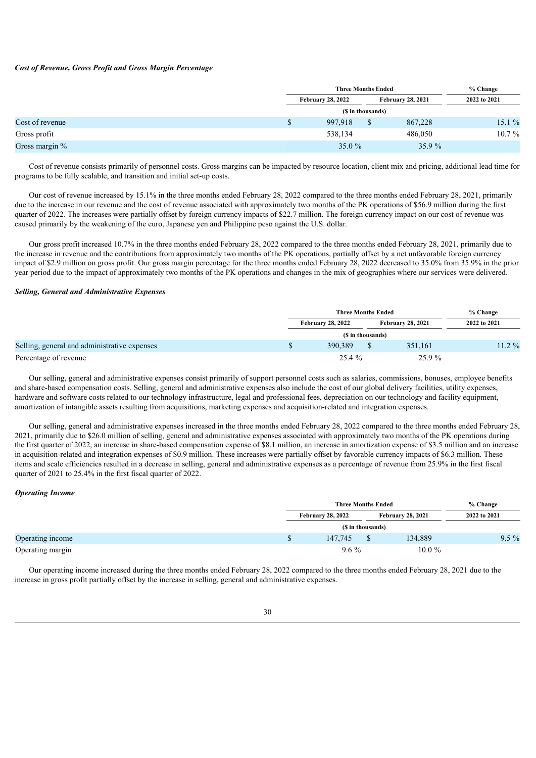***Cost of Revenue, Gross Profit and Gross Margin Percentage***

| | Three Months Ended | | % Change |
|---|---|---|---|
| | February 28, 2022 | February 28, 2021 | 2022 to 2021 |
| | ($ in thousands) | | |
| Cost of revenue | $ 997,918 | $ 867,228 | 15.1 % |
| Gross profit | 538,134 | 486,050 | 10.7 % |
| Gross margin % | 35.0 % | 35.9 % | |

Cost of revenue consists primarily of personnel costs. Gross margins can be impacted by resource location, client mix and pricing, additional lead time for programs to be fully scalable, and transition and initial set-up costs.

Our cost of revenue increased by 15.1% in the three months ended February 28, 2022 compared to the three months ended February 28, 2021, primarily due to the increase in our revenue and the cost of revenue associated with approximately two months of the PK operations of $56.9 million during the first quarter of 2022. The increases were partially offset by foreign currency impacts of $22.7 million. The foreign currency impact on our cost of revenue was caused primarily by the weakening of the euro, Japanese yen and Philippine peso against the U.S. dollar.

Our gross profit increased 10.7% in the three months ended February 28, 2022 compared to the three months ended February 28, 2021, primarily due to the increase in revenue and the contributions from approximately two months of the PK operations, partially offset by a net unfavorable foreign currency impact of $2.9 million on gross profit. Our gross margin percentage for the three months ended February 28, 2022 decreased to 35.0% from 35.9% in the prior year period due to the impact of approximately two months of the PK operations and changes in the mix of geographies where our services were delivered.

***Selling, General and Administrative Expenses***

| | Three Months Ended | | % Change |
|---|---|---|---|
| | February 28, 2022 | February 28, 2021 | 2022 to 2021 |
| | ($ in thousands) | | |
| Selling, general and administrative expenses | $ 390,389 | $ 351,161 | 11.2 % |
| Percentage of revenue | 25.4 % | 25.9 % | |

Our selling, general and administrative expenses consist primarily of support personnel costs such as salaries, commissions, bonuses, employee benefits and share-based compensation costs. Selling, general and administrative expenses also include the cost of our global delivery facilities, utility expenses, hardware and software costs related to our technology infrastructure, legal and professional fees, depreciation on our technology and facility equipment, amortization of intangible assets resulting from acquisitions, marketing expenses and acquisition-related and integration expenses.

Our selling, general and administrative expenses increased in the three months ended February 28, 2022 compared to the three months ended February 28, 2021, primarily due to $26.0 million of selling, general and administrative expenses associated with approximately two months of the PK operations during the first quarter of 2022, an increase in share-based compensation expense of $8.1 million, an increase in amortization expense of $3.5 million and an increase in acquisition-related and integration expenses of $0.9 million. These increases were partially offset by favorable currency impacts of $6.3 million. These items and scale efficiencies resulted in a decrease in selling, general and administrative expenses as a percentage of revenue from 25.9% in the first fiscal quarter of 2021 to 25.4% in the first fiscal quarter of 2022.

***Operating Income***

| | Three Months Ended | | % Change |
|---|---|---|---|
| | February 28, 2022 | February 28, 2021 | 2022 to 2021 |
| | ($ in thousands) | | |
| Operating income | $ 147,745 | $ 134,889 | 9.5 % |
| Operating margin | 9.6 % | 10.0 % | |

Our operating income increased during the three months ended February 28, 2022 compared to the three months ended February 28, 2021 due to the increase in gross profit partially offset by the increase in selling, general and administrative expenses.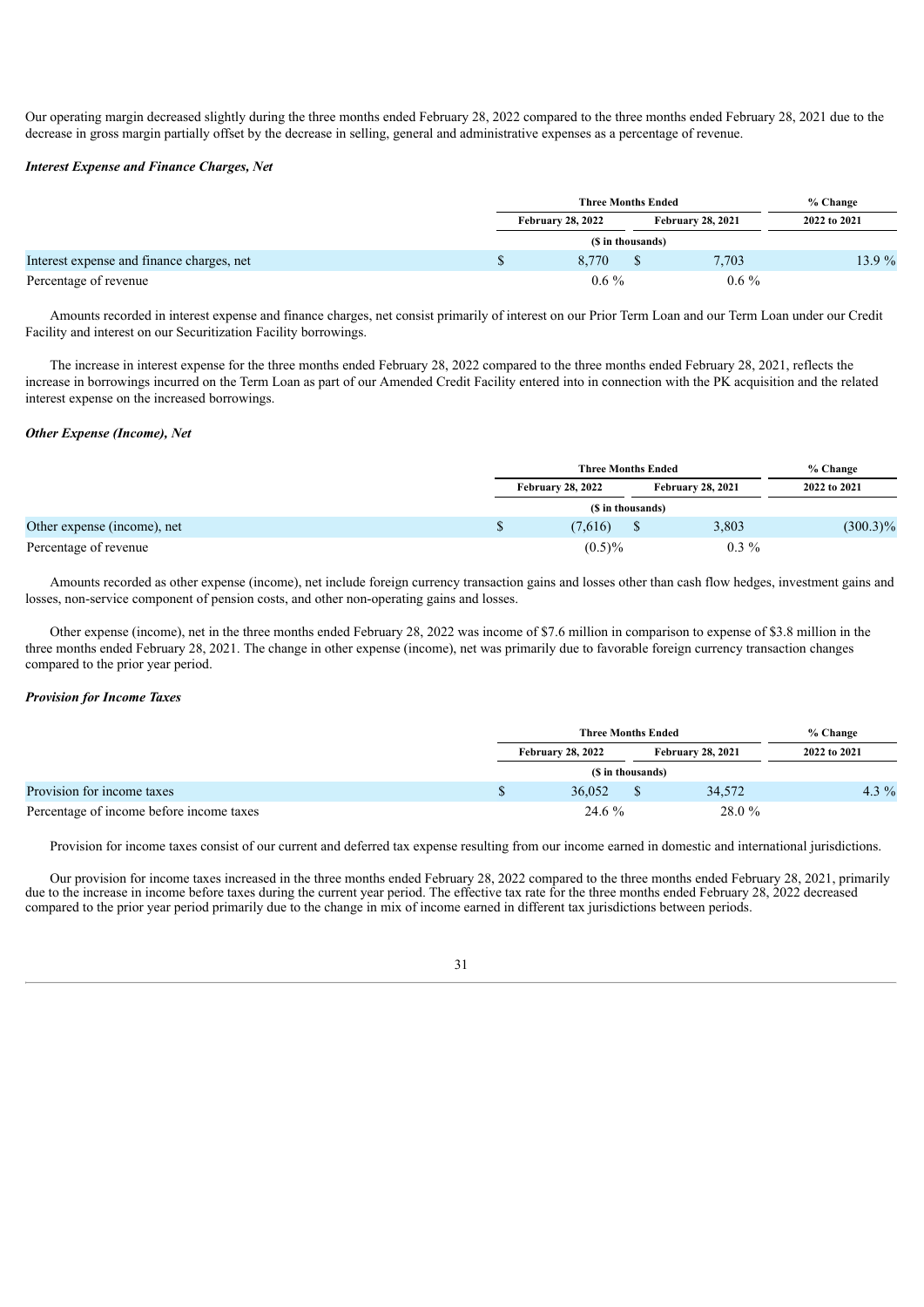Our operating margin decreased slightly during the three months ended February 28, 2022 compared to the three months ended February 28, 2021 due to the decrease in gross margin partially offset by the decrease in selling, general and administrative expenses as a percentage of revenue.

***Interest Expense and Finance Charges, Net***

| | Three Months Ended | | % Change |
|---|---|---|---|
| | February 28, 2022 | February 28, 2021 | 2022 to 2021 |
| | ($ in thousands) | | |
| Interest expense and finance charges, net | $ 8,770 | $ 7,703 | 13.9 % |
| Percentage of revenue | 0.6 % | 0.6 % | |

Amounts recorded in interest expense and finance charges, net consist primarily of interest on our Prior Term Loan and our Term Loan under our Credit Facility and interest on our Securitization Facility borrowings.

The increase in interest expense for the three months ended February 28, 2022 compared to the three months ended February 28, 2021, reflects the increase in borrowings incurred on the Term Loan as part of our Amended Credit Facility entered into in connection with the PK acquisition and the related interest expense on the increased borrowings.

***Other Expense (Income), Net***

| | Three Months Ended | | % Change |
|---|---|---|---|
| | February 28, 2022 | February 28, 2021 | 2022 to 2021 |
| | ($ in thousands) | | |
| Other expense (income), net | $ (7,616) | $ 3,803 | (300.3)% |
| Percentage of revenue | (0.5)% | 0.3 % | |

Amounts recorded as other expense (income), net include foreign currency transaction gains and losses other than cash flow hedges, investment gains and losses, non-service component of pension costs, and other non-operating gains and losses.

Other expense (income), net in the three months ended February 28, 2022 was income of $7.6 million in comparison to expense of $3.8 million in the three months ended February 28, 2021. The change in other expense (income), net was primarily due to favorable foreign currency transaction changes compared to the prior year period.

***Provision for Income Taxes***

| | Three Months Ended | | % Change |
|---|---|---|---|
| | February 28, 2022 | February 28, 2021 | 2022 to 2021 |
| | ($ in thousands) | | |
| Provision for income taxes | $ 36,052 | $ 34,572 | 4.3 % |
| Percentage of income before income taxes | 24.6 % | 28.0 % | |

Provision for income taxes consist of our current and deferred tax expense resulting from our income earned in domestic and international jurisdictions.

Our provision for income taxes increased in the three months ended February 28, 2022 compared to the three months ended February 28, 2021, primarily due to the increase in income before taxes during the current year period. The effective tax rate for the three months ended February 28, 2022 decreased compared to the prior year period primarily due to the change in mix of income earned in different tax jurisdictions between periods.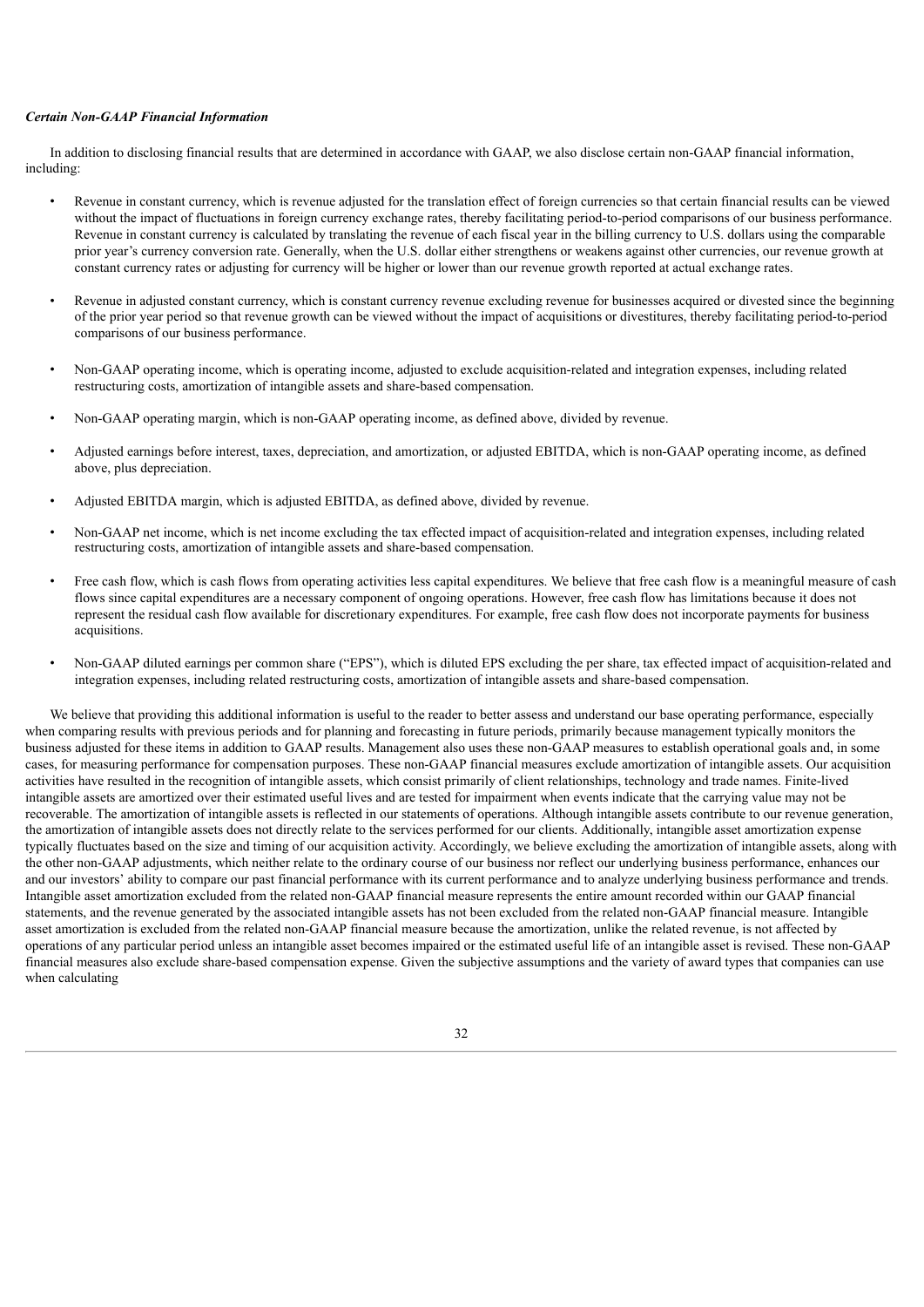### *Certain Non-GAAP Financial Information*

In addition to disclosing financial results that are determined in accordance with GAAP, we also disclose certain non-GAAP financial information, including:

- Revenue in constant currency, which is revenue adjusted for the translation effect of foreign currencies so that certain financial results can be viewed without the impact of fluctuations in foreign currency exchange rates, thereby facilitating period-to-period comparisons of our business performance. Revenue in constant currency is calculated by translating the revenue of each fiscal year in the billing currency to U.S. dollars using the comparable prior year's currency conversion rate. Generally, when the U.S. dollar either strengthens or weakens against other currencies, our revenue growth at constant currency rates or adjusting for currency will be higher or lower than our revenue growth reported at actual exchange rates.
- Revenue in adjusted constant currency, which is constant currency revenue excluding revenue for businesses acquired or divested since the beginning of the prior year period so that revenue growth can be viewed without the impact of acquisitions or divestitures, thereby facilitating period-to-period comparisons of our business performance.
- Non-GAAP operating income, which is operating income, adjusted to exclude acquisition-related and integration expenses, including related restructuring costs, amortization of intangible assets and share-based compensation.
- Non-GAAP operating margin, which is non-GAAP operating income, as defined above, divided by revenue.
- Adjusted earnings before interest, taxes, depreciation, and amortization, or adjusted EBITDA, which is non-GAAP operating income, as defined above, plus depreciation.
- Adjusted EBITDA margin, which is adjusted EBITDA, as defined above, divided by revenue.
- Non-GAAP net income, which is net income excluding the tax effected impact of acquisition-related and integration expenses, including related restructuring costs, amortization of intangible assets and share-based compensation.
- Free cash flow, which is cash flows from operating activities less capital expenditures. We believe that free cash flow is a meaningful measure of cash flows since capital expenditures are a necessary component of ongoing operations. However, free cash flow has limitations because it does not represent the residual cash flow available for discretionary expenditures. For example, free cash flow does not incorporate payments for business acquisitions.
- Non-GAAP diluted earnings per common share ("EPS"), which is diluted EPS excluding the per share, tax effected impact of acquisition-related and integration expenses, including related restructuring costs, amortization of intangible assets and share-based compensation.

We believe that providing this additional information is useful to the reader to better assess and understand our base operating performance, especially when comparing results with previous periods and for planning and forecasting in future periods, primarily because management typically monitors the business adjusted for these items in addition to GAAP results. Management also uses these non-GAAP measures to establish operational goals and, in some cases, for measuring performance for compensation purposes. These non-GAAP financial measures exclude amortization of intangible assets. Our acquisition activities have resulted in the recognition of intangible assets, which consist primarily of client relationships, technology and trade names. Finite-lived intangible assets are amortized over their estimated useful lives and are tested for impairment when events indicate that the carrying value may not be recoverable. The amortization of intangible assets is reflected in our statements of operations. Although intangible assets contribute to our revenue generation, the amortization of intangible assets does not directly relate to the services performed for our clients. Additionally, intangible asset amortization expense typically fluctuates based on the size and timing of our acquisition activity. Accordingly, we believe excluding the amortization of intangible assets, along with the other non-GAAP adjustments, which neither relate to the ordinary course of our business nor reflect our underlying business performance, enhances our and our investors' ability to compare our past financial performance with its current performance and to analyze underlying business performance and trends. Intangible asset amortization excluded from the related non-GAAP financial measure represents the entire amount recorded within our GAAP financial statements, and the revenue generated by the associated intangible assets has not been excluded from the related non-GAAP financial measure. Intangible asset amortization is excluded from the related non-GAAP financial measure because the amortization, unlike the related revenue, is not affected by operations of any particular period unless an intangible asset becomes impaired or the estimated useful life of an intangible asset is revised. These non-GAAP financial measures also exclude share-based compensation expense. Given the subjective assumptions and the variety of award types that companies can use when calculating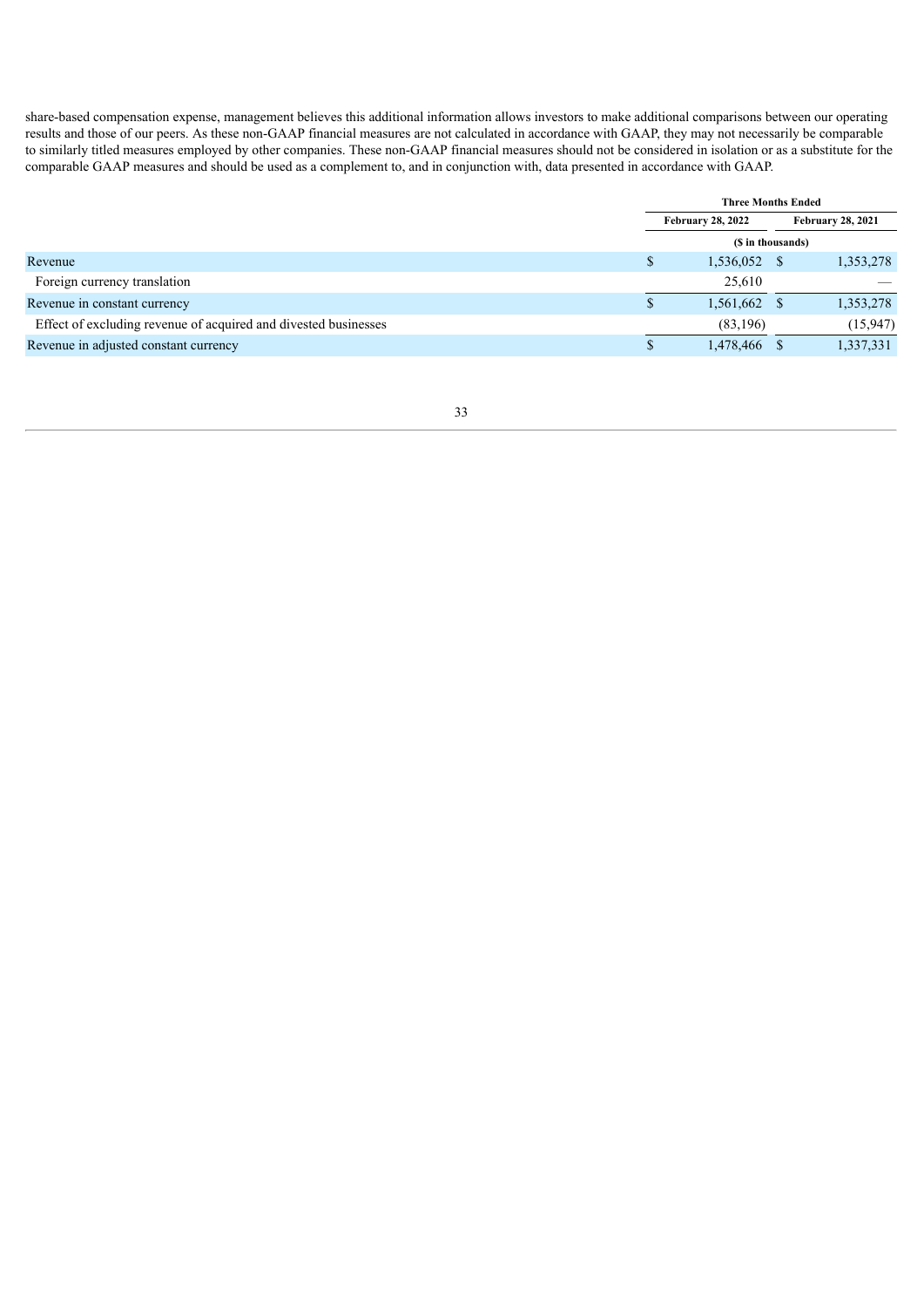share-based compensation expense, management believes this additional information allows investors to make additional comparisons between our operating results and those of our peers. As these non-GAAP financial measures are not calculated in accordance with GAAP, they may not necessarily be comparable to similarly titled measures employed by other companies. These non-GAAP financial measures should not be considered in isolation or as a substitute for the comparable GAAP measures and should be used as a complement to, and in conjunction with, data presented in accordance with GAAP.

| | Three Months Ended | |
|---|---|---|
| | February 28, 2022 | February 28, 2021 |
| | ($ in thousands) | |
| Revenue | $ 1,536,052 | $ 1,353,278 |
| Foreign currency translation | 25,610 | — |
| Revenue in constant currency | $ 1,561,662 | $ 1,353,278 |
| Effect of excluding revenue of acquired and divested businesses | (83,196) | (15,947) |
| Revenue in adjusted constant currency | $ 1,478,466 | $ 1,337,331 |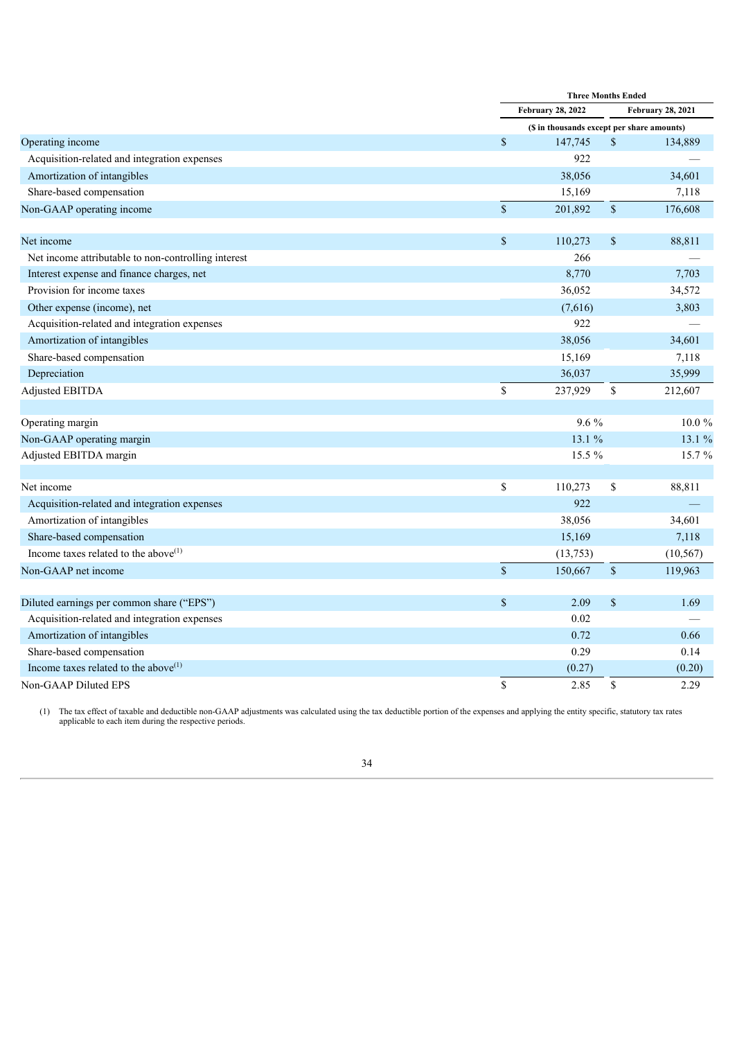| | Three Months Ended | |
|---|---|---|
| | February 28, 2022 | February 28, 2021 |
| | ($ in thousands except per share amounts) | |
| Operating income | $ 147,745 | $ 134,889 |
| Acquisition-related and integration expenses | 922 | — |
| Amortization of intangibles | 38,056 | 34,601 |
| Share-based compensation | 15,169 | 7,118 |
| Non-GAAP operating income | $ 201,892 | $ 176,608 |
| | | |
| Net income | $ 110,273 | $ 88,811 |
| Net income attributable to non-controlling interest | 266 | — |
| Interest expense and finance charges, net | 8,770 | 7,703 |
| Provision for income taxes | 36,052 | 34,572 |
| Other expense (income), net | (7,616) | 3,803 |
| Acquisition-related and integration expenses | 922 | — |
| Amortization of intangibles | 38,056 | 34,601 |
| Share-based compensation | 15,169 | 7,118 |
| Depreciation | 36,037 | 35,999 |
| Adjusted EBITDA | $ 237,929 | $ 212,607 |
| | | |
| Operating margin | 9.6 % | 10.0 % |
| Non-GAAP operating margin | 13.1 % | 13.1 % |
| Adjusted EBITDA margin | 15.5 % | 15.7 % |
| | | |
| Net income | $ 110,273 | $ 88,811 |
| Acquisition-related and integration expenses | 922 | — |
| Amortization of intangibles | 38,056 | 34,601 |
| Share-based compensation | 15,169 | 7,118 |
| Income taxes related to the above[(1)] | (13,753) | (10,567) |
| Non-GAAP net income | $ 150,667 | $ 119,963 |
| | | |
| Diluted earnings per common share ("EPS") | $ 2.09 | $ 1.69 |
| Acquisition-related and integration expenses | 0.02 | — |
| Amortization of intangibles | 0.72 | 0.66 |
| Share-based compensation | 0.29 | 0.14 |
| Income taxes related to the above[(1)] | (0.27) | (0.20) |
| Non-GAAP Diluted EPS | $ 2.85 | $ 2.29 |

(1) The tax effect of taxable and deductible non-GAAP adjustments was calculated using the tax deductible portion of the expenses and applying the entity specific, statutory tax rates applicable to each item during the respective periods.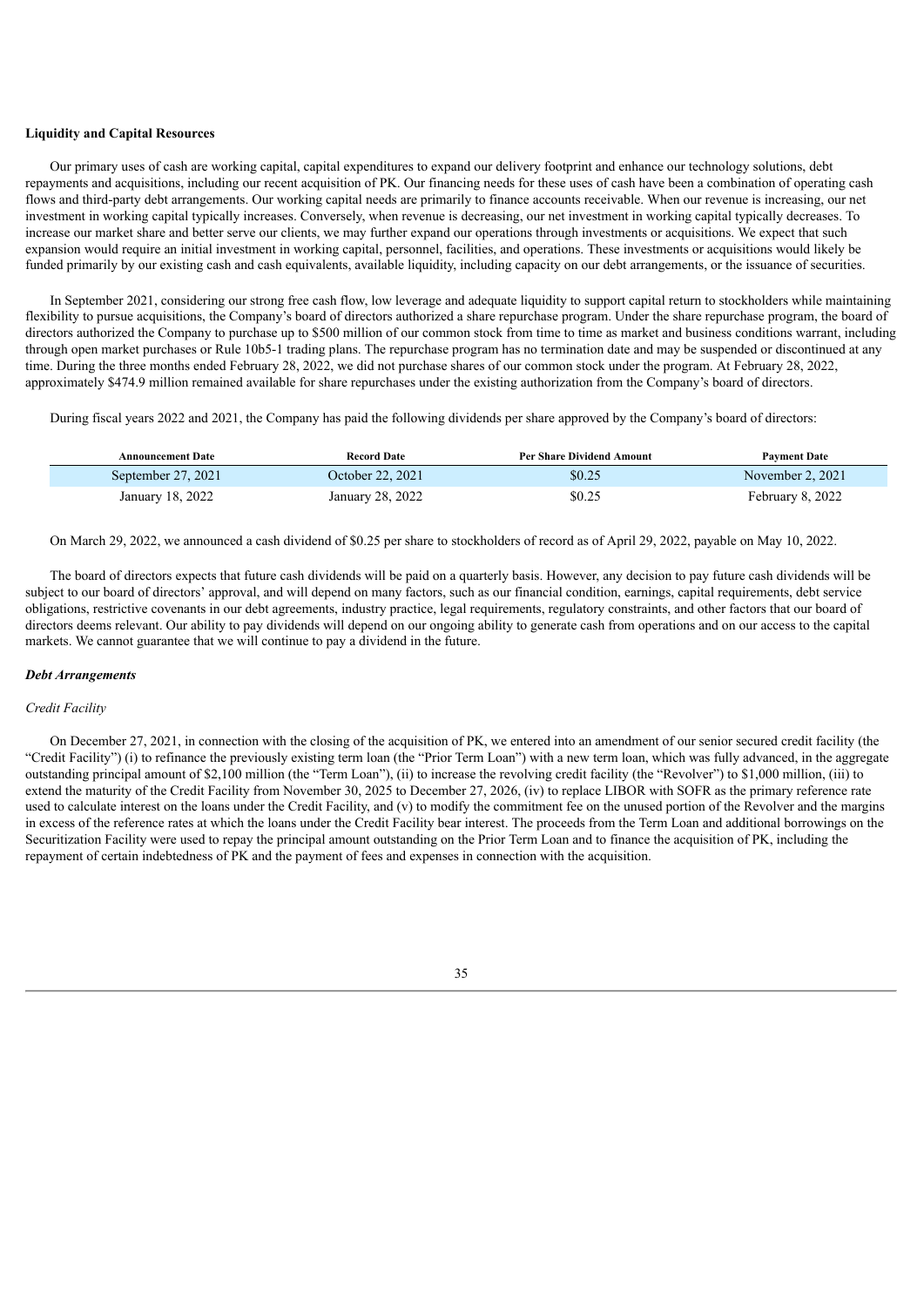**Liquidity and Capital Resources**

Our primary uses of cash are working capital, capital expenditures to expand our delivery footprint and enhance our technology solutions, debt repayments and acquisitions, including our recent acquisition of PK. Our financing needs for these uses of cash have been a combination of operating cash flows and third-party debt arrangements. Our working capital needs are primarily to finance accounts receivable. When our revenue is increasing, our net investment in working capital typically increases. Conversely, when revenue is decreasing, our net investment in working capital typically decreases. To increase our market share and better serve our clients, we may further expand our operations through investments or acquisitions. We expect that such expansion would require an initial investment in working capital, personnel, facilities, and operations. These investments or acquisitions would likely be funded primarily by our existing cash and cash equivalents, available liquidity, including capacity on our debt arrangements, or the issuance of securities.

In September 2021, considering our strong free cash flow, low leverage and adequate liquidity to support capital return to stockholders while maintaining flexibility to pursue acquisitions, the Company's board of directors authorized a share repurchase program. Under the share repurchase program, the board of directors authorized the Company to purchase up to $500 million of our common stock from time to time as market and business conditions warrant, including through open market purchases or Rule 10b5-1 trading plans. The repurchase program has no termination date and may be suspended or discontinued at any time. During the three months ended February 28, 2022, we did not purchase shares of our common stock under the program. At February 28, 2022, approximately $474.9 million remained available for share repurchases under the existing authorization from the Company's board of directors.

During fiscal years 2022 and 2021, the Company has paid the following dividends per share approved by the Company's board of directors:

| Announcement Date | Record Date | Per Share Dividend Amount | Payment Date |
|---|---|---|---|
| September 27, 2021 | October 22, 2021 | $0.25 | November 2, 2021 |
| January 18, 2022 | January 28, 2022 | $0.25 | February 8, 2022 |

On March 29, 2022, we announced a cash dividend of $0.25 per share to stockholders of record as of April 29, 2022, payable on May 10, 2022.

The board of directors expects that future cash dividends will be paid on a quarterly basis. However, any decision to pay future cash dividends will be subject to our board of directors' approval, and will depend on many factors, such as our financial condition, earnings, capital requirements, debt service obligations, restrictive covenants in our debt agreements, industry practice, legal requirements, regulatory constraints, and other factors that our board of directors deems relevant. Our ability to pay dividends will depend on our ongoing ability to generate cash from operations and on our access to the capital markets. We cannot guarantee that we will continue to pay a dividend in the future.

***Debt Arrangements***

*Credit Facility*

On December 27, 2021, in connection with the closing of the acquisition of PK, we entered into an amendment of our senior secured credit facility (the "Credit Facility") (i) to refinance the previously existing term loan (the "Prior Term Loan") with a new term loan, which was fully advanced, in the aggregate outstanding principal amount of $2,100 million (the "Term Loan"), (ii) to increase the revolving credit facility (the "Revolver") to $1,000 million, (iii) to extend the maturity of the Credit Facility from November 30, 2025 to December 27, 2026, (iv) to replace LIBOR with SOFR as the primary reference rate used to calculate interest on the loans under the Credit Facility, and (v) to modify the commitment fee on the unused portion of the Revolver and the margins in excess of the reference rates at which the loans under the Credit Facility bear interest. The proceeds from the Term Loan and additional borrowings on the Securitization Facility were used to repay the principal amount outstanding on the Prior Term Loan and to finance the acquisition of PK, including the repayment of certain indebtedness of PK and the payment of fees and expenses in connection with the acquisition.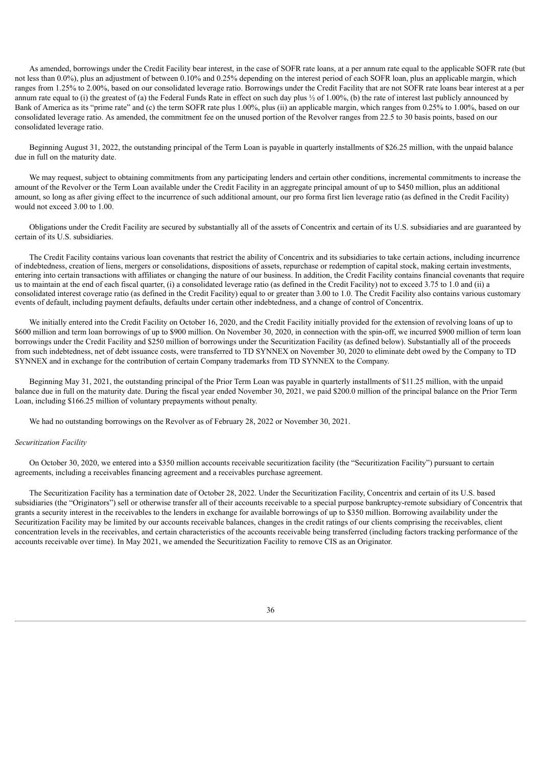As amended, borrowings under the Credit Facility bear interest, in the case of SOFR rate loans, at a per annum rate equal to the applicable SOFR rate (but not less than 0.0%), plus an adjustment of between 0.10% and 0.25% depending on the interest period of each SOFR loan, plus an applicable margin, which ranges from 1.25% to 2.00%, based on our consolidated leverage ratio. Borrowings under the Credit Facility that are not SOFR rate loans bear interest at a per annum rate equal to (i) the greatest of (a) the Federal Funds Rate in effect on such day plus ½ of 1.00%, (b) the rate of interest last publicly announced by Bank of America as its "prime rate" and (c) the term SOFR rate plus 1.00%, plus (ii) an applicable margin, which ranges from 0.25% to 1.00%, based on our consolidated leverage ratio. As amended, the commitment fee on the unused portion of the Revolver ranges from 22.5 to 30 basis points, based on our consolidated leverage ratio.

Beginning August 31, 2022, the outstanding principal of the Term Loan is payable in quarterly installments of $26.25 million, with the unpaid balance due in full on the maturity date.

We may request, subject to obtaining commitments from any participating lenders and certain other conditions, incremental commitments to increase the amount of the Revolver or the Term Loan available under the Credit Facility in an aggregate principal amount of up to $450 million, plus an additional amount, so long as after giving effect to the incurrence of such additional amount, our pro forma first lien leverage ratio (as defined in the Credit Facility) would not exceed 3.00 to 1.00.

Obligations under the Credit Facility are secured by substantially all of the assets of Concentrix and certain of its U.S. subsidiaries and are guaranteed by certain of its U.S. subsidiaries.

The Credit Facility contains various loan covenants that restrict the ability of Concentrix and its subsidiaries to take certain actions, including incurrence of indebtedness, creation of liens, mergers or consolidations, dispositions of assets, repurchase or redemption of capital stock, making certain investments, entering into certain transactions with affiliates or changing the nature of our business. In addition, the Credit Facility contains financial covenants that require us to maintain at the end of each fiscal quarter, (i) a consolidated leverage ratio (as defined in the Credit Facility) not to exceed 3.75 to 1.0 and (ii) a consolidated interest coverage ratio (as defined in the Credit Facility) equal to or greater than 3.00 to 1.0. The Credit Facility also contains various customary events of default, including payment defaults, defaults under certain other indebtedness, and a change of control of Concentrix.

We initially entered into the Credit Facility on October 16, 2020, and the Credit Facility initially provided for the extension of revolving loans of up to $600 million and term loan borrowings of up to $900 million. On November 30, 2020, in connection with the spin-off, we incurred $900 million of term loan borrowings under the Credit Facility and $250 million of borrowings under the Securitization Facility (as defined below). Substantially all of the proceeds from such indebtedness, net of debt issuance costs, were transferred to TD SYNNEX on November 30, 2020 to eliminate debt owed by the Company to TD SYNNEX and in exchange for the contribution of certain Company trademarks from TD SYNNEX to the Company.

Beginning May 31, 2021, the outstanding principal of the Prior Term Loan was payable in quarterly installments of $11.25 million, with the unpaid balance due in full on the maturity date. During the fiscal year ended November 30, 2021, we paid $200.0 million of the principal balance on the Prior Term Loan, including $166.25 million of voluntary prepayments without penalty.

We had no outstanding borrowings on the Revolver as of February 28, 2022 or November 30, 2021.

*Securitization Facility*

On October 30, 2020, we entered into a $350 million accounts receivable securitization facility (the "Securitization Facility") pursuant to certain agreements, including a receivables financing agreement and a receivables purchase agreement.

The Securitization Facility has a termination date of October 28, 2022. Under the Securitization Facility, Concentrix and certain of its U.S. based subsidiaries (the "Originators") sell or otherwise transfer all of their accounts receivable to a special purpose bankruptcy-remote subsidiary of Concentrix that grants a security interest in the receivables to the lenders in exchange for available borrowings of up to $350 million. Borrowing availability under the Securitization Facility may be limited by our accounts receivable balances, changes in the credit ratings of our clients comprising the receivables, client concentration levels in the receivables, and certain characteristics of the accounts receivable being transferred (including factors tracking performance of the accounts receivable over time). In May 2021, we amended the Securitization Facility to remove CIS as an Originator.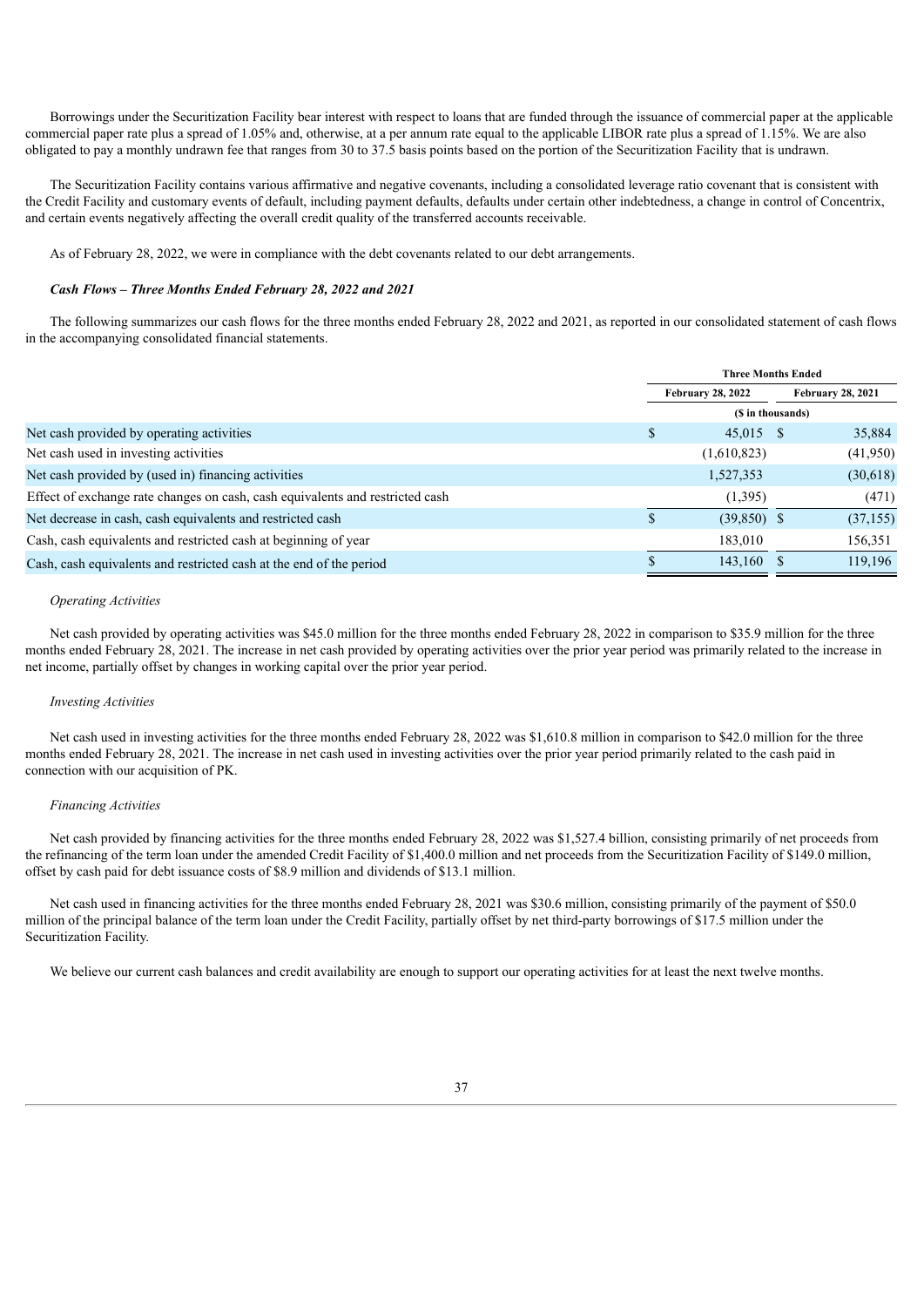Borrowings under the Securitization Facility bear interest with respect to loans that are funded through the issuance of commercial paper at the applicable commercial paper rate plus a spread of 1.05% and, otherwise, at a per annum rate equal to the applicable LIBOR rate plus a spread of 1.15%. We are also obligated to pay a monthly undrawn fee that ranges from 30 to 37.5 basis points based on the portion of the Securitization Facility that is undrawn.

The Securitization Facility contains various affirmative and negative covenants, including a consolidated leverage ratio covenant that is consistent with the Credit Facility and customary events of default, including payment defaults, defaults under certain other indebtedness, a change in control of Concentrix, and certain events negatively affecting the overall credit quality of the transferred accounts receivable.

As of February 28, 2022, we were in compliance with the debt covenants related to our debt arrangements.

***Cash Flows – Three Months Ended February 28, 2022 and 2021***

The following summarizes our cash flows for the three months ended February 28, 2022 and 2021, as reported in our consolidated statement of cash flows in the accompanying consolidated financial statements.

| | Three Months Ended | |
|---|---|---|
| | February 28, 2022 | February 28, 2021 |
| | ($ in thousands) | |
| Net cash provided by operating activities | $ 45,015 | $ 35,884 |
| Net cash used in investing activities | (1,610,823) | (41,950) |
| Net cash provided by (used in) financing activities | 1,527,353 | (30,618) |
| Effect of exchange rate changes on cash, cash equivalents and restricted cash | (1,395) | (471) |
| Net decrease in cash, cash equivalents and restricted cash | $ (39,850) | $ (37,155) |
| Cash, cash equivalents and restricted cash at beginning of year | 183,010 | 156,351 |
| Cash, cash equivalents and restricted cash at the end of the period | $ 143,160 | $ 119,196 |

*Operating Activities*

Net cash provided by operating activities was $45.0 million for the three months ended February 28, 2022 in comparison to $35.9 million for the three months ended February 28, 2021. The increase in net cash provided by operating activities over the prior year period was primarily related to the increase in net income, partially offset by changes in working capital over the prior year period.

*Investing Activities*

Net cash used in investing activities for the three months ended February 28, 2022 was $1,610.8 million in comparison to $42.0 million for the three months ended February 28, 2021. The increase in net cash used in investing activities over the prior year period primarily related to the cash paid in connection with our acquisition of PK.

*Financing Activities*

Net cash provided by financing activities for the three months ended February 28, 2022 was $1,527.4 billion, consisting primarily of net proceeds from the refinancing of the term loan under the amended Credit Facility of $1,400.0 million and net proceeds from the Securitization Facility of $149.0 million, offset by cash paid for debt issuance costs of $8.9 million and dividends of $13.1 million.

Net cash used in financing activities for the three months ended February 28, 2021 was $30.6 million, consisting primarily of the payment of $50.0 million of the principal balance of the term loan under the Credit Facility, partially offset by net third-party borrowings of $17.5 million under the Securitization Facility.

We believe our current cash balances and credit availability are enough to support our operating activities for at least the next twelve months.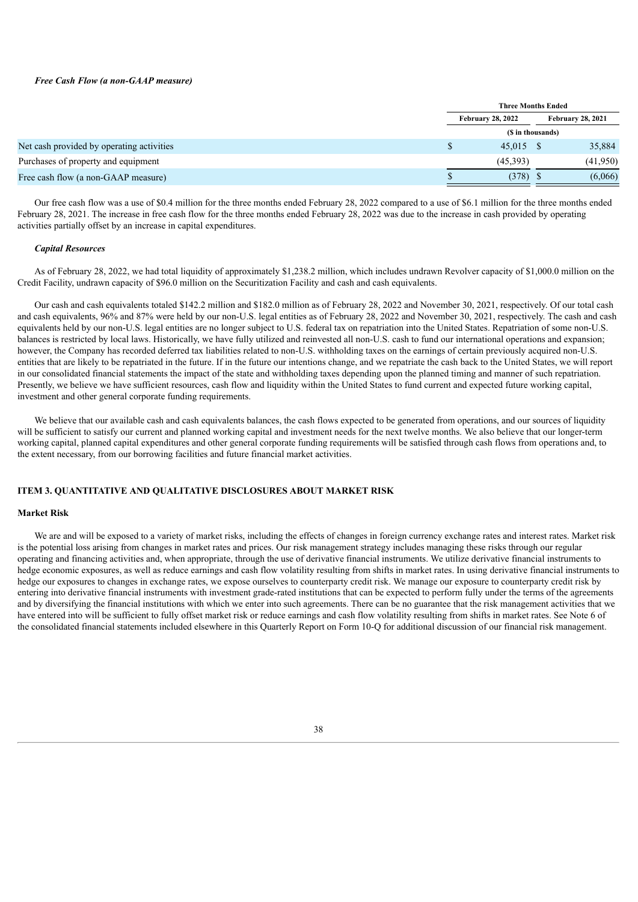***Free Cash Flow (a non-GAAP measure)***

| | Three Months Ended | |
|---|---|---|
| | February 28, 2022 | February 28, 2021 |
| | ($ in thousands) | |
| Net cash provided by operating activities | $ 45,015 | $ 35,884 |
| Purchases of property and equipment | (45,393) | (41,950) |
| Free cash flow (a non-GAAP measure) | $ (378) | $ (6,066) |

Our free cash flow was a use of $0.4 million for the three months ended February 28, 2022 compared to a use of $6.1 million for the three months ended February 28, 2021. The increase in free cash flow for the three months ended February 28, 2022 was due to the increase in cash provided by operating activities partially offset by an increase in capital expenditures.

***Capital Resources***

As of February 28, 2022, we had total liquidity of approximately $1,238.2 million, which includes undrawn Revolver capacity of $1,000.0 million on the Credit Facility, undrawn capacity of $96.0 million on the Securitization Facility and cash and cash equivalents.

Our cash and cash equivalents totaled $142.2 million and $182.0 million as of February 28, 2022 and November 30, 2021, respectively. Of our total cash and cash equivalents, 96% and 87% were held by our non-U.S. legal entities as of February 28, 2022 and November 30, 2021, respectively. The cash and cash equivalents held by our non-U.S. legal entities are no longer subject to U.S. federal tax on repatriation into the United States. Repatriation of some non-U.S. balances is restricted by local laws. Historically, we have fully utilized and reinvested all non-U.S. cash to fund our international operations and expansion; however, the Company has recorded deferred tax liabilities related to non-U.S. withholding taxes on the earnings of certain previously acquired non-U.S. entities that are likely to be repatriated in the future. If in the future our intentions change, and we repatriate the cash back to the United States, we will report in our consolidated financial statements the impact of the state and withholding taxes depending upon the planned timing and manner of such repatriation. Presently, we believe we have sufficient resources, cash flow and liquidity within the United States to fund current and expected future working capital, investment and other general corporate funding requirements.

We believe that our available cash and cash equivalents balances, the cash flows expected to be generated from operations, and our sources of liquidity will be sufficient to satisfy our current and planned working capital and investment needs for the next twelve months. We also believe that our longer-term working capital, planned capital expenditures and other general corporate funding requirements will be satisfied through cash flows from operations and, to the extent necessary, from our borrowing facilities and future financial market activities.

## ITEM 3. QUANTITATIVE AND QUALITATIVE DISCLOSURES ABOUT MARKET RISK

### Market Risk

We are and will be exposed to a variety of market risks, including the effects of changes in foreign currency exchange rates and interest rates. Market risk is the potential loss arising from changes in market rates and prices. Our risk management strategy includes managing these risks through our regular operating and financing activities and, when appropriate, through the use of derivative financial instruments. We utilize derivative financial instruments to hedge economic exposures, as well as reduce earnings and cash flow volatility resulting from shifts in market rates. In using derivative financial instruments to hedge our exposures to changes in exchange rates, we expose ourselves to counterparty credit risk. We manage our exposure to counterparty credit risk by entering into derivative financial instruments with investment grade-rated institutions that can be expected to perform fully under the terms of the agreements and by diversifying the financial institutions with which we enter into such agreements. There can be no guarantee that the risk management activities that we have entered into will be sufficient to fully offset market risk or reduce earnings and cash flow volatility resulting from shifts in market rates. See Note 6 of the consolidated financial statements included elsewhere in this Quarterly Report on Form 10-Q for additional discussion of our financial risk management.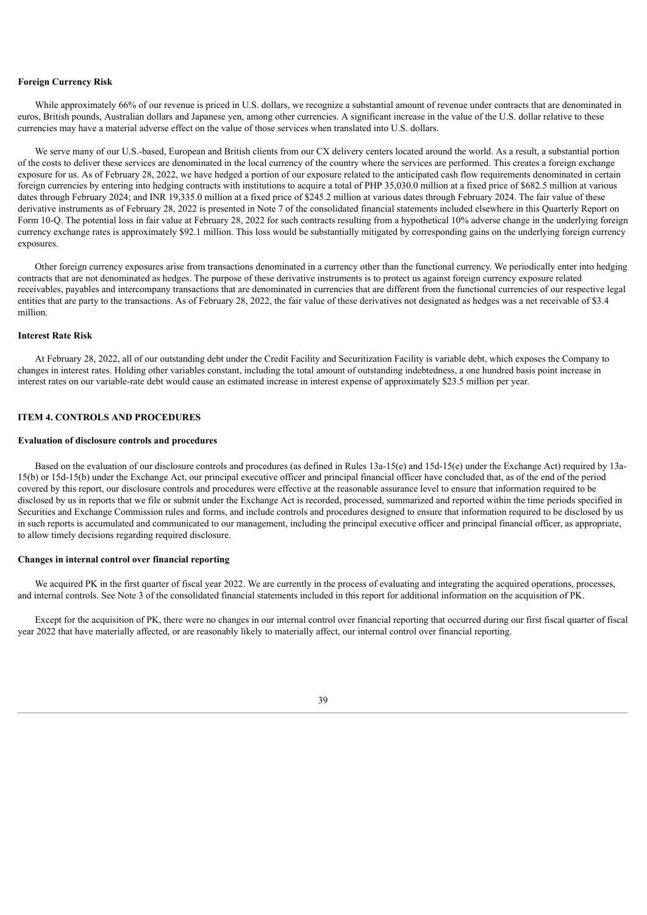**Foreign Currency Risk**

While approximately 66% of our revenue is priced in U.S. dollars, we recognize a substantial amount of revenue under contracts that are denominated in euros, British pounds, Australian dollars and Japanese yen, among other currencies. A significant increase in the value of the U.S. dollar relative to these currencies may have a material adverse effect on the value of those services when translated into U.S. dollars.

We serve many of our U.S.-based, European and British clients from our CX delivery centers located around the world. As a result, a substantial portion of the costs to deliver these services are denominated in the local currency of the country where the services are performed. This creates a foreign exchange exposure for us. As of February 28, 2022, we have hedged a portion of our exposure related to the anticipated cash flow requirements denominated in certain foreign currencies by entering into hedging contracts with institutions to acquire a total of PHP 35,030.0 million at a fixed price of $682.5 million at various dates through February 2024; and INR 19,335.0 million at a fixed price of $245.2 million at various dates through February 2024. The fair value of these derivative instruments as of February 28, 2022 is presented in Note 7 of the consolidated financial statements included elsewhere in this Quarterly Report on Form 10-Q. The potential loss in fair value at February 28, 2022 for such contracts resulting from a hypothetical 10% adverse change in the underlying foreign currency exchange rates is approximately $92.1 million. This loss would be substantially mitigated by corresponding gains on the underlying foreign currency exposures.

Other foreign currency exposures arise from transactions denominated in a currency other than the functional currency. We periodically enter into hedging contracts that are not denominated as hedges. The purpose of these derivative instruments is to protect us against foreign currency exposure related receivables, payables and intercompany transactions that are denominated in currencies that are different from the functional currencies of our respective legal entities that are party to the transactions. As of February 28, 2022, the fair value of these derivatives not designated as hedges was a net receivable of $3.4 million.

**Interest Rate Risk**

At February 28, 2022, all of our outstanding debt under the Credit Facility and Securitization Facility is variable debt, which exposes the Company to changes in interest rates. Holding other variables constant, including the total amount of outstanding indebtedness, a one hundred basis point increase in interest rates on our variable-rate debt would cause an estimated increase in interest expense of approximately $23.5 million per year.

## ITEM 4. CONTROLS AND PROCEDURES

**Evaluation of disclosure controls and procedures**

Based on the evaluation of our disclosure controls and procedures (as defined in Rules 13a-15(e) and 15d-15(e) under the Exchange Act) required by 13a-15(b) or 15d-15(b) under the Exchange Act, our principal executive officer and principal financial officer have concluded that, as of the end of the period covered by this report, our disclosure controls and procedures were effective at the reasonable assurance level to ensure that information required to be disclosed by us in reports that we file or submit under the Exchange Act is recorded, processed, summarized and reported within the time periods specified in Securities and Exchange Commission rules and forms, and include controls and procedures designed to ensure that information required to be disclosed by us in such reports is accumulated and communicated to our management, including the principal executive officer and principal financial officer, as appropriate, to allow timely decisions regarding required disclosure.

**Changes in internal control over financial reporting**

We acquired PK in the first quarter of fiscal year 2022. We are currently in the process of evaluating and integrating the acquired operations, processes, and internal controls. See Note 3 of the consolidated financial statements included in this report for additional information on the acquisition of PK.

Except for the acquisition of PK, there were no changes in our internal control over financial reporting that occurred during our first fiscal quarter of fiscal year 2022 that have materially affected, or are reasonably likely to materially affect, our internal control over financial reporting.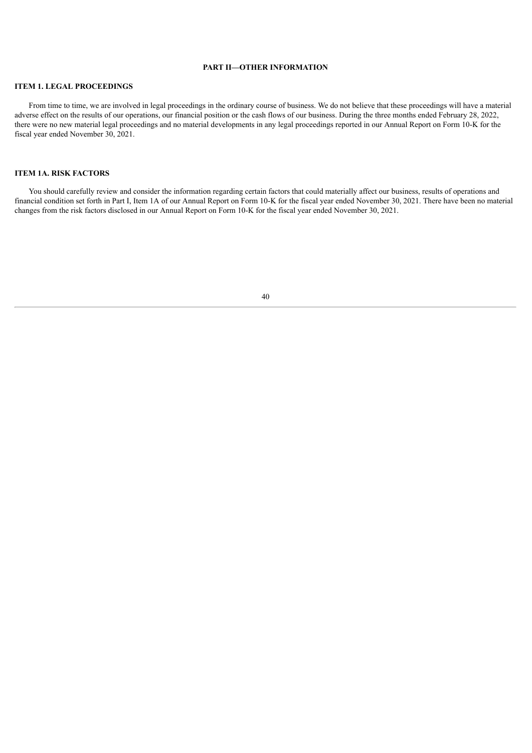## PART II—OTHER INFORMATION

### ITEM 1. LEGAL PROCEEDINGS

From time to time, we are involved in legal proceedings in the ordinary course of business. We do not believe that these proceedings will have a material adverse effect on the results of our operations, our financial position or the cash flows of our business. During the three months ended February 28, 2022, there were no new material legal proceedings and no material developments in any legal proceedings reported in our Annual Report on Form 10-K for the fiscal year ended November 30, 2021.

### ITEM 1A. RISK FACTORS

You should carefully review and consider the information regarding certain factors that could materially affect our business, results of operations and financial condition set forth in Part I, Item 1A of our Annual Report on Form 10-K for the fiscal year ended November 30, 2021. There have been no material changes from the risk factors disclosed in our Annual Report on Form 10-K for the fiscal year ended November 30, 2021.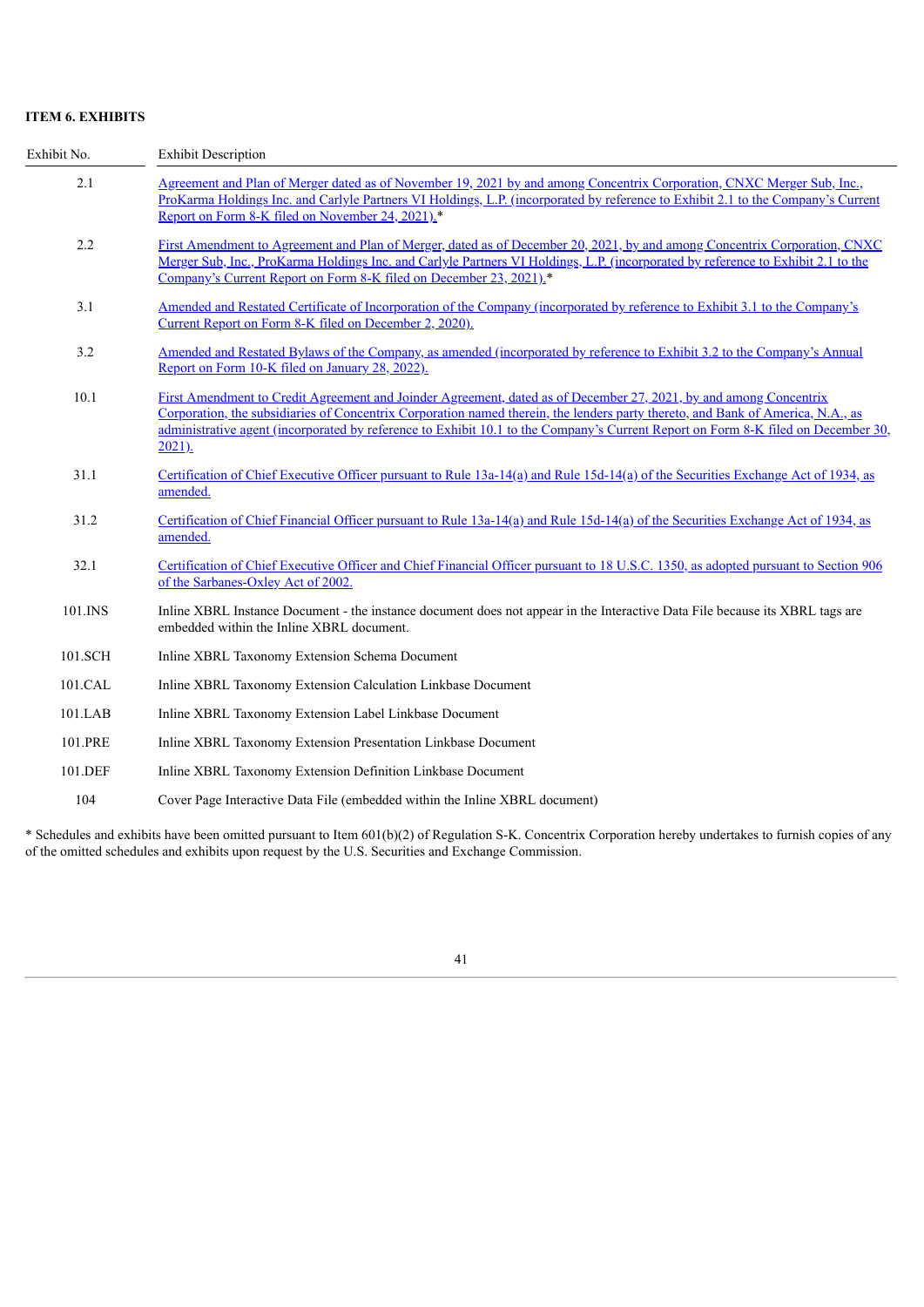**ITEM 6. EXHIBITS**

| Exhibit No. | Exhibit Description |
|---|---|
| 2.1 | Agreement and Plan of Merger dated as of November 19, 2021 by and among Concentrix Corporation, CNXC Merger Sub, Inc., ProKarma Holdings Inc. and Carlyle Partners VI Holdings, L.P. (incorporated by reference to Exhibit 2.1 to the Company's Current Report on Form 8-K filed on November 24, 2021).* |
| 2.2 | First Amendment to Agreement and Plan of Merger, dated as of December 20, 2021, by and among Concentrix Corporation, CNXC Merger Sub, Inc., ProKarma Holdings Inc. and Carlyle Partners VI Holdings, L.P. (incorporated by reference to Exhibit 2.1 to the Company's Current Report on Form 8-K filed on December 23, 2021).* |
| 3.1 | Amended and Restated Certificate of Incorporation of the Company (incorporated by reference to Exhibit 3.1 to the Company's Current Report on Form 8-K filed on December 2, 2020). |
| 3.2 | Amended and Restated Bylaws of the Company, as amended (incorporated by reference to Exhibit 3.2 to the Company's Annual Report on Form 10-K filed on January 28, 2022). |
| 10.1 | First Amendment to Credit Agreement and Joinder Agreement, dated as of December 27, 2021, by and among Concentrix Corporation, the subsidiaries of Concentrix Corporation named therein, the lenders party thereto, and Bank of America, N.A., as administrative agent (incorporated by reference to Exhibit 10.1 to the Company's Current Report on Form 8-K filed on December 30, 2021). |
| 31.1 | Certification of Chief Executive Officer pursuant to Rule 13a-14(a) and Rule 15d-14(a) of the Securities Exchange Act of 1934, as amended. |
| 31.2 | Certification of Chief Financial Officer pursuant to Rule 13a-14(a) and Rule 15d-14(a) of the Securities Exchange Act of 1934, as amended. |
| 32.1 | Certification of Chief Executive Officer and Chief Financial Officer pursuant to 18 U.S.C. 1350, as adopted pursuant to Section 906 of the Sarbanes-Oxley Act of 2002. |
| 101.INS | Inline XBRL Instance Document - the instance document does not appear in the Interactive Data File because its XBRL tags are embedded within the Inline XBRL document. |
| 101.SCH | Inline XBRL Taxonomy Extension Schema Document |
| 101.CAL | Inline XBRL Taxonomy Extension Calculation Linkbase Document |
| 101.LAB | Inline XBRL Taxonomy Extension Label Linkbase Document |
| 101.PRE | Inline XBRL Taxonomy Extension Presentation Linkbase Document |
| 101.DEF | Inline XBRL Taxonomy Extension Definition Linkbase Document |
| 104 | Cover Page Interactive Data File (embedded within the Inline XBRL document) |

* Schedules and exhibits have been omitted pursuant to Item 601(b)(2) of Regulation S-K. Concentrix Corporation hereby undertakes to furnish copies of any of the omitted schedules and exhibits upon request by the U.S. Securities and Exchange Commission.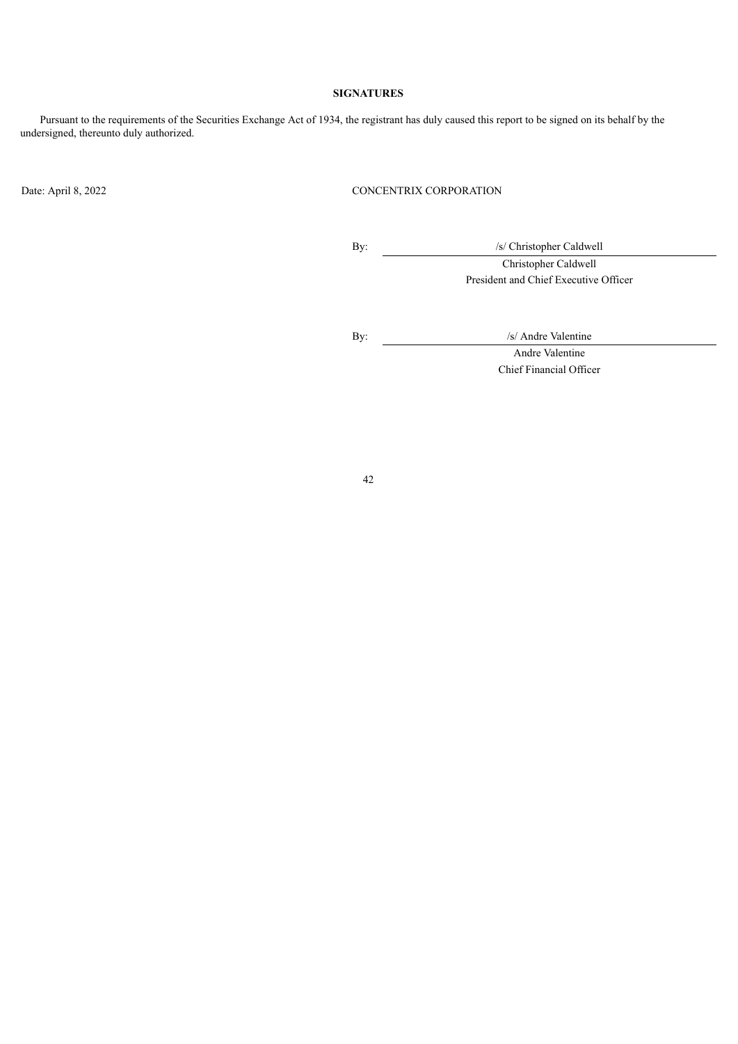**SIGNATURES**

Pursuant to the requirements of the Securities Exchange Act of 1934, the registrant has duly caused this report to be signed on its behalf by the undersigned, thereunto duly authorized.

Date: April 8, 2022

CONCENTRIX CORPORATION

By: /s/ Christopher Caldwell
Christopher Caldwell
President and Chief Executive Officer

By: /s/ Andre Valentine
Andre Valentine
Chief Financial Officer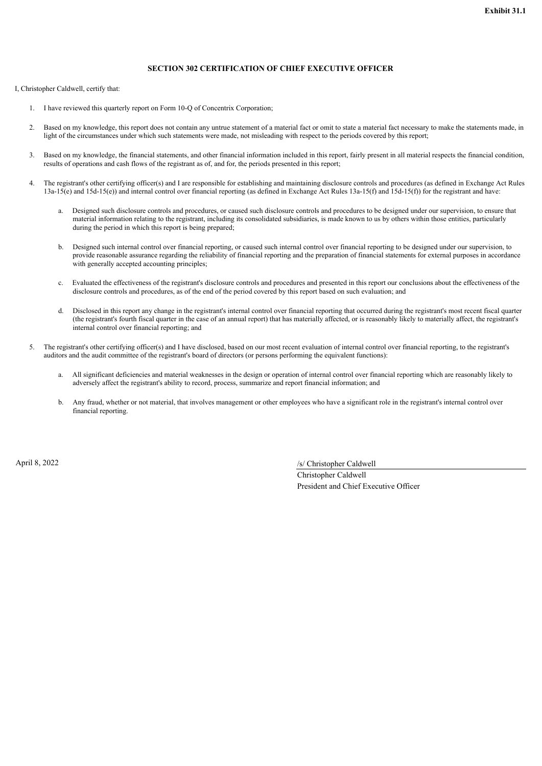**Exhibit 31.1**

**SECTION 302 CERTIFICATION OF CHIEF EXECUTIVE OFFICER**

I, Christopher Caldwell, certify that:

1. I have reviewed this quarterly report on Form 10-Q of Concentrix Corporation;

2. Based on my knowledge, this report does not contain any untrue statement of a material fact or omit to state a material fact necessary to make the statements made, in light of the circumstances under which such statements were made, not misleading with respect to the periods covered by this report;

3. Based on my knowledge, the financial statements, and other financial information included in this report, fairly present in all material respects the financial condition, results of operations and cash flows of the registrant as of, and for, the periods presented in this report;

4. The registrant's other certifying officer(s) and I are responsible for establishing and maintaining disclosure controls and procedures (as defined in Exchange Act Rules 13a-15(e) and 15d-15(e)) and internal control over financial reporting (as defined in Exchange Act Rules 13a-15(f) and 15d-15(f)) for the registrant and have:

   a. Designed such disclosure controls and procedures, or caused such disclosure controls and procedures to be designed under our supervision, to ensure that material information relating to the registrant, including its consolidated subsidiaries, is made known to us by others within those entities, particularly during the period in which this report is being prepared;

   b. Designed such internal control over financial reporting, or caused such internal control over financial reporting to be designed under our supervision, to provide reasonable assurance regarding the reliability of financial reporting and the preparation of financial statements for external purposes in accordance with generally accepted accounting principles;

   c. Evaluated the effectiveness of the registrant's disclosure controls and procedures and presented in this report our conclusions about the effectiveness of the disclosure controls and procedures, as of the end of the period covered by this report based on such evaluation; and

   d. Disclosed in this report any change in the registrant's internal control over financial reporting that occurred during the registrant's most recent fiscal quarter (the registrant's fourth fiscal quarter in the case of an annual report) that has materially affected, or is reasonably likely to materially affect, the registrant's internal control over financial reporting; and

5. The registrant's other certifying officer(s) and I have disclosed, based on our most recent evaluation of internal control over financial reporting, to the registrant's auditors and the audit committee of the registrant's board of directors (or persons performing the equivalent functions):

   a. All significant deficiencies and material weaknesses in the design or operation of internal control over financial reporting which are reasonably likely to adversely affect the registrant's ability to record, process, summarize and report financial information; and

   b. Any fraud, whether or not material, that involves management or other employees who have a significant role in the registrant's internal control over financial reporting.

April 8, 2022

/s/ Christopher Caldwell
Christopher Caldwell
President and Chief Executive Officer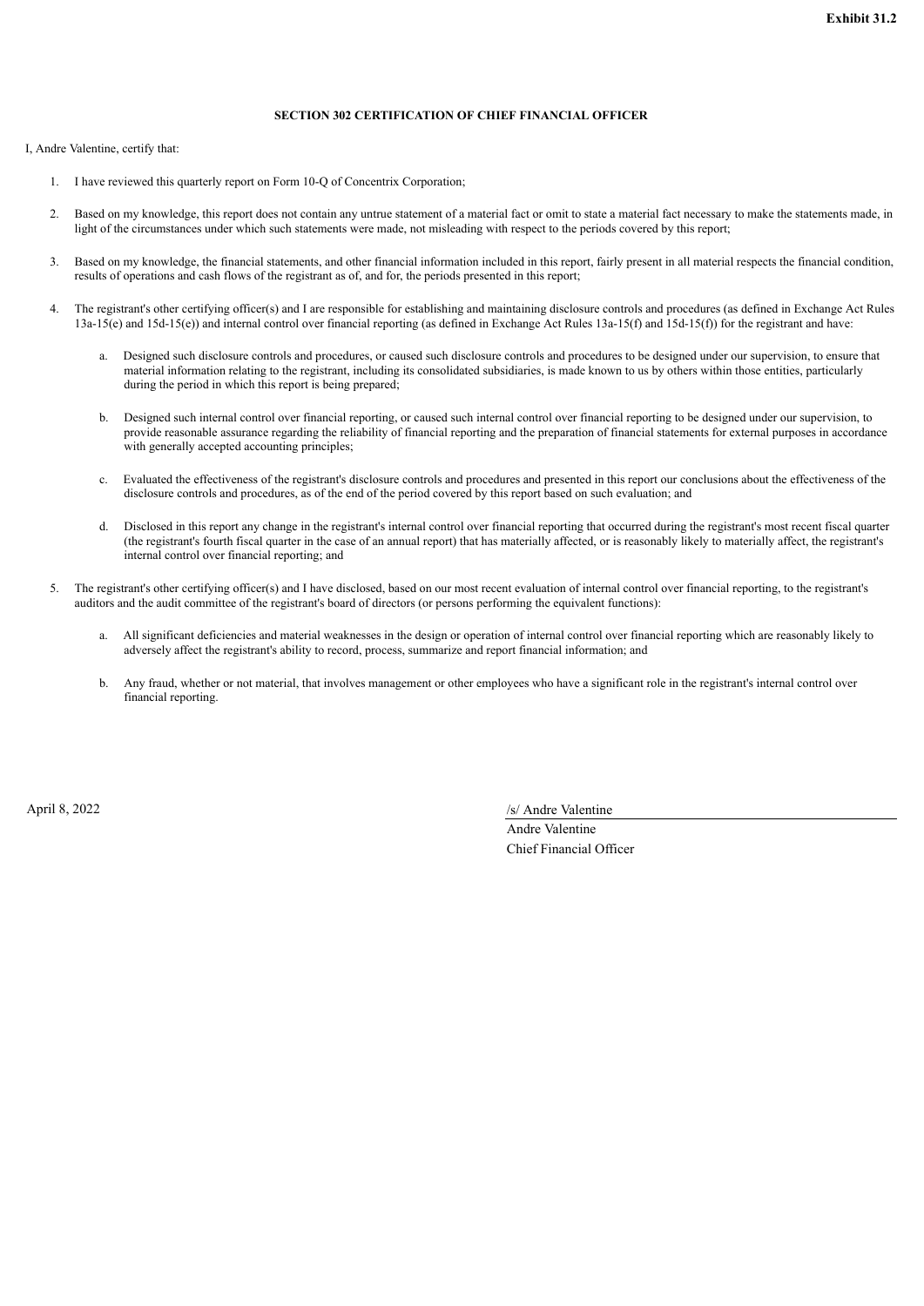**Exhibit 31.2**

**SECTION 302 CERTIFICATION OF CHIEF FINANCIAL OFFICER**

I, Andre Valentine, certify that:

1. I have reviewed this quarterly report on Form 10-Q of Concentrix Corporation;

2. Based on my knowledge, this report does not contain any untrue statement of a material fact or omit to state a material fact necessary to make the statements made, in light of the circumstances under which such statements were made, not misleading with respect to the periods covered by this report;

3. Based on my knowledge, the financial statements, and other financial information included in this report, fairly present in all material respects the financial condition, results of operations and cash flows of the registrant as of, and for, the periods presented in this report;

4. The registrant's other certifying officer(s) and I are responsible for establishing and maintaining disclosure controls and procedures (as defined in Exchange Act Rules 13a-15(e) and 15d-15(e)) and internal control over financial reporting (as defined in Exchange Act Rules 13a-15(f) and 15d-15(f)) for the registrant and have:

   a. Designed such disclosure controls and procedures, or caused such disclosure controls and procedures to be designed under our supervision, to ensure that material information relating to the registrant, including its consolidated subsidiaries, is made known to us by others within those entities, particularly during the period in which this report is being prepared;

   b. Designed such internal control over financial reporting, or caused such internal control over financial reporting to be designed under our supervision, to provide reasonable assurance regarding the reliability of financial reporting and the preparation of financial statements for external purposes in accordance with generally accepted accounting principles;

   c. Evaluated the effectiveness of the registrant's disclosure controls and procedures and presented in this report our conclusions about the effectiveness of the disclosure controls and procedures, as of the end of the period covered by this report based on such evaluation; and

   d. Disclosed in this report any change in the registrant's internal control over financial reporting that occurred during the registrant's most recent fiscal quarter (the registrant's fourth fiscal quarter in the case of an annual report) that has materially affected, or is reasonably likely to materially affect, the registrant's internal control over financial reporting; and

5. The registrant's other certifying officer(s) and I have disclosed, based on our most recent evaluation of internal control over financial reporting, to the registrant's auditors and the audit committee of the registrant's board of directors (or persons performing the equivalent functions):

   a. All significant deficiencies and material weaknesses in the design or operation of internal control over financial reporting which are reasonably likely to adversely affect the registrant's ability to record, process, summarize and report financial information; and

   b. Any fraud, whether or not material, that involves management or other employees who have a significant role in the registrant's internal control over financial reporting.

April 8, 2022

/s/ Andre Valentine

Andre Valentine

Chief Financial Officer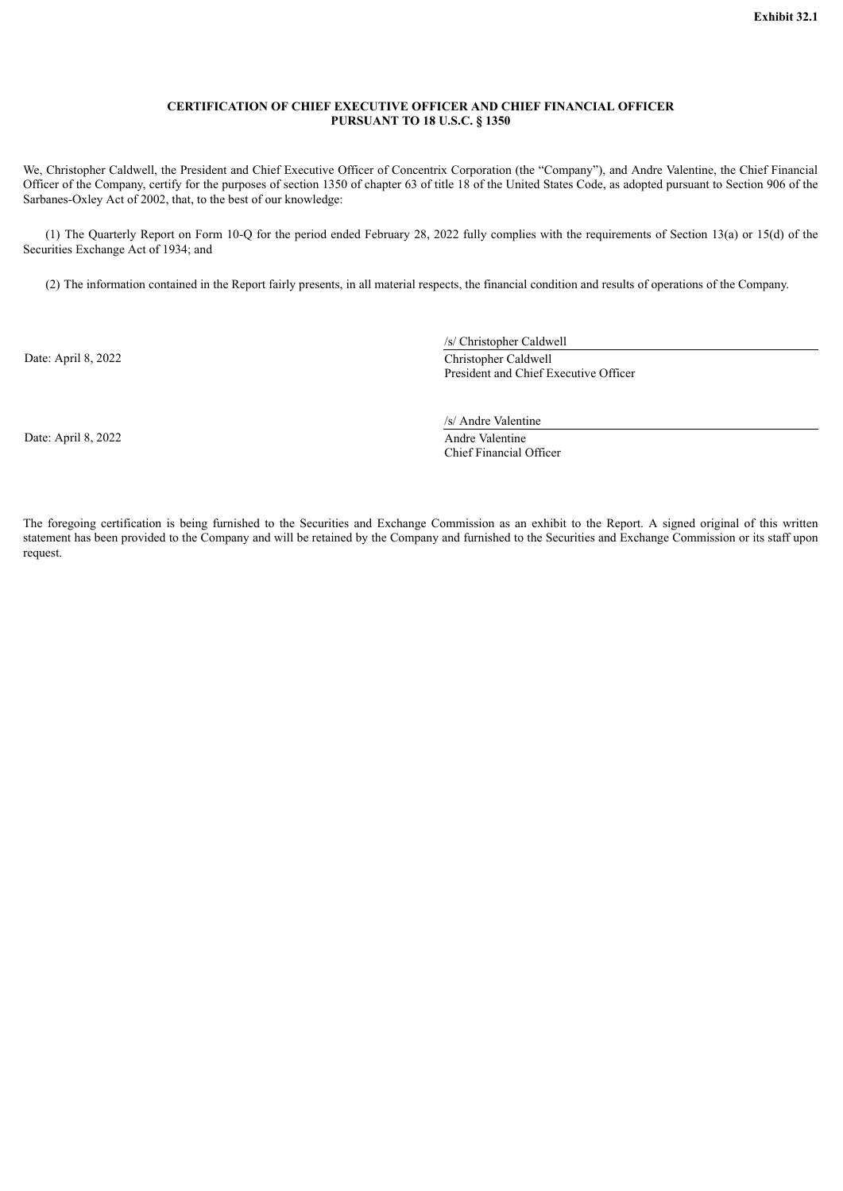**Exhibit 32.1**

**CERTIFICATION OF CHIEF EXECUTIVE OFFICER AND CHIEF FINANCIAL OFFICER PURSUANT TO 18 U.S.C. § 1350**

We, Christopher Caldwell, the President and Chief Executive Officer of Concentrix Corporation (the "Company"), and Andre Valentine, the Chief Financial Officer of the Company, certify for the purposes of section 1350 of chapter 63 of title 18 of the United States Code, as adopted pursuant to Section 906 of the Sarbanes-Oxley Act of 2002, that, to the best of our knowledge:

(1) The Quarterly Report on Form 10-Q for the period ended February 28, 2022 fully complies with the requirements of Section 13(a) or 15(d) of the Securities Exchange Act of 1934; and

(2) The information contained in the Report fairly presents, in all material respects, the financial condition and results of operations of the Company.

Date: April 8, 2022

/s/ Christopher Caldwell
Christopher Caldwell
President and Chief Executive Officer

Date: April 8, 2022

/s/ Andre Valentine
Andre Valentine
Chief Financial Officer

The foregoing certification is being furnished to the Securities and Exchange Commission as an exhibit to the Report. A signed original of this written statement has been provided to the Company and will be retained by the Company and furnished to the Securities and Exchange Commission or its staff upon request.